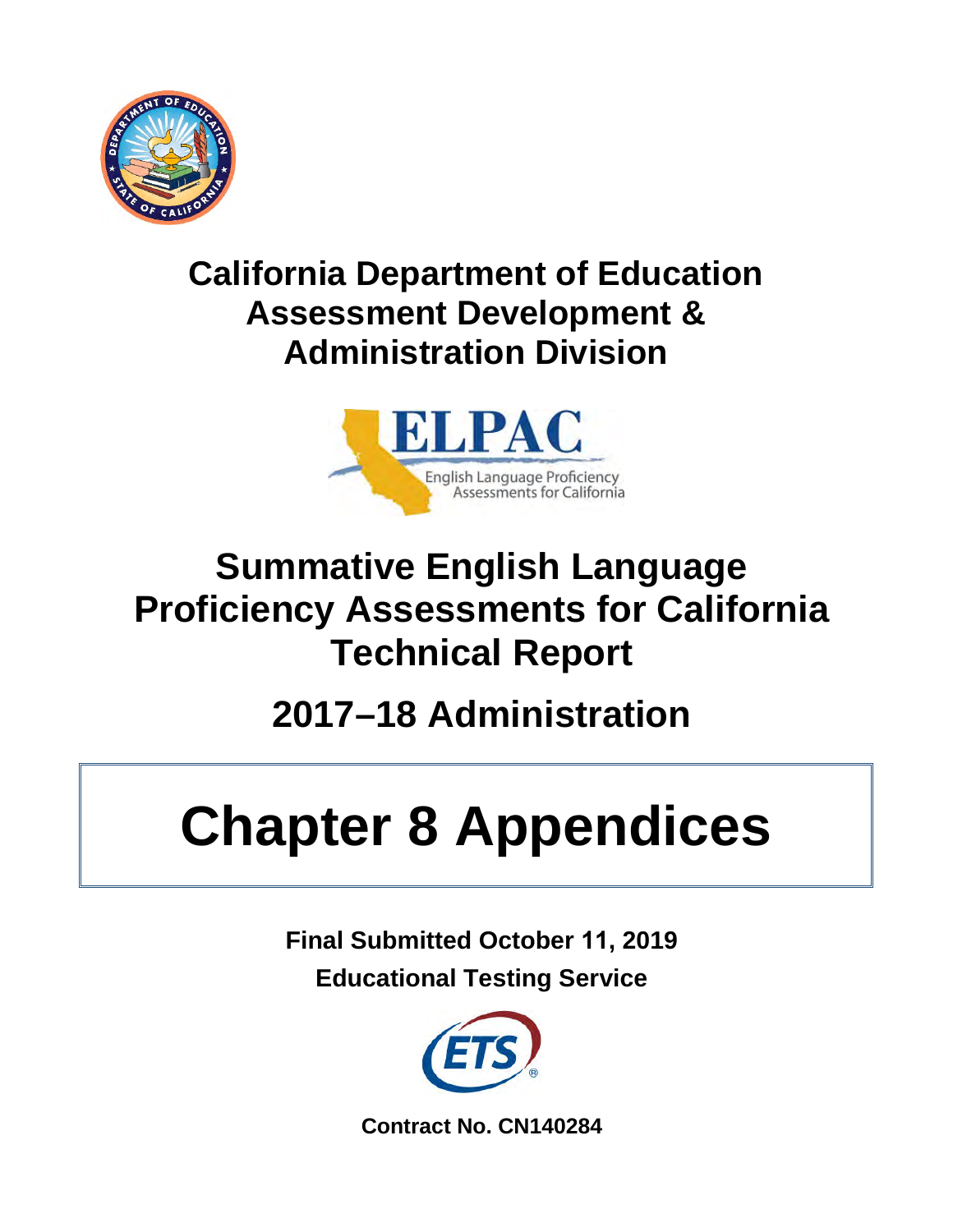# California Department of Education Assessment Development & Administration Division

ELPAC

English Language Proficiency Assessments for California

# Summative English Language Proficiency Assessments for California Technical Report

## 2017–18 Administration

# Chapter 8 Appendices

**Final Submitted October 11, 2019**

**Educational Testing Service**

**Contract No. CN140284**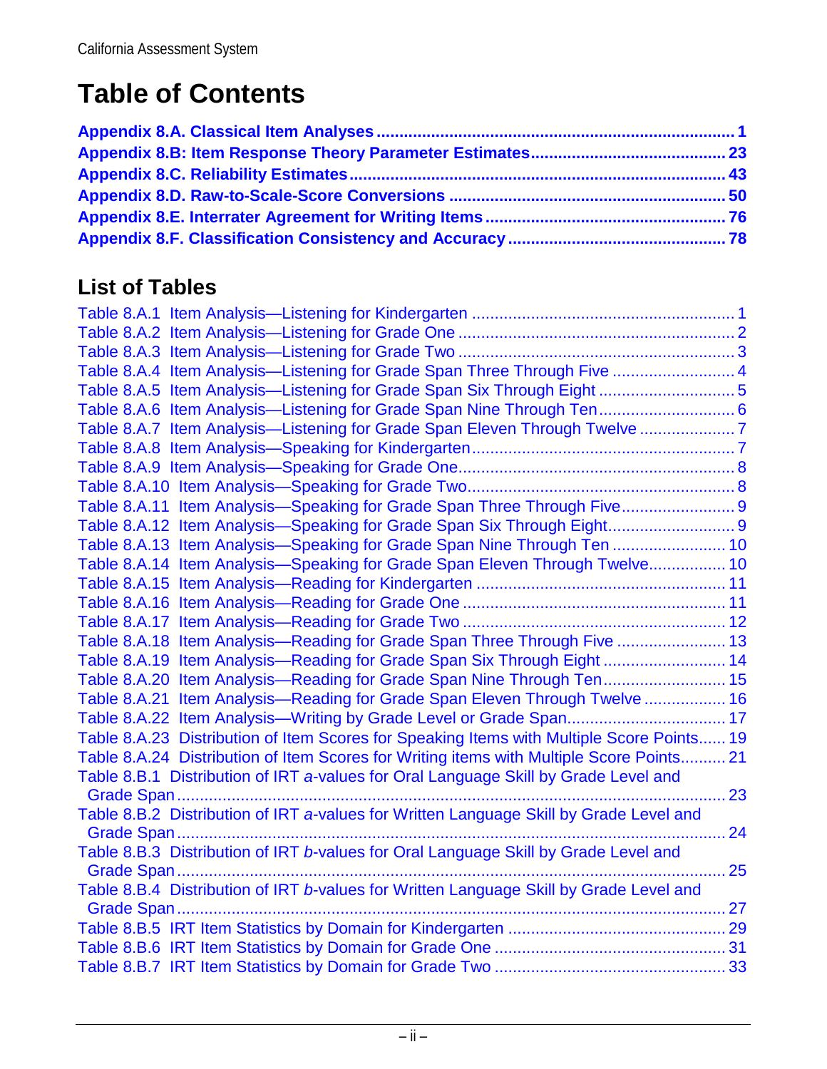# Table of Contents

**Appendix 8.A. Classical Item Analyses ............................................................................... 1**
**Appendix 8.B: Item Response Theory Parameter Estimates.......................................... 23**
**Appendix 8.C. Reliability Estimates.................................................................................. 43**
**Appendix 8.D. Raw-to-Scale-Score Conversions ............................................................ 50**
**Appendix 8.E. Interrater Agreement for Writing Items.................................................... 76**
**Appendix 8.F. Classification Consistency and Accuracy ............................................... 78**

## List of Tables

Table 8.A.1 Item Analysis—Listening for Kindergarten ......................................................... 1
Table 8.A.2 Item Analysis—Listening for Grade One ............................................................ 2
Table 8.A.3 Item Analysis—Listening for Grade Two ............................................................ 3
Table 8.A.4 Item Analysis—Listening for Grade Span Three Through Five ........................... 4
Table 8.A.5 Item Analysis—Listening for Grade Span Six Through Eight .............................. 5
Table 8.A.6 Item Analysis—Listening for Grade Span Nine Through Ten.............................. 6
Table 8.A.7 Item Analysis—Listening for Grade Span Eleven Through Twelve ..................... 7
Table 8.A.8 Item Analysis—Speaking for Kindergarten......................................................... 7
Table 8.A.9 Item Analysis—Speaking for Grade One............................................................ 8
Table 8.A.10 Item Analysis—Speaking for Grade Two.......................................................... 8
Table 8.A.11 Item Analysis—Speaking for Grade Span Three Through Five......................... 9
Table 8.A.12 Item Analysis—Speaking for Grade Span Six Through Eight........................... 9
Table 8.A.13 Item Analysis—Speaking for Grade Span Nine Through Ten ......................... 10
Table 8.A.14 Item Analysis—Speaking for Grade Span Eleven Through Twelve................. 10
Table 8.A.15 Item Analysis—Reading for Kindergarten ...................................................... 11
Table 8.A.16 Item Analysis—Reading for Grade One ......................................................... 11
Table 8.A.17 Item Analysis—Reading for Grade Two ......................................................... 12
Table 8.A.18 Item Analysis—Reading for Grade Span Three Through Five ........................ 13
Table 8.A.19 Item Analysis—Reading for Grade Span Six Through Eight ........................... 14
Table 8.A.20 Item Analysis—Reading for Grade Span Nine Through Ten........................... 15
Table 8.A.21 Item Analysis—Reading for Grade Span Eleven Through Twelve .................. 16
Table 8.A.22 Item Analysis—Writing by Grade Level or Grade Span.................................. 17
Table 8.A.23 Distribution of Item Scores for Speaking Items with Multiple Score Points...... 19
Table 8.A.24 Distribution of Item Scores for Writing items with Multiple Score Points.......... 21
Table 8.B.1 Distribution of IRT *a*-values for Oral Language Skill by Grade Level and Grade Span......................................................................................................... 23
Table 8.B.2 Distribution of IRT *a*-values for Written Language Skill by Grade Level and Grade Span......................................................................................................... 24
Table 8.B.3 Distribution of IRT *b*-values for Oral Language Skill by Grade Level and Grade Span......................................................................................................... 25
Table 8.B.4 Distribution of IRT *b*-values for Written Language Skill by Grade Level and Grade Span......................................................................................................... 27
Table 8.B.5 IRT Item Statistics by Domain for Kindergarten ................................................ 29
Table 8.B.6 IRT Item Statistics by Domain for Grade One ................................................... 31
Table 8.B.7 IRT Item Statistics by Domain for Grade Two ................................................... 33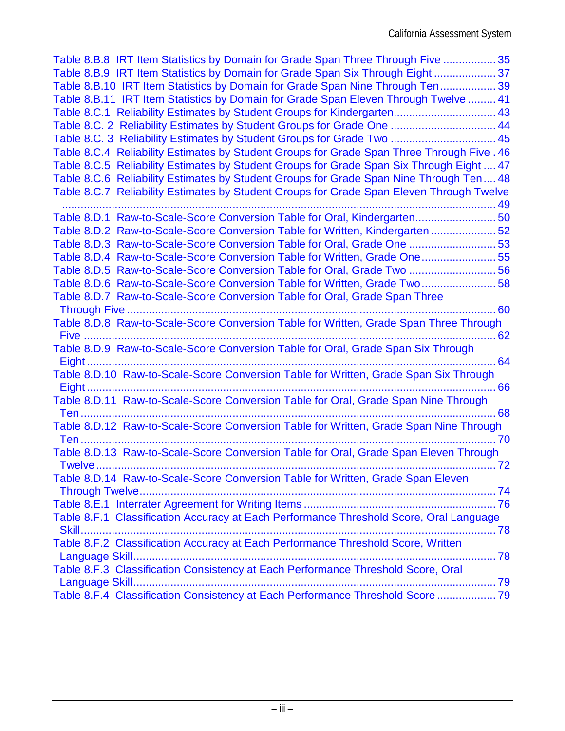Table 8.B.8 IRT Item Statistics by Domain for Grade Span Three Through Five ................. 35
Table 8.B.9 IRT Item Statistics by Domain for Grade Span Six Through Eight .................... 37
Table 8.B.10 IRT Item Statistics by Domain for Grade Span Nine Through Ten.................. 39
Table 8.B.11 IRT Item Statistics by Domain for Grade Span Eleven Through Twelve ......... 41
Table 8.C.1 Reliability Estimates by Student Groups for Kindergarten................................ 43
Table 8.C. 2 Reliability Estimates by Student Groups for Grade One .................................. 44
Table 8.C. 3 Reliability Estimates by Student Groups for Grade Two .................................. 45
Table 8.C.4 Reliability Estimates by Student Groups for Grade Span Three Through Five . 46
Table 8.C.5 Reliability Estimates by Student Groups for Grade Span Six Through Eight .... 47
Table 8.C.6 Reliability Estimates by Student Groups for Grade Span Nine Through Ten .... 48
Table 8.C.7 Reliability Estimates by Student Groups for Grade Span Eleven Through Twelve ........................................................................................................................................ 49
Table 8.D.1 Raw-to-Scale-Score Conversion Table for Oral, Kindergarten.......................... 50
Table 8.D.2 Raw-to-Scale-Score Conversion Table for Written, Kindergarten ..................... 52
Table 8.D.3 Raw-to-Scale-Score Conversion Table for Oral, Grade One ............................ 53
Table 8.D.4 Raw-to-Scale-Score Conversion Table for Written, Grade One........................ 55
Table 8.D.5 Raw-to-Scale-Score Conversion Table for Oral, Grade Two ............................ 56
Table 8.D.6 Raw-to-Scale-Score Conversion Table for Written, Grade Two........................ 58
Table 8.D.7 Raw-to-Scale-Score Conversion Table for Oral, Grade Span Three Through Five ...................................................................................................................... 60
Table 8.D.8 Raw-to-Scale-Score Conversion Table for Written, Grade Span Three Through Five ................................................................................................................................. 62
Table 8.D.9 Raw-to-Scale-Score Conversion Table for Oral, Grade Span Six Through Eight ............................................................................................................................... 64
Table 8.D.10 Raw-to-Scale-Score Conversion Table for Written, Grade Span Six Through Eight ............................................................................................................................... 66
Table 8.D.11 Raw-to-Scale-Score Conversion Table for Oral, Grade Span Nine Through Ten ................................................................................................................................. 68
Table 8.D.12 Raw-to-Scale-Score Conversion Table for Written, Grade Span Nine Through Ten ................................................................................................................................. 70
Table 8.D.13 Raw-to-Scale-Score Conversion Table for Oral, Grade Span Eleven Through Twelve ............................................................................................................................ 72
Table 8.D.14 Raw-to-Scale-Score Conversion Table for Written, Grade Span Eleven Through Twelve................................................................................................................. 74
Table 8.E.1 Interrater Agreement for Writing Items ............................................................. 76
Table 8.F.1 Classification Accuracy at Each Performance Threshold Score, Oral Language Skill................................................................................................................................. 78
Table 8.F.2 Classification Accuracy at Each Performance Threshold Score, Written Language Skill.................................................................................................................. 78
Table 8.F.3 Classification Consistency at Each Performance Threshold Score, Oral Language Skill.................................................................................................................. 79
Table 8.F.4 Classification Consistency at Each Performance Threshold Score ................... 79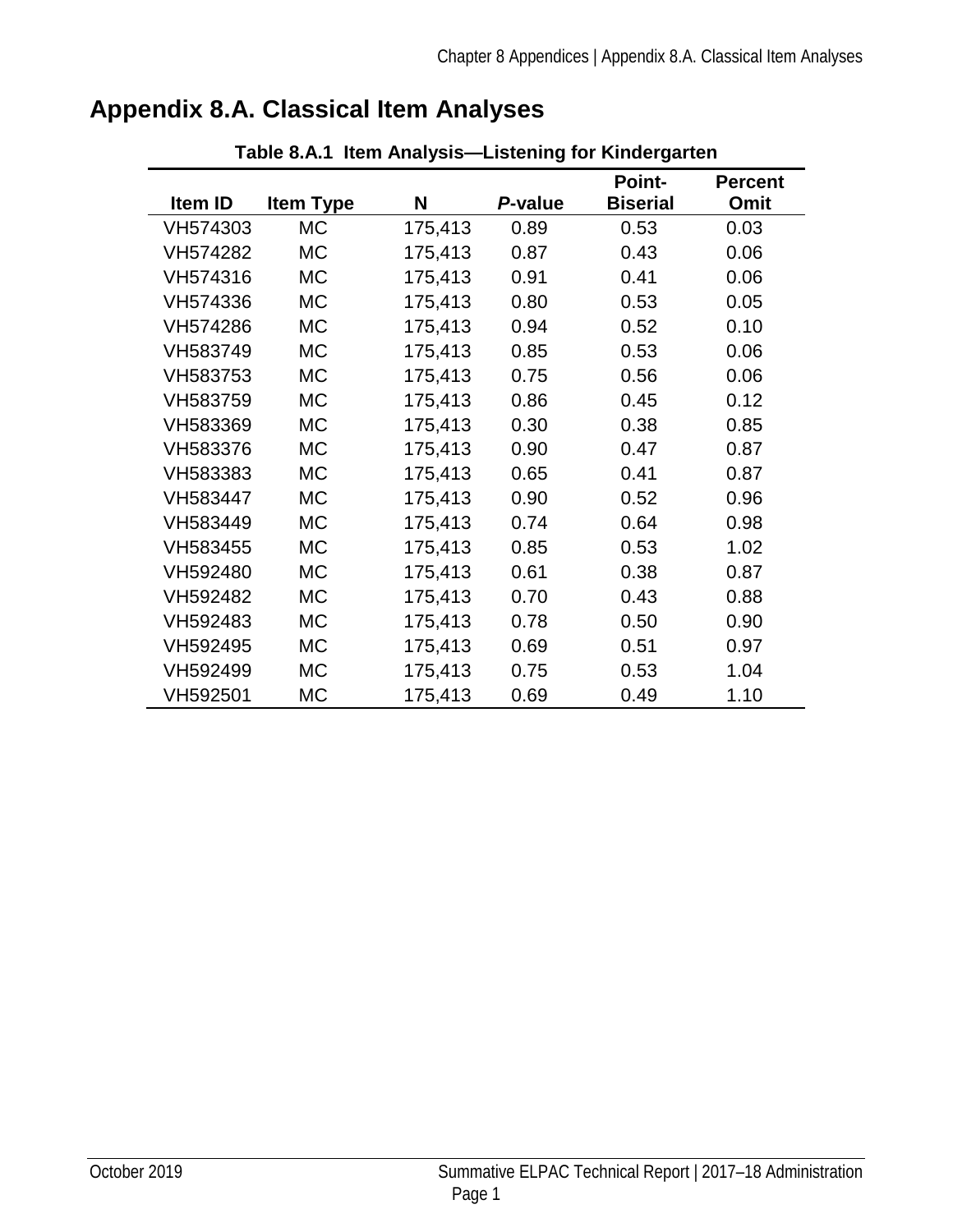# Appendix 8.A. Classical Item Analyses

**Table 8.A.1 Item Analysis—Listening for Kindergarten**

| Item ID | Item Type | N | *P*-value | Point-Biserial | Percent Omit |
|---|---|---|---|---|---|
| VH574303 | MC | 175,413 | 0.89 | 0.53 | 0.03 |
| VH574282 | MC | 175,413 | 0.87 | 0.43 | 0.06 |
| VH574316 | MC | 175,413 | 0.91 | 0.41 | 0.06 |
| VH574336 | MC | 175,413 | 0.80 | 0.53 | 0.05 |
| VH574286 | MC | 175,413 | 0.94 | 0.52 | 0.10 |
| VH583749 | MC | 175,413 | 0.85 | 0.53 | 0.06 |
| VH583753 | MC | 175,413 | 0.75 | 0.56 | 0.06 |
| VH583759 | MC | 175,413 | 0.86 | 0.45 | 0.12 |
| VH583369 | MC | 175,413 | 0.30 | 0.38 | 0.85 |
| VH583376 | MC | 175,413 | 0.90 | 0.47 | 0.87 |
| VH583383 | MC | 175,413 | 0.65 | 0.41 | 0.87 |
| VH583447 | MC | 175,413 | 0.90 | 0.52 | 0.96 |
| VH583449 | MC | 175,413 | 0.74 | 0.64 | 0.98 |
| VH583455 | MC | 175,413 | 0.85 | 0.53 | 1.02 |
| VH592480 | MC | 175,413 | 0.61 | 0.38 | 0.87 |
| VH592482 | MC | 175,413 | 0.70 | 0.43 | 0.88 |
| VH592483 | MC | 175,413 | 0.78 | 0.50 | 0.90 |
| VH592495 | MC | 175,413 | 0.69 | 0.51 | 0.97 |
| VH592499 | MC | 175,413 | 0.75 | 0.53 | 1.04 |
| VH592501 | MC | 175,413 | 0.69 | 0.49 | 1.10 |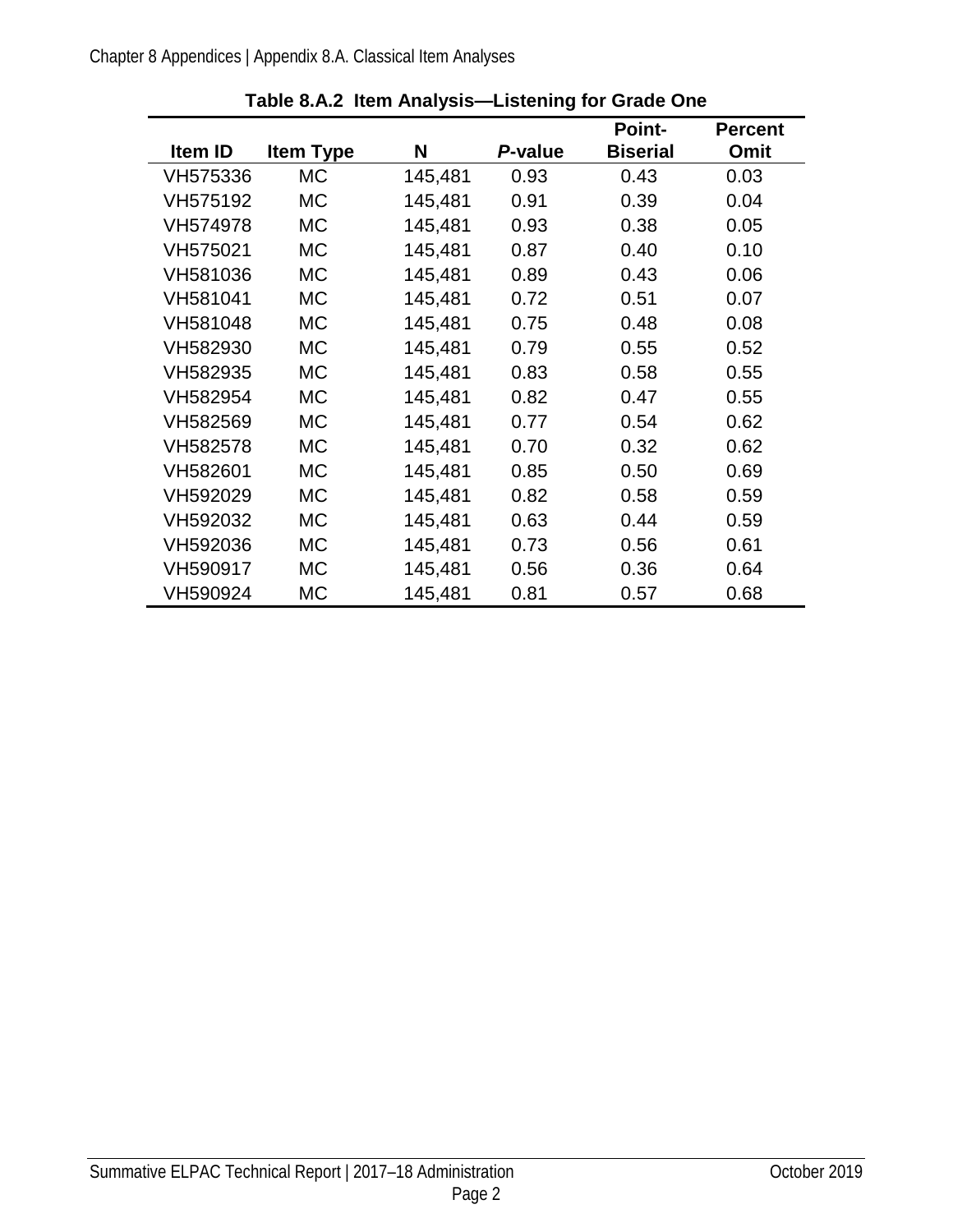**Table 8.A.2 Item Analysis—Listening for Grade One**

| Item ID | Item Type | N | *P*-value | Point-Biserial | Percent Omit |
|---|---|---|---|---|---|
| VH575336 | MC | 145,481 | 0.93 | 0.43 | 0.03 |
| VH575192 | MC | 145,481 | 0.91 | 0.39 | 0.04 |
| VH574978 | MC | 145,481 | 0.93 | 0.38 | 0.05 |
| VH575021 | MC | 145,481 | 0.87 | 0.40 | 0.10 |
| VH581036 | MC | 145,481 | 0.89 | 0.43 | 0.06 |
| VH581041 | MC | 145,481 | 0.72 | 0.51 | 0.07 |
| VH581048 | MC | 145,481 | 0.75 | 0.48 | 0.08 |
| VH582930 | MC | 145,481 | 0.79 | 0.55 | 0.52 |
| VH582935 | MC | 145,481 | 0.83 | 0.58 | 0.55 |
| VH582954 | MC | 145,481 | 0.82 | 0.47 | 0.55 |
| VH582569 | MC | 145,481 | 0.77 | 0.54 | 0.62 |
| VH582578 | MC | 145,481 | 0.70 | 0.32 | 0.62 |
| VH582601 | MC | 145,481 | 0.85 | 0.50 | 0.69 |
| VH592029 | MC | 145,481 | 0.82 | 0.58 | 0.59 |
| VH592032 | MC | 145,481 | 0.63 | 0.44 | 0.59 |
| VH592036 | MC | 145,481 | 0.73 | 0.56 | 0.61 |
| VH590917 | MC | 145,481 | 0.56 | 0.36 | 0.64 |
| VH590924 | MC | 145,481 | 0.81 | 0.57 | 0.68 |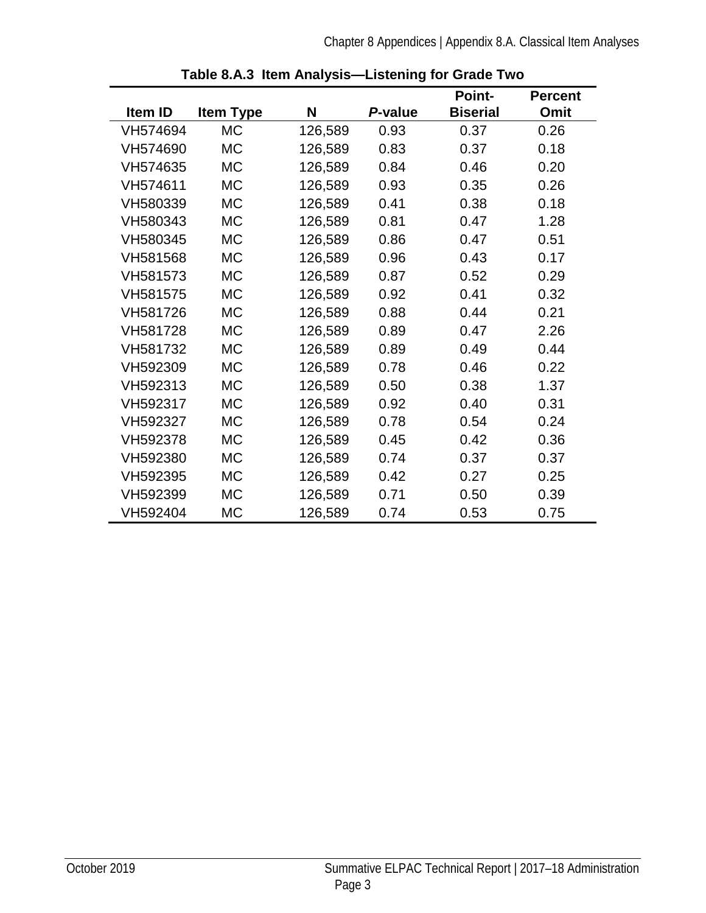**Table 8.A.3 Item Analysis—Listening for Grade Two**

| Item ID | Item Type | N | *P*-value | Point-Biserial | Percent Omit |
|---|---|---|---|---|---|
| VH574694 | MC | 126,589 | 0.93 | 0.37 | 0.26 |
| VH574690 | MC | 126,589 | 0.83 | 0.37 | 0.18 |
| VH574635 | MC | 126,589 | 0.84 | 0.46 | 0.20 |
| VH574611 | MC | 126,589 | 0.93 | 0.35 | 0.26 |
| VH580339 | MC | 126,589 | 0.41 | 0.38 | 0.18 |
| VH580343 | MC | 126,589 | 0.81 | 0.47 | 1.28 |
| VH580345 | MC | 126,589 | 0.86 | 0.47 | 0.51 |
| VH581568 | MC | 126,589 | 0.96 | 0.43 | 0.17 |
| VH581573 | MC | 126,589 | 0.87 | 0.52 | 0.29 |
| VH581575 | MC | 126,589 | 0.92 | 0.41 | 0.32 |
| VH581726 | MC | 126,589 | 0.88 | 0.44 | 0.21 |
| VH581728 | MC | 126,589 | 0.89 | 0.47 | 2.26 |
| VH581732 | MC | 126,589 | 0.89 | 0.49 | 0.44 |
| VH592309 | MC | 126,589 | 0.78 | 0.46 | 0.22 |
| VH592313 | MC | 126,589 | 0.50 | 0.38 | 1.37 |
| VH592317 | MC | 126,589 | 0.92 | 0.40 | 0.31 |
| VH592327 | MC | 126,589 | 0.78 | 0.54 | 0.24 |
| VH592378 | MC | 126,589 | 0.45 | 0.42 | 0.36 |
| VH592380 | MC | 126,589 | 0.74 | 0.37 | 0.37 |
| VH592395 | MC | 126,589 | 0.42 | 0.27 | 0.25 |
| VH592399 | MC | 126,589 | 0.71 | 0.50 | 0.39 |
| VH592404 | MC | 126,589 | 0.74 | 0.53 | 0.75 |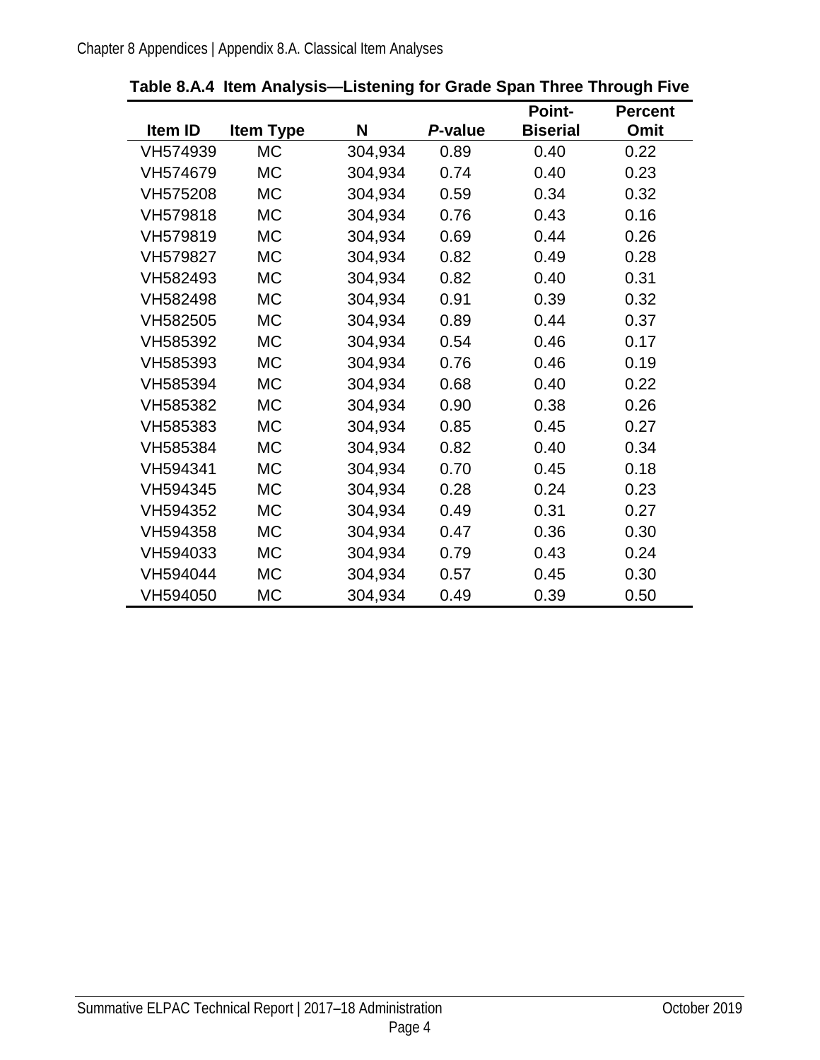**Table 8.A.4 Item Analysis—Listening for Grade Span Three Through Five**

| Item ID | Item Type | N | *P*-value | Point-Biserial | Percent Omit |
|---|---|---|---|---|---|
| VH574939 | MC | 304,934 | 0.89 | 0.40 | 0.22 |
| VH574679 | MC | 304,934 | 0.74 | 0.40 | 0.23 |
| VH575208 | MC | 304,934 | 0.59 | 0.34 | 0.32 |
| VH579818 | MC | 304,934 | 0.76 | 0.43 | 0.16 |
| VH579819 | MC | 304,934 | 0.69 | 0.44 | 0.26 |
| VH579827 | MC | 304,934 | 0.82 | 0.49 | 0.28 |
| VH582493 | MC | 304,934 | 0.82 | 0.40 | 0.31 |
| VH582498 | MC | 304,934 | 0.91 | 0.39 | 0.32 |
| VH582505 | MC | 304,934 | 0.89 | 0.44 | 0.37 |
| VH585392 | MC | 304,934 | 0.54 | 0.46 | 0.17 |
| VH585393 | MC | 304,934 | 0.76 | 0.46 | 0.19 |
| VH585394 | MC | 304,934 | 0.68 | 0.40 | 0.22 |
| VH585382 | MC | 304,934 | 0.90 | 0.38 | 0.26 |
| VH585383 | MC | 304,934 | 0.85 | 0.45 | 0.27 |
| VH585384 | MC | 304,934 | 0.82 | 0.40 | 0.34 |
| VH594341 | MC | 304,934 | 0.70 | 0.45 | 0.18 |
| VH594345 | MC | 304,934 | 0.28 | 0.24 | 0.23 |
| VH594352 | MC | 304,934 | 0.49 | 0.31 | 0.27 |
| VH594358 | MC | 304,934 | 0.47 | 0.36 | 0.30 |
| VH594033 | MC | 304,934 | 0.79 | 0.43 | 0.24 |
| VH594044 | MC | 304,934 | 0.57 | 0.45 | 0.30 |
| VH594050 | MC | 304,934 | 0.49 | 0.39 | 0.50 |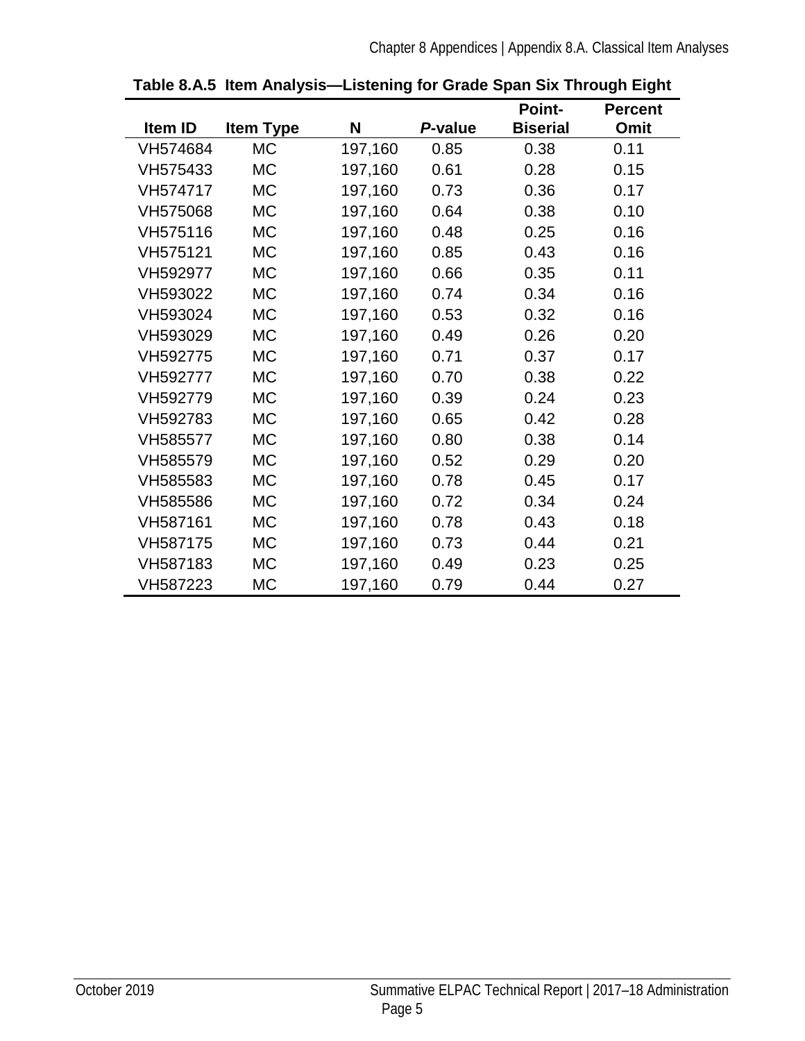**Table 8.A.5 Item Analysis—Listening for Grade Span Six Through Eight**

| Item ID | Item Type | N | *P*-value | Point-Biserial | Percent Omit |
|---|---|---|---|---|---|
| VH574684 | MC | 197,160 | 0.85 | 0.38 | 0.11 |
| VH575433 | MC | 197,160 | 0.61 | 0.28 | 0.15 |
| VH574717 | MC | 197,160 | 0.73 | 0.36 | 0.17 |
| VH575068 | MC | 197,160 | 0.64 | 0.38 | 0.10 |
| VH575116 | MC | 197,160 | 0.48 | 0.25 | 0.16 |
| VH575121 | MC | 197,160 | 0.85 | 0.43 | 0.16 |
| VH592977 | MC | 197,160 | 0.66 | 0.35 | 0.11 |
| VH593022 | MC | 197,160 | 0.74 | 0.34 | 0.16 |
| VH593024 | MC | 197,160 | 0.53 | 0.32 | 0.16 |
| VH593029 | MC | 197,160 | 0.49 | 0.26 | 0.20 |
| VH592775 | MC | 197,160 | 0.71 | 0.37 | 0.17 |
| VH592777 | MC | 197,160 | 0.70 | 0.38 | 0.22 |
| VH592779 | MC | 197,160 | 0.39 | 0.24 | 0.23 |
| VH592783 | MC | 197,160 | 0.65 | 0.42 | 0.28 |
| VH585577 | MC | 197,160 | 0.80 | 0.38 | 0.14 |
| VH585579 | MC | 197,160 | 0.52 | 0.29 | 0.20 |
| VH585583 | MC | 197,160 | 0.78 | 0.45 | 0.17 |
| VH585586 | MC | 197,160 | 0.72 | 0.34 | 0.24 |
| VH587161 | MC | 197,160 | 0.78 | 0.43 | 0.18 |
| VH587175 | MC | 197,160 | 0.73 | 0.44 | 0.21 |
| VH587183 | MC | 197,160 | 0.49 | 0.23 | 0.25 |
| VH587223 | MC | 197,160 | 0.79 | 0.44 | 0.27 |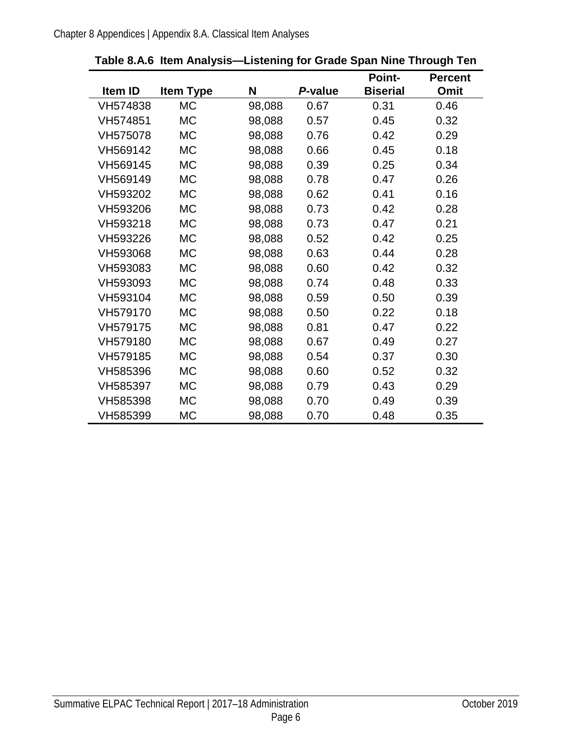**Table 8.A.6 Item Analysis—Listening for Grade Span Nine Through Ten**

| Item ID | Item Type | N | *P*-value | Point-Biserial | Percent Omit |
|---|---|---|---|---|---|
| VH574838 | MC | 98,088 | 0.67 | 0.31 | 0.46 |
| VH574851 | MC | 98,088 | 0.57 | 0.45 | 0.32 |
| VH575078 | MC | 98,088 | 0.76 | 0.42 | 0.29 |
| VH569142 | MC | 98,088 | 0.66 | 0.45 | 0.18 |
| VH569145 | MC | 98,088 | 0.39 | 0.25 | 0.34 |
| VH569149 | MC | 98,088 | 0.78 | 0.47 | 0.26 |
| VH593202 | MC | 98,088 | 0.62 | 0.41 | 0.16 |
| VH593206 | MC | 98,088 | 0.73 | 0.42 | 0.28 |
| VH593218 | MC | 98,088 | 0.73 | 0.47 | 0.21 |
| VH593226 | MC | 98,088 | 0.52 | 0.42 | 0.25 |
| VH593068 | MC | 98,088 | 0.63 | 0.44 | 0.28 |
| VH593083 | MC | 98,088 | 0.60 | 0.42 | 0.32 |
| VH593093 | MC | 98,088 | 0.74 | 0.48 | 0.33 |
| VH593104 | MC | 98,088 | 0.59 | 0.50 | 0.39 |
| VH579170 | MC | 98,088 | 0.50 | 0.22 | 0.18 |
| VH579175 | MC | 98,088 | 0.81 | 0.47 | 0.22 |
| VH579180 | MC | 98,088 | 0.67 | 0.49 | 0.27 |
| VH579185 | MC | 98,088 | 0.54 | 0.37 | 0.30 |
| VH585396 | MC | 98,088 | 0.60 | 0.52 | 0.32 |
| VH585397 | MC | 98,088 | 0.79 | 0.43 | 0.29 |
| VH585398 | MC | 98,088 | 0.70 | 0.49 | 0.39 |
| VH585399 | MC | 98,088 | 0.70 | 0.48 | 0.35 |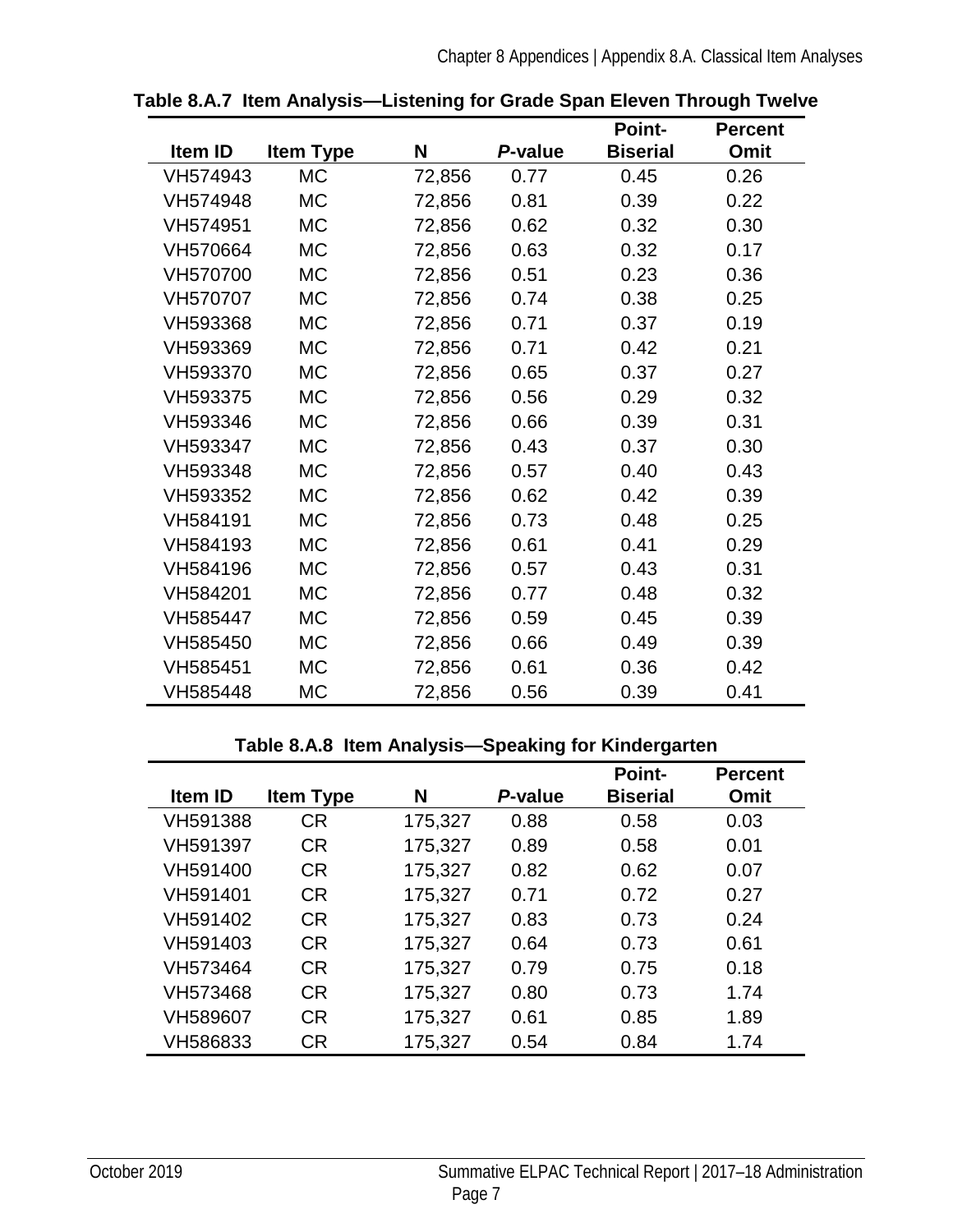**Table 8.A.7 Item Analysis—Listening for Grade Span Eleven Through Twelve**

| Item ID | Item Type | N | *P*-value | Point-Biserial | Percent Omit |
|---|---|---|---|---|---|
| VH574943 | MC | 72,856 | 0.77 | 0.45 | 0.26 |
| VH574948 | MC | 72,856 | 0.81 | 0.39 | 0.22 |
| VH574951 | MC | 72,856 | 0.62 | 0.32 | 0.30 |
| VH570664 | MC | 72,856 | 0.63 | 0.32 | 0.17 |
| VH570700 | MC | 72,856 | 0.51 | 0.23 | 0.36 |
| VH570707 | MC | 72,856 | 0.74 | 0.38 | 0.25 |
| VH593368 | MC | 72,856 | 0.71 | 0.37 | 0.19 |
| VH593369 | MC | 72,856 | 0.71 | 0.42 | 0.21 |
| VH593370 | MC | 72,856 | 0.65 | 0.37 | 0.27 |
| VH593375 | MC | 72,856 | 0.56 | 0.29 | 0.32 |
| VH593346 | MC | 72,856 | 0.66 | 0.39 | 0.31 |
| VH593347 | MC | 72,856 | 0.43 | 0.37 | 0.30 |
| VH593348 | MC | 72,856 | 0.57 | 0.40 | 0.43 |
| VH593352 | MC | 72,856 | 0.62 | 0.42 | 0.39 |
| VH584191 | MC | 72,856 | 0.73 | 0.48 | 0.25 |
| VH584193 | MC | 72,856 | 0.61 | 0.41 | 0.29 |
| VH584196 | MC | 72,856 | 0.57 | 0.43 | 0.31 |
| VH584201 | MC | 72,856 | 0.77 | 0.48 | 0.32 |
| VH585447 | MC | 72,856 | 0.59 | 0.45 | 0.39 |
| VH585450 | MC | 72,856 | 0.66 | 0.49 | 0.39 |
| VH585451 | MC | 72,856 | 0.61 | 0.36 | 0.42 |
| VH585448 | MC | 72,856 | 0.56 | 0.39 | 0.41 |

**Table 8.A.8 Item Analysis—Speaking for Kindergarten**

| Item ID | Item Type | N | *P*-value | Point-Biserial | Percent Omit |
|---|---|---|---|---|---|
| VH591388 | CR | 175,327 | 0.88 | 0.58 | 0.03 |
| VH591397 | CR | 175,327 | 0.89 | 0.58 | 0.01 |
| VH591400 | CR | 175,327 | 0.82 | 0.62 | 0.07 |
| VH591401 | CR | 175,327 | 0.71 | 0.72 | 0.27 |
| VH591402 | CR | 175,327 | 0.83 | 0.73 | 0.24 |
| VH591403 | CR | 175,327 | 0.64 | 0.73 | 0.61 |
| VH573464 | CR | 175,327 | 0.79 | 0.75 | 0.18 |
| VH573468 | CR | 175,327 | 0.80 | 0.73 | 1.74 |
| VH589607 | CR | 175,327 | 0.61 | 0.85 | 1.89 |
| VH586833 | CR | 175,327 | 0.54 | 0.84 | 1.74 |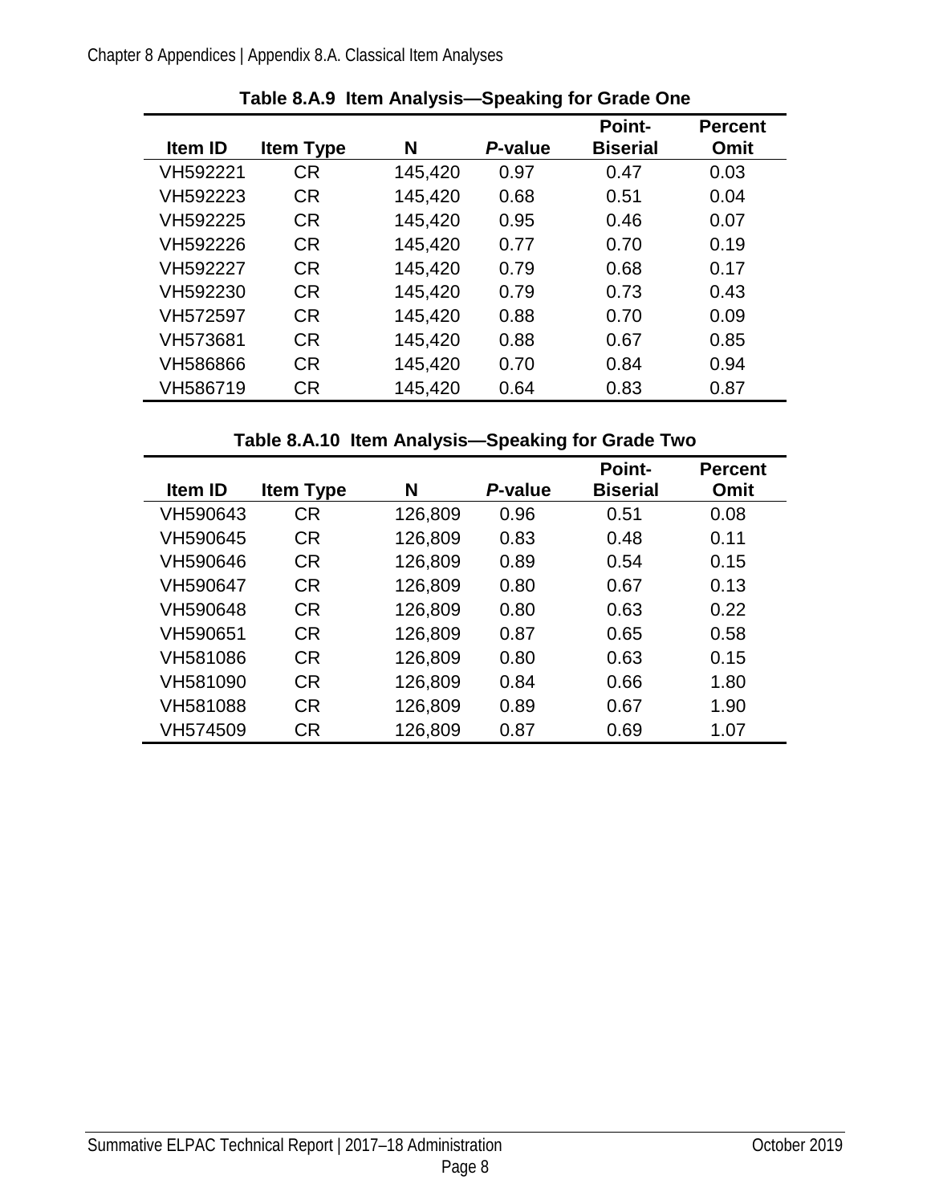**Table 8.A.9 Item Analysis—Speaking for Grade One**

| Item ID | Item Type | N | *P*-value | Point-Biserial | Percent Omit |
|---|---|---|---|---|---|
| VH592221 | CR | 145,420 | 0.97 | 0.47 | 0.03 |
| VH592223 | CR | 145,420 | 0.68 | 0.51 | 0.04 |
| VH592225 | CR | 145,420 | 0.95 | 0.46 | 0.07 |
| VH592226 | CR | 145,420 | 0.77 | 0.70 | 0.19 |
| VH592227 | CR | 145,420 | 0.79 | 0.68 | 0.17 |
| VH592230 | CR | 145,420 | 0.79 | 0.73 | 0.43 |
| VH572597 | CR | 145,420 | 0.88 | 0.70 | 0.09 |
| VH573681 | CR | 145,420 | 0.88 | 0.67 | 0.85 |
| VH586866 | CR | 145,420 | 0.70 | 0.84 | 0.94 |
| VH586719 | CR | 145,420 | 0.64 | 0.83 | 0.87 |

**Table 8.A.10 Item Analysis—Speaking for Grade Two**

| Item ID | Item Type | N | *P*-value | Point-Biserial | Percent Omit |
|---|---|---|---|---|---|
| VH590643 | CR | 126,809 | 0.96 | 0.51 | 0.08 |
| VH590645 | CR | 126,809 | 0.83 | 0.48 | 0.11 |
| VH590646 | CR | 126,809 | 0.89 | 0.54 | 0.15 |
| VH590647 | CR | 126,809 | 0.80 | 0.67 | 0.13 |
| VH590648 | CR | 126,809 | 0.80 | 0.63 | 0.22 |
| VH590651 | CR | 126,809 | 0.87 | 0.65 | 0.58 |
| VH581086 | CR | 126,809 | 0.80 | 0.63 | 0.15 |
| VH581090 | CR | 126,809 | 0.84 | 0.66 | 1.80 |
| VH581088 | CR | 126,809 | 0.89 | 0.67 | 1.90 |
| VH574509 | CR | 126,809 | 0.87 | 0.69 | 1.07 |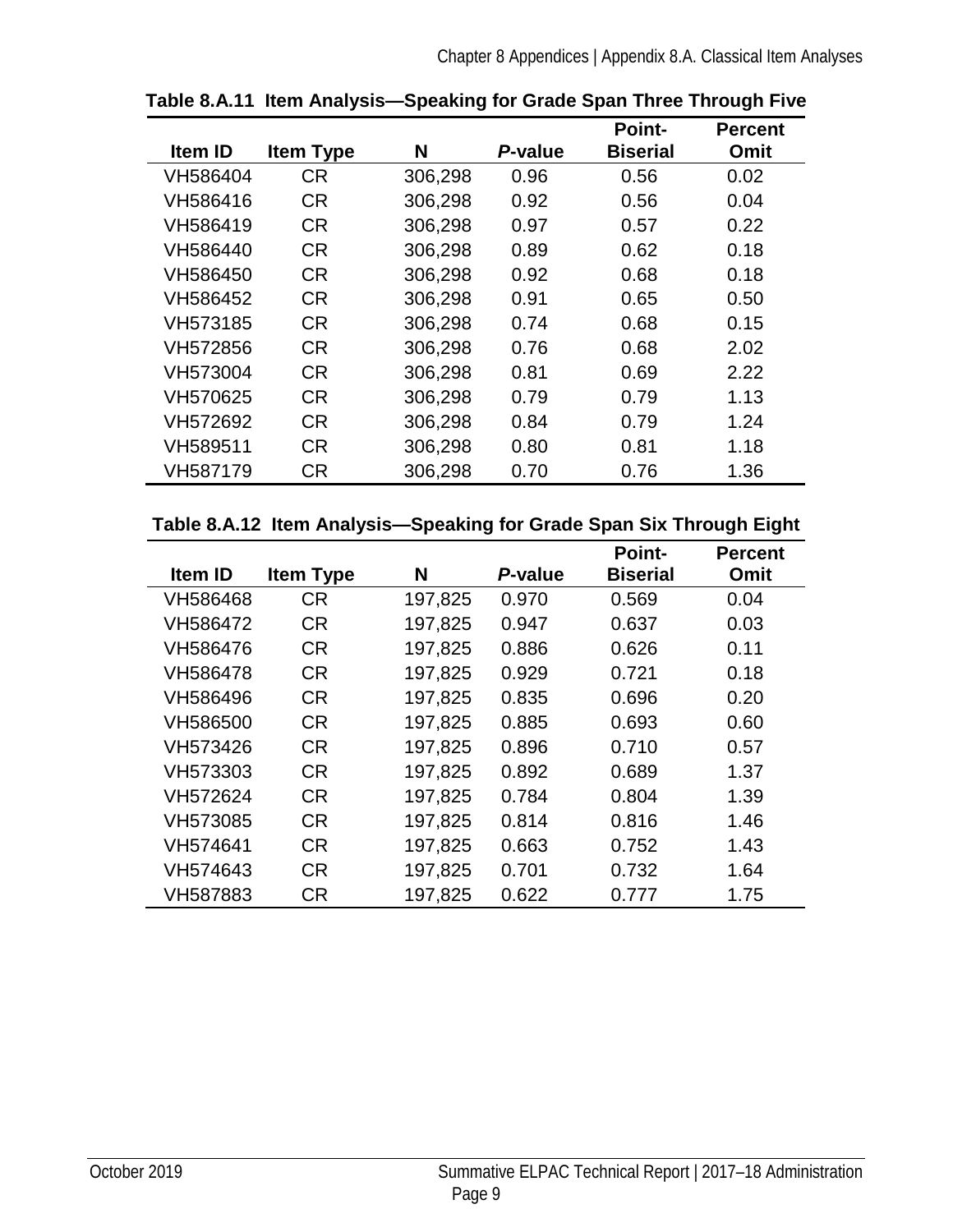**Table 8.A.11 Item Analysis—Speaking for Grade Span Three Through Five**

| Item ID | Item Type | N | *P*-value | Point-Biserial | Percent Omit |
|---|---|---|---|---|---|
| VH586404 | CR | 306,298 | 0.96 | 0.56 | 0.02 |
| VH586416 | CR | 306,298 | 0.92 | 0.56 | 0.04 |
| VH586419 | CR | 306,298 | 0.97 | 0.57 | 0.22 |
| VH586440 | CR | 306,298 | 0.89 | 0.62 | 0.18 |
| VH586450 | CR | 306,298 | 0.92 | 0.68 | 0.18 |
| VH586452 | CR | 306,298 | 0.91 | 0.65 | 0.50 |
| VH573185 | CR | 306,298 | 0.74 | 0.68 | 0.15 |
| VH572856 | CR | 306,298 | 0.76 | 0.68 | 2.02 |
| VH573004 | CR | 306,298 | 0.81 | 0.69 | 2.22 |
| VH570625 | CR | 306,298 | 0.79 | 0.79 | 1.13 |
| VH572692 | CR | 306,298 | 0.84 | 0.79 | 1.24 |
| VH589511 | CR | 306,298 | 0.80 | 0.81 | 1.18 |
| VH587179 | CR | 306,298 | 0.70 | 0.76 | 1.36 |

**Table 8.A.12 Item Analysis—Speaking for Grade Span Six Through Eight**

| Item ID | Item Type | N | *P*-value | Point-Biserial | Percent Omit |
|---|---|---|---|---|---|
| VH586468 | CR | 197,825 | 0.970 | 0.569 | 0.04 |
| VH586472 | CR | 197,825 | 0.947 | 0.637 | 0.03 |
| VH586476 | CR | 197,825 | 0.886 | 0.626 | 0.11 |
| VH586478 | CR | 197,825 | 0.929 | 0.721 | 0.18 |
| VH586496 | CR | 197,825 | 0.835 | 0.696 | 0.20 |
| VH586500 | CR | 197,825 | 0.885 | 0.693 | 0.60 |
| VH573426 | CR | 197,825 | 0.896 | 0.710 | 0.57 |
| VH573303 | CR | 197,825 | 0.892 | 0.689 | 1.37 |
| VH572624 | CR | 197,825 | 0.784 | 0.804 | 1.39 |
| VH573085 | CR | 197,825 | 0.814 | 0.816 | 1.46 |
| VH574641 | CR | 197,825 | 0.663 | 0.752 | 1.43 |
| VH574643 | CR | 197,825 | 0.701 | 0.732 | 1.64 |
| VH587883 | CR | 197,825 | 0.622 | 0.777 | 1.75 |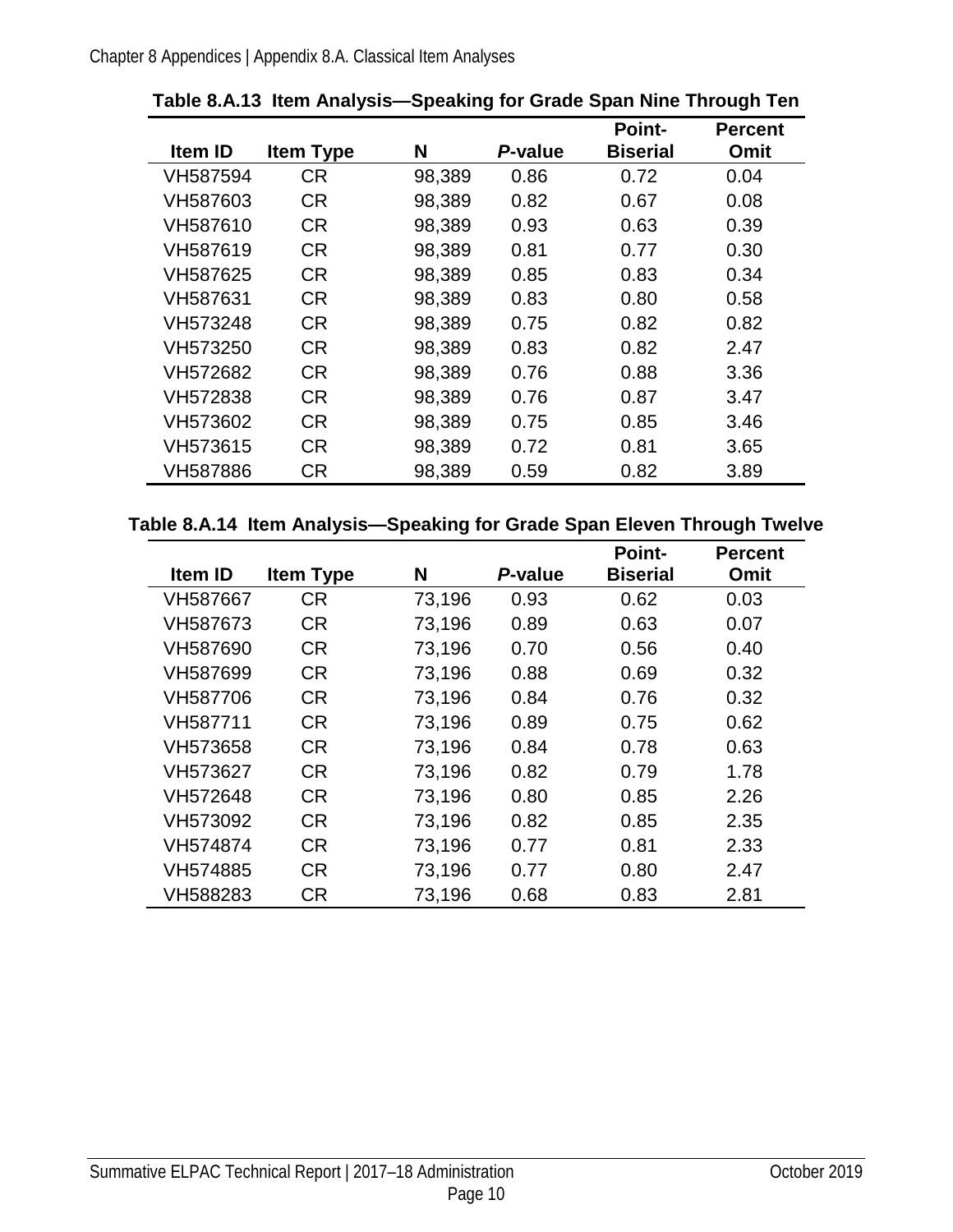**Table 8.A.13 Item Analysis—Speaking for Grade Span Nine Through Ten**

| Item ID | Item Type | N | *P*-value | Point-Biserial | Percent Omit |
|---|---|---|---|---|---|
| VH587594 | CR | 98,389 | 0.86 | 0.72 | 0.04 |
| VH587603 | CR | 98,389 | 0.82 | 0.67 | 0.08 |
| VH587610 | CR | 98,389 | 0.93 | 0.63 | 0.39 |
| VH587619 | CR | 98,389 | 0.81 | 0.77 | 0.30 |
| VH587625 | CR | 98,389 | 0.85 | 0.83 | 0.34 |
| VH587631 | CR | 98,389 | 0.83 | 0.80 | 0.58 |
| VH573248 | CR | 98,389 | 0.75 | 0.82 | 0.82 |
| VH573250 | CR | 98,389 | 0.83 | 0.82 | 2.47 |
| VH572682 | CR | 98,389 | 0.76 | 0.88 | 3.36 |
| VH572838 | CR | 98,389 | 0.76 | 0.87 | 3.47 |
| VH573602 | CR | 98,389 | 0.75 | 0.85 | 3.46 |
| VH573615 | CR | 98,389 | 0.72 | 0.81 | 3.65 |
| VH587886 | CR | 98,389 | 0.59 | 0.82 | 3.89 |

**Table 8.A.14 Item Analysis—Speaking for Grade Span Eleven Through Twelve**

| Item ID | Item Type | N | *P*-value | Point-Biserial | Percent Omit |
|---|---|---|---|---|---|
| VH587667 | CR | 73,196 | 0.93 | 0.62 | 0.03 |
| VH587673 | CR | 73,196 | 0.89 | 0.63 | 0.07 |
| VH587690 | CR | 73,196 | 0.70 | 0.56 | 0.40 |
| VH587699 | CR | 73,196 | 0.88 | 0.69 | 0.32 |
| VH587706 | CR | 73,196 | 0.84 | 0.76 | 0.32 |
| VH587711 | CR | 73,196 | 0.89 | 0.75 | 0.62 |
| VH573658 | CR | 73,196 | 0.84 | 0.78 | 0.63 |
| VH573627 | CR | 73,196 | 0.82 | 0.79 | 1.78 |
| VH572648 | CR | 73,196 | 0.80 | 0.85 | 2.26 |
| VH573092 | CR | 73,196 | 0.82 | 0.85 | 2.35 |
| VH574874 | CR | 73,196 | 0.77 | 0.81 | 2.33 |
| VH574885 | CR | 73,196 | 0.77 | 0.80 | 2.47 |
| VH588283 | CR | 73,196 | 0.68 | 0.83 | 2.81 |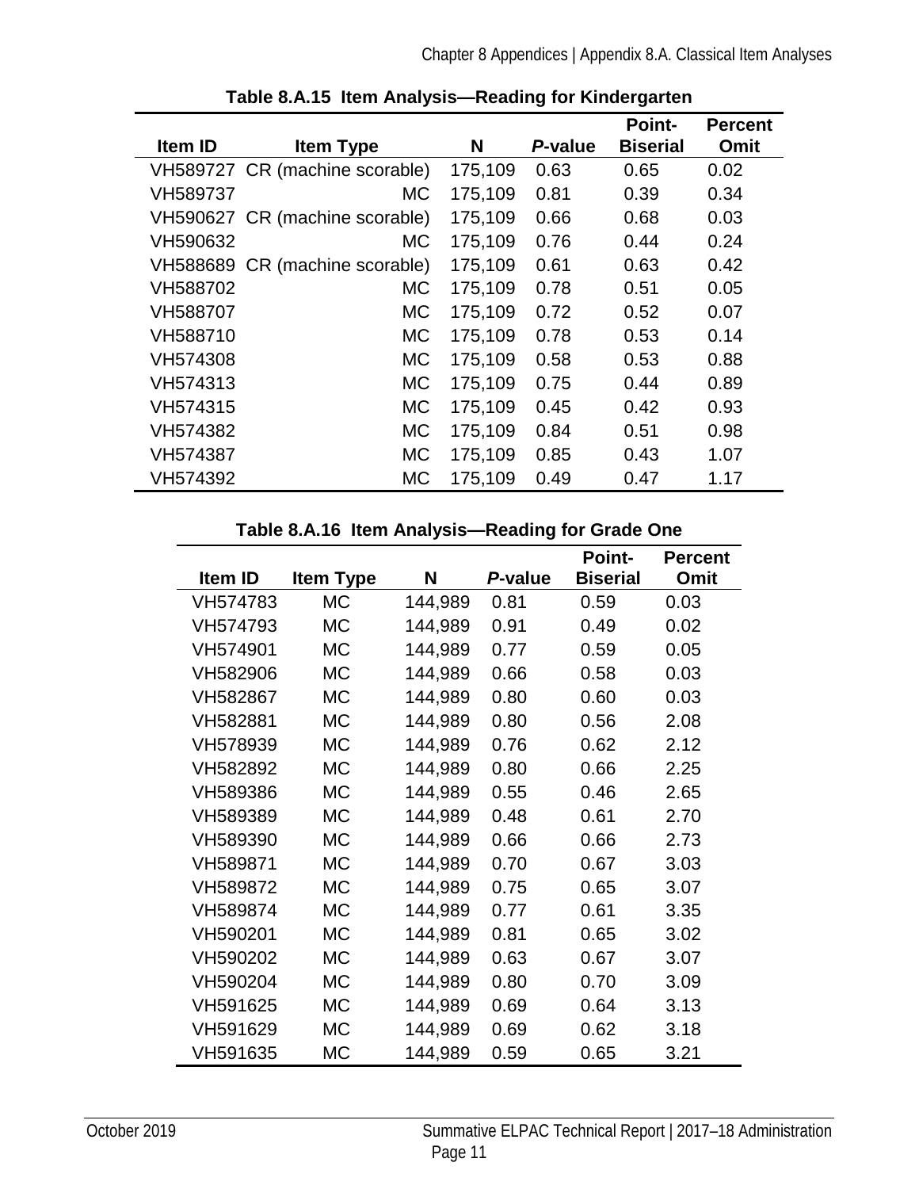**Table 8.A.15 Item Analysis—Reading for Kindergarten**

| Item ID | Item Type | N | *P*-value | Point-Biserial | Percent Omit |
|---|---|---|---|---|---|
| VH589727 | CR (machine scorable) | 175,109 | 0.63 | 0.65 | 0.02 |
| VH589737 | MC | 175,109 | 0.81 | 0.39 | 0.34 |
| VH590627 | CR (machine scorable) | 175,109 | 0.66 | 0.68 | 0.03 |
| VH590632 | MC | 175,109 | 0.76 | 0.44 | 0.24 |
| VH588689 | CR (machine scorable) | 175,109 | 0.61 | 0.63 | 0.42 |
| VH588702 | MC | 175,109 | 0.78 | 0.51 | 0.05 |
| VH588707 | MC | 175,109 | 0.72 | 0.52 | 0.07 |
| VH588710 | MC | 175,109 | 0.78 | 0.53 | 0.14 |
| VH574308 | MC | 175,109 | 0.58 | 0.53 | 0.88 |
| VH574313 | MC | 175,109 | 0.75 | 0.44 | 0.89 |
| VH574315 | MC | 175,109 | 0.45 | 0.42 | 0.93 |
| VH574382 | MC | 175,109 | 0.84 | 0.51 | 0.98 |
| VH574387 | MC | 175,109 | 0.85 | 0.43 | 1.07 |
| VH574392 | MC | 175,109 | 0.49 | 0.47 | 1.17 |

**Table 8.A.16 Item Analysis—Reading for Grade One**

| Item ID | Item Type | N | *P*-value | Point-Biserial | Percent Omit |
|---|---|---|---|---|---|
| VH574783 | MC | 144,989 | 0.81 | 0.59 | 0.03 |
| VH574793 | MC | 144,989 | 0.91 | 0.49 | 0.02 |
| VH574901 | MC | 144,989 | 0.77 | 0.59 | 0.05 |
| VH582906 | MC | 144,989 | 0.66 | 0.58 | 0.03 |
| VH582867 | MC | 144,989 | 0.80 | 0.60 | 0.03 |
| VH582881 | MC | 144,989 | 0.80 | 0.56 | 2.08 |
| VH578939 | MC | 144,989 | 0.76 | 0.62 | 2.12 |
| VH582892 | MC | 144,989 | 0.80 | 0.66 | 2.25 |
| VH589386 | MC | 144,989 | 0.55 | 0.46 | 2.65 |
| VH589389 | MC | 144,989 | 0.48 | 0.61 | 2.70 |
| VH589390 | MC | 144,989 | 0.66 | 0.66 | 2.73 |
| VH589871 | MC | 144,989 | 0.70 | 0.67 | 3.03 |
| VH589872 | MC | 144,989 | 0.75 | 0.65 | 3.07 |
| VH589874 | MC | 144,989 | 0.77 | 0.61 | 3.35 |
| VH590201 | MC | 144,989 | 0.81 | 0.65 | 3.02 |
| VH590202 | MC | 144,989 | 0.63 | 0.67 | 3.07 |
| VH590204 | MC | 144,989 | 0.80 | 0.70 | 3.09 |
| VH591625 | MC | 144,989 | 0.69 | 0.64 | 3.13 |
| VH591629 | MC | 144,989 | 0.69 | 0.62 | 3.18 |
| VH591635 | MC | 144,989 | 0.59 | 0.65 | 3.21 |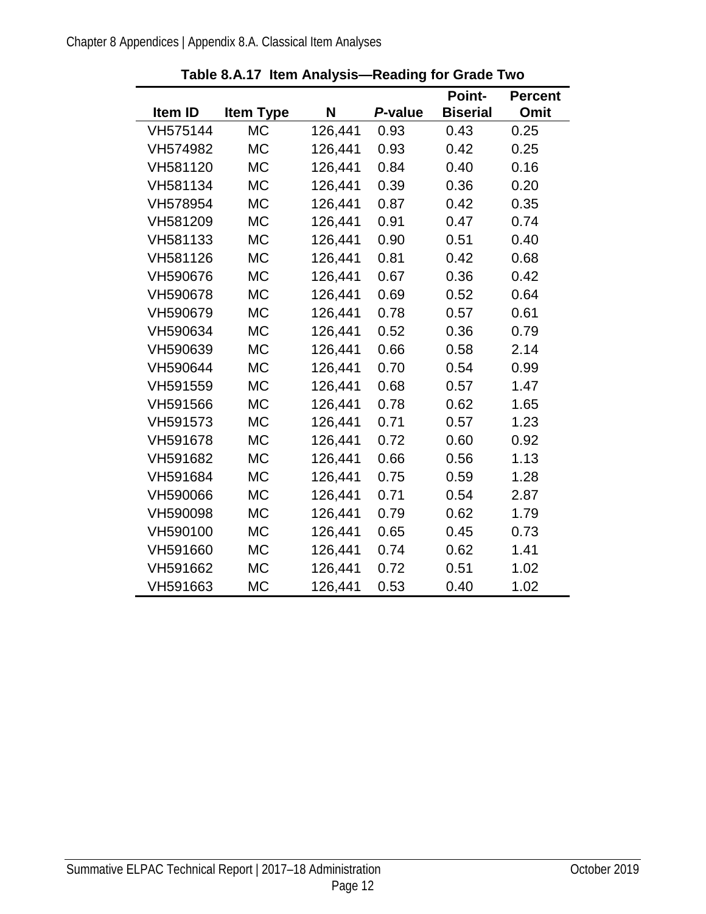**Table 8.A.17 Item Analysis—Reading for Grade Two**

| Item ID | Item Type | N | *P*-value | Point-Biserial | Percent Omit |
|---|---|---|---|---|---|
| VH575144 | MC | 126,441 | 0.93 | 0.43 | 0.25 |
| VH574982 | MC | 126,441 | 0.93 | 0.42 | 0.25 |
| VH581120 | MC | 126,441 | 0.84 | 0.40 | 0.16 |
| VH581134 | MC | 126,441 | 0.39 | 0.36 | 0.20 |
| VH578954 | MC | 126,441 | 0.87 | 0.42 | 0.35 |
| VH581209 | MC | 126,441 | 0.91 | 0.47 | 0.74 |
| VH581133 | MC | 126,441 | 0.90 | 0.51 | 0.40 |
| VH581126 | MC | 126,441 | 0.81 | 0.42 | 0.68 |
| VH590676 | MC | 126,441 | 0.67 | 0.36 | 0.42 |
| VH590678 | MC | 126,441 | 0.69 | 0.52 | 0.64 |
| VH590679 | MC | 126,441 | 0.78 | 0.57 | 0.61 |
| VH590634 | MC | 126,441 | 0.52 | 0.36 | 0.79 |
| VH590639 | MC | 126,441 | 0.66 | 0.58 | 2.14 |
| VH590644 | MC | 126,441 | 0.70 | 0.54 | 0.99 |
| VH591559 | MC | 126,441 | 0.68 | 0.57 | 1.47 |
| VH591566 | MC | 126,441 | 0.78 | 0.62 | 1.65 |
| VH591573 | MC | 126,441 | 0.71 | 0.57 | 1.23 |
| VH591678 | MC | 126,441 | 0.72 | 0.60 | 0.92 |
| VH591682 | MC | 126,441 | 0.66 | 0.56 | 1.13 |
| VH591684 | MC | 126,441 | 0.75 | 0.59 | 1.28 |
| VH590066 | MC | 126,441 | 0.71 | 0.54 | 2.87 |
| VH590098 | MC | 126,441 | 0.79 | 0.62 | 1.79 |
| VH590100 | MC | 126,441 | 0.65 | 0.45 | 0.73 |
| VH591660 | MC | 126,441 | 0.74 | 0.62 | 1.41 |
| VH591662 | MC | 126,441 | 0.72 | 0.51 | 1.02 |
| VH591663 | MC | 126,441 | 0.53 | 0.40 | 1.02 |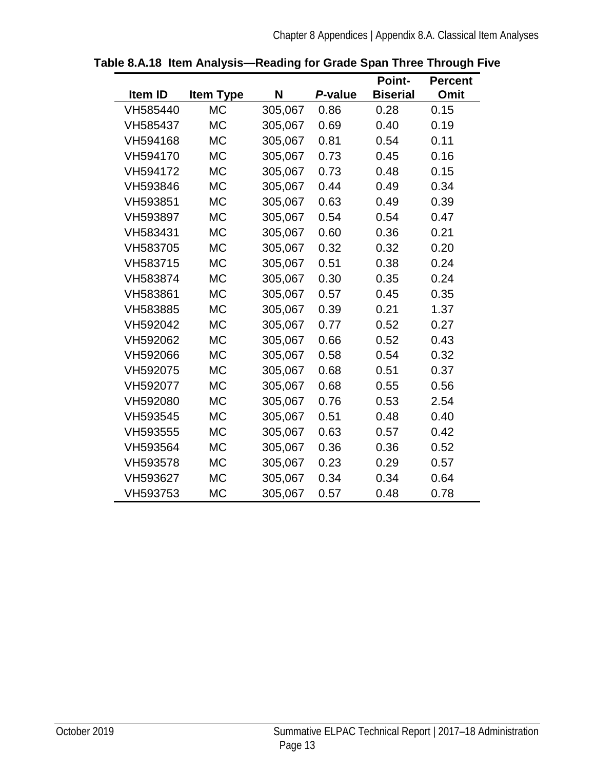**Table 8.A.18 Item Analysis—Reading for Grade Span Three Through Five**

| Item ID | Item Type | N | *P*-value | Point-Biserial | Percent Omit |
|---|---|---|---|---|---|
| VH585440 | MC | 305,067 | 0.86 | 0.28 | 0.15 |
| VH585437 | MC | 305,067 | 0.69 | 0.40 | 0.19 |
| VH594168 | MC | 305,067 | 0.81 | 0.54 | 0.11 |
| VH594170 | MC | 305,067 | 0.73 | 0.45 | 0.16 |
| VH594172 | MC | 305,067 | 0.73 | 0.48 | 0.15 |
| VH593846 | MC | 305,067 | 0.44 | 0.49 | 0.34 |
| VH593851 | MC | 305,067 | 0.63 | 0.49 | 0.39 |
| VH593897 | MC | 305,067 | 0.54 | 0.54 | 0.47 |
| VH583431 | MC | 305,067 | 0.60 | 0.36 | 0.21 |
| VH583705 | MC | 305,067 | 0.32 | 0.32 | 0.20 |
| VH583715 | MC | 305,067 | 0.51 | 0.38 | 0.24 |
| VH583874 | MC | 305,067 | 0.30 | 0.35 | 0.24 |
| VH583861 | MC | 305,067 | 0.57 | 0.45 | 0.35 |
| VH583885 | MC | 305,067 | 0.39 | 0.21 | 1.37 |
| VH592042 | MC | 305,067 | 0.77 | 0.52 | 0.27 |
| VH592062 | MC | 305,067 | 0.66 | 0.52 | 0.43 |
| VH592066 | MC | 305,067 | 0.58 | 0.54 | 0.32 |
| VH592075 | MC | 305,067 | 0.68 | 0.51 | 0.37 |
| VH592077 | MC | 305,067 | 0.68 | 0.55 | 0.56 |
| VH592080 | MC | 305,067 | 0.76 | 0.53 | 2.54 |
| VH593545 | MC | 305,067 | 0.51 | 0.48 | 0.40 |
| VH593555 | MC | 305,067 | 0.63 | 0.57 | 0.42 |
| VH593564 | MC | 305,067 | 0.36 | 0.36 | 0.52 |
| VH593578 | MC | 305,067 | 0.23 | 0.29 | 0.57 |
| VH593627 | MC | 305,067 | 0.34 | 0.34 | 0.64 |
| VH593753 | MC | 305,067 | 0.57 | 0.48 | 0.78 |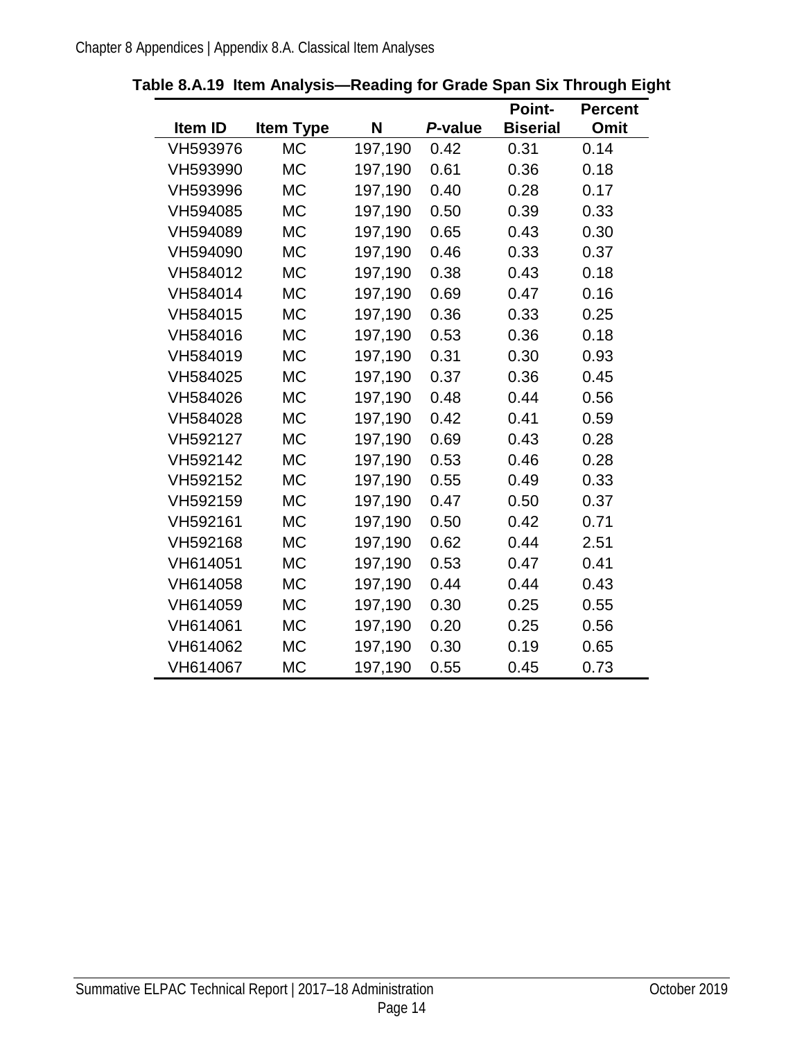**Table 8.A.19 Item Analysis—Reading for Grade Span Six Through Eight**

| Item ID | Item Type | N | *P*-value | Point-Biserial | Percent Omit |
|---|---|---|---|---|---|
| VH593976 | MC | 197,190 | 0.42 | 0.31 | 0.14 |
| VH593990 | MC | 197,190 | 0.61 | 0.36 | 0.18 |
| VH593996 | MC | 197,190 | 0.40 | 0.28 | 0.17 |
| VH594085 | MC | 197,190 | 0.50 | 0.39 | 0.33 |
| VH594089 | MC | 197,190 | 0.65 | 0.43 | 0.30 |
| VH594090 | MC | 197,190 | 0.46 | 0.33 | 0.37 |
| VH584012 | MC | 197,190 | 0.38 | 0.43 | 0.18 |
| VH584014 | MC | 197,190 | 0.69 | 0.47 | 0.16 |
| VH584015 | MC | 197,190 | 0.36 | 0.33 | 0.25 |
| VH584016 | MC | 197,190 | 0.53 | 0.36 | 0.18 |
| VH584019 | MC | 197,190 | 0.31 | 0.30 | 0.93 |
| VH584025 | MC | 197,190 | 0.37 | 0.36 | 0.45 |
| VH584026 | MC | 197,190 | 0.48 | 0.44 | 0.56 |
| VH584028 | MC | 197,190 | 0.42 | 0.41 | 0.59 |
| VH592127 | MC | 197,190 | 0.69 | 0.43 | 0.28 |
| VH592142 | MC | 197,190 | 0.53 | 0.46 | 0.28 |
| VH592152 | MC | 197,190 | 0.55 | 0.49 | 0.33 |
| VH592159 | MC | 197,190 | 0.47 | 0.50 | 0.37 |
| VH592161 | MC | 197,190 | 0.50 | 0.42 | 0.71 |
| VH592168 | MC | 197,190 | 0.62 | 0.44 | 2.51 |
| VH614051 | MC | 197,190 | 0.53 | 0.47 | 0.41 |
| VH614058 | MC | 197,190 | 0.44 | 0.44 | 0.43 |
| VH614059 | MC | 197,190 | 0.30 | 0.25 | 0.55 |
| VH614061 | MC | 197,190 | 0.20 | 0.25 | 0.56 |
| VH614062 | MC | 197,190 | 0.30 | 0.19 | 0.65 |
| VH614067 | MC | 197,190 | 0.55 | 0.45 | 0.73 |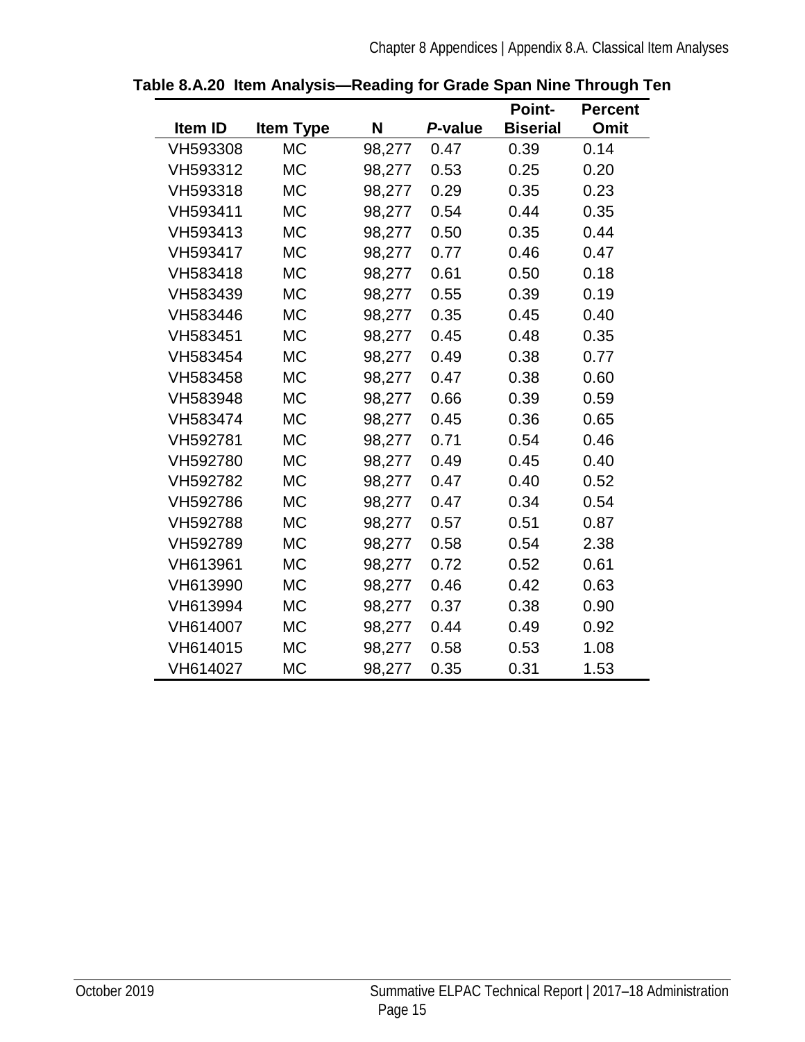**Table 8.A.20 Item Analysis—Reading for Grade Span Nine Through Ten**

| Item ID | Item Type | N | *P*-value | Point-Biserial | Percent Omit |
|---|---|---|---|---|---|
| VH593308 | MC | 98,277 | 0.47 | 0.39 | 0.14 |
| VH593312 | MC | 98,277 | 0.53 | 0.25 | 0.20 |
| VH593318 | MC | 98,277 | 0.29 | 0.35 | 0.23 |
| VH593411 | MC | 98,277 | 0.54 | 0.44 | 0.35 |
| VH593413 | MC | 98,277 | 0.50 | 0.35 | 0.44 |
| VH593417 | MC | 98,277 | 0.77 | 0.46 | 0.47 |
| VH583418 | MC | 98,277 | 0.61 | 0.50 | 0.18 |
| VH583439 | MC | 98,277 | 0.55 | 0.39 | 0.19 |
| VH583446 | MC | 98,277 | 0.35 | 0.45 | 0.40 |
| VH583451 | MC | 98,277 | 0.45 | 0.48 | 0.35 |
| VH583454 | MC | 98,277 | 0.49 | 0.38 | 0.77 |
| VH583458 | MC | 98,277 | 0.47 | 0.38 | 0.60 |
| VH583948 | MC | 98,277 | 0.66 | 0.39 | 0.59 |
| VH583474 | MC | 98,277 | 0.45 | 0.36 | 0.65 |
| VH592781 | MC | 98,277 | 0.71 | 0.54 | 0.46 |
| VH592780 | MC | 98,277 | 0.49 | 0.45 | 0.40 |
| VH592782 | MC | 98,277 | 0.47 | 0.40 | 0.52 |
| VH592786 | MC | 98,277 | 0.47 | 0.34 | 0.54 |
| VH592788 | MC | 98,277 | 0.57 | 0.51 | 0.87 |
| VH592789 | MC | 98,277 | 0.58 | 0.54 | 2.38 |
| VH613961 | MC | 98,277 | 0.72 | 0.52 | 0.61 |
| VH613990 | MC | 98,277 | 0.46 | 0.42 | 0.63 |
| VH613994 | MC | 98,277 | 0.37 | 0.38 | 0.90 |
| VH614007 | MC | 98,277 | 0.44 | 0.49 | 0.92 |
| VH614015 | MC | 98,277 | 0.58 | 0.53 | 1.08 |
| VH614027 | MC | 98,277 | 0.35 | 0.31 | 1.53 |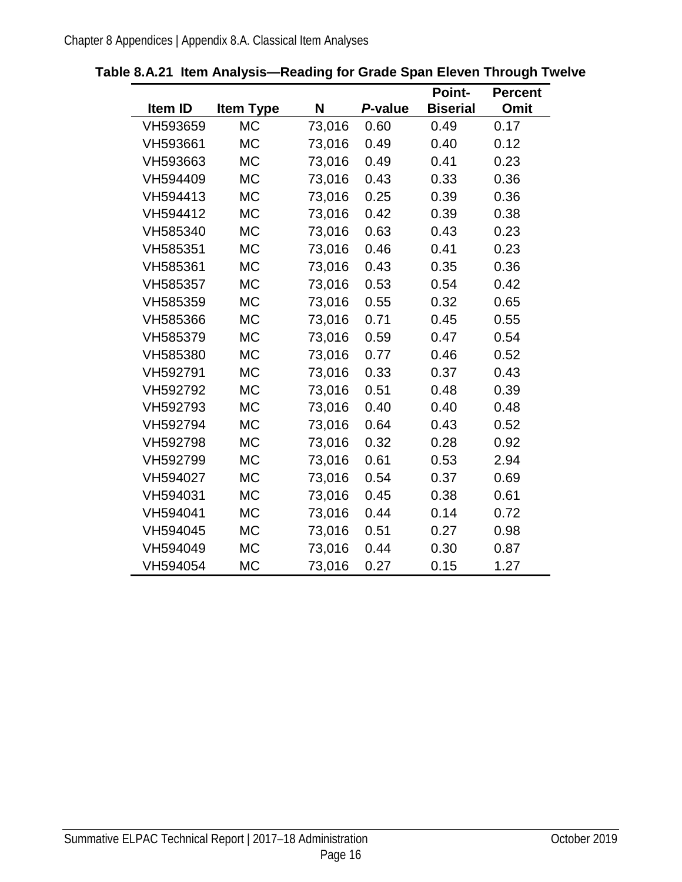**Table 8.A.21 Item Analysis—Reading for Grade Span Eleven Through Twelve**

| Item ID | Item Type | N | *P*-value | Point-Biserial | Percent Omit |
|---|---|---|---|---|---|
| VH593659 | MC | 73,016 | 0.60 | 0.49 | 0.17 |
| VH593661 | MC | 73,016 | 0.49 | 0.40 | 0.12 |
| VH593663 | MC | 73,016 | 0.49 | 0.41 | 0.23 |
| VH594409 | MC | 73,016 | 0.43 | 0.33 | 0.36 |
| VH594413 | MC | 73,016 | 0.25 | 0.39 | 0.36 |
| VH594412 | MC | 73,016 | 0.42 | 0.39 | 0.38 |
| VH585340 | MC | 73,016 | 0.63 | 0.43 | 0.23 |
| VH585351 | MC | 73,016 | 0.46 | 0.41 | 0.23 |
| VH585361 | MC | 73,016 | 0.43 | 0.35 | 0.36 |
| VH585357 | MC | 73,016 | 0.53 | 0.54 | 0.42 |
| VH585359 | MC | 73,016 | 0.55 | 0.32 | 0.65 |
| VH585366 | MC | 73,016 | 0.71 | 0.45 | 0.55 |
| VH585379 | MC | 73,016 | 0.59 | 0.47 | 0.54 |
| VH585380 | MC | 73,016 | 0.77 | 0.46 | 0.52 |
| VH592791 | MC | 73,016 | 0.33 | 0.37 | 0.43 |
| VH592792 | MC | 73,016 | 0.51 | 0.48 | 0.39 |
| VH592793 | MC | 73,016 | 0.40 | 0.40 | 0.48 |
| VH592794 | MC | 73,016 | 0.64 | 0.43 | 0.52 |
| VH592798 | MC | 73,016 | 0.32 | 0.28 | 0.92 |
| VH592799 | MC | 73,016 | 0.61 | 0.53 | 2.94 |
| VH594027 | MC | 73,016 | 0.54 | 0.37 | 0.69 |
| VH594031 | MC | 73,016 | 0.45 | 0.38 | 0.61 |
| VH594041 | MC | 73,016 | 0.44 | 0.14 | 0.72 |
| VH594045 | MC | 73,016 | 0.51 | 0.27 | 0.98 |
| VH594049 | MC | 73,016 | 0.44 | 0.30 | 0.87 |
| VH594054 | MC | 73,016 | 0.27 | 0.15 | 1.27 |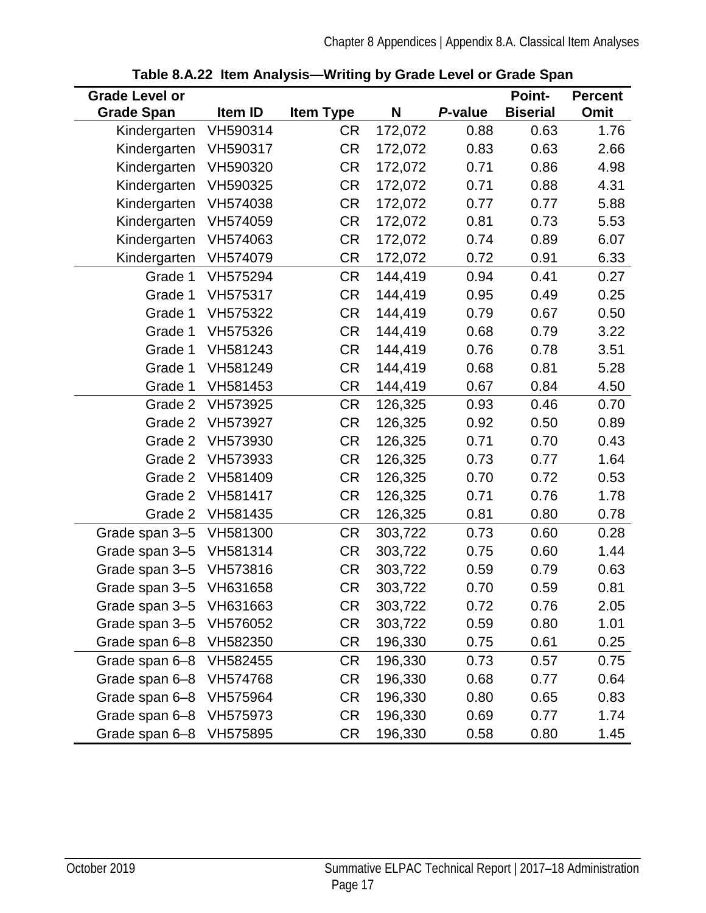**Table 8.A.22 Item Analysis—Writing by Grade Level or Grade Span**

| Grade Level or Grade Span | Item ID | Item Type | N | *P*-value | Point-Biserial | Percent Omit |
|---|---|---|---|---|---|---|
| Kindergarten | VH590314 | CR | 172,072 | 0.88 | 0.63 | 1.76 |
| Kindergarten | VH590317 | CR | 172,072 | 0.83 | 0.63 | 2.66 |
| Kindergarten | VH590320 | CR | 172,072 | 0.71 | 0.86 | 4.98 |
| Kindergarten | VH590325 | CR | 172,072 | 0.71 | 0.88 | 4.31 |
| Kindergarten | VH574038 | CR | 172,072 | 0.77 | 0.77 | 5.88 |
| Kindergarten | VH574059 | CR | 172,072 | 0.81 | 0.73 | 5.53 |
| Kindergarten | VH574063 | CR | 172,072 | 0.74 | 0.89 | 6.07 |
| Kindergarten | VH574079 | CR | 172,072 | 0.72 | 0.91 | 6.33 |
| Grade 1 | VH575294 | CR | 144,419 | 0.94 | 0.41 | 0.27 |
| Grade 1 | VH575317 | CR | 144,419 | 0.95 | 0.49 | 0.25 |
| Grade 1 | VH575322 | CR | 144,419 | 0.79 | 0.67 | 0.50 |
| Grade 1 | VH575326 | CR | 144,419 | 0.68 | 0.79 | 3.22 |
| Grade 1 | VH581243 | CR | 144,419 | 0.76 | 0.78 | 3.51 |
| Grade 1 | VH581249 | CR | 144,419 | 0.68 | 0.81 | 5.28 |
| Grade 1 | VH581453 | CR | 144,419 | 0.67 | 0.84 | 4.50 |
| Grade 2 | VH573925 | CR | 126,325 | 0.93 | 0.46 | 0.70 |
| Grade 2 | VH573927 | CR | 126,325 | 0.92 | 0.50 | 0.89 |
| Grade 2 | VH573930 | CR | 126,325 | 0.71 | 0.70 | 0.43 |
| Grade 2 | VH573933 | CR | 126,325 | 0.73 | 0.77 | 1.64 |
| Grade 2 | VH581409 | CR | 126,325 | 0.70 | 0.72 | 0.53 |
| Grade 2 | VH581417 | CR | 126,325 | 0.71 | 0.76 | 1.78 |
| Grade 2 | VH581435 | CR | 126,325 | 0.81 | 0.80 | 0.78 |
| Grade span 3–5 | VH581300 | CR | 303,722 | 0.73 | 0.60 | 0.28 |
| Grade span 3–5 | VH581314 | CR | 303,722 | 0.75 | 0.60 | 1.44 |
| Grade span 3–5 | VH573816 | CR | 303,722 | 0.59 | 0.79 | 0.63 |
| Grade span 3–5 | VH631658 | CR | 303,722 | 0.70 | 0.59 | 0.81 |
| Grade span 3–5 | VH631663 | CR | 303,722 | 0.72 | 0.76 | 2.05 |
| Grade span 3–5 | VH576052 | CR | 303,722 | 0.59 | 0.80 | 1.01 |
| Grade span 6–8 | VH582350 | CR | 196,330 | 0.75 | 0.61 | 0.25 |
| Grade span 6–8 | VH582455 | CR | 196,330 | 0.73 | 0.57 | 0.75 |
| Grade span 6–8 | VH574768 | CR | 196,330 | 0.68 | 0.77 | 0.64 |
| Grade span 6–8 | VH575964 | CR | 196,330 | 0.80 | 0.65 | 0.83 |
| Grade span 6–8 | VH575973 | CR | 196,330 | 0.69 | 0.77 | 1.74 |
| Grade span 6–8 | VH575895 | CR | 196,330 | 0.58 | 0.80 | 1.45 |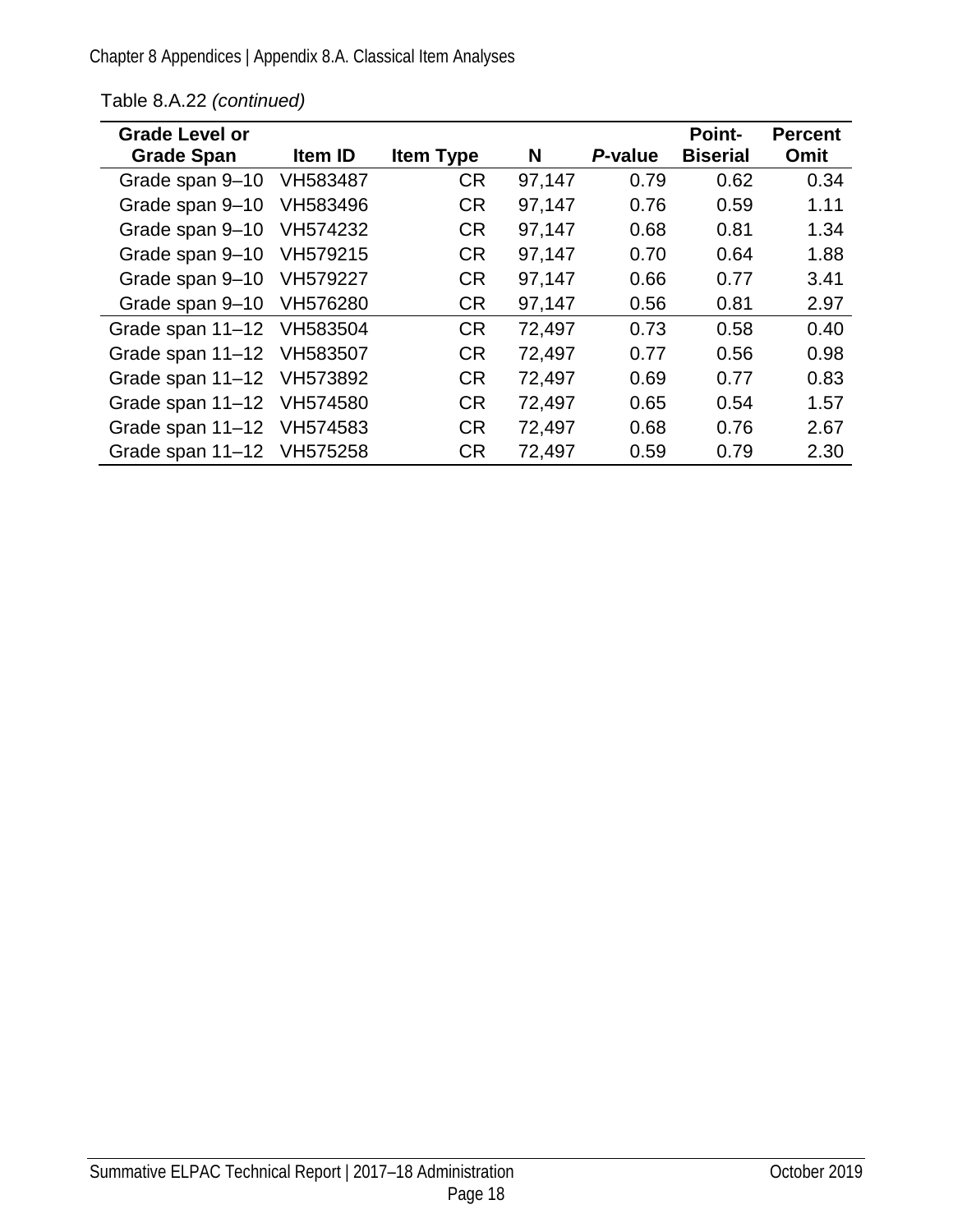Table 8.A.22 *(continued)*

| Grade Level or Grade Span | Item ID | Item Type | N | *P*-value | Point-Biserial | Percent Omit |
|---|---|---|---|---|---|---|
| Grade span 9–10 | VH583487 | CR | 97,147 | 0.79 | 0.62 | 0.34 |
| Grade span 9–10 | VH583496 | CR | 97,147 | 0.76 | 0.59 | 1.11 |
| Grade span 9–10 | VH574232 | CR | 97,147 | 0.68 | 0.81 | 1.34 |
| Grade span 9–10 | VH579215 | CR | 97,147 | 0.70 | 0.64 | 1.88 |
| Grade span 9–10 | VH579227 | CR | 97,147 | 0.66 | 0.77 | 3.41 |
| Grade span 9–10 | VH576280 | CR | 97,147 | 0.56 | 0.81 | 2.97 |
| Grade span 11–12 | VH583504 | CR | 72,497 | 0.73 | 0.58 | 0.40 |
| Grade span 11–12 | VH583507 | CR | 72,497 | 0.77 | 0.56 | 0.98 |
| Grade span 11–12 | VH573892 | CR | 72,497 | 0.69 | 0.77 | 0.83 |
| Grade span 11–12 | VH574580 | CR | 72,497 | 0.65 | 0.54 | 1.57 |
| Grade span 11–12 | VH574583 | CR | 72,497 | 0.68 | 0.76 | 2.67 |
| Grade span 11–12 | VH575258 | CR | 72,497 | 0.59 | 0.79 | 2.30 |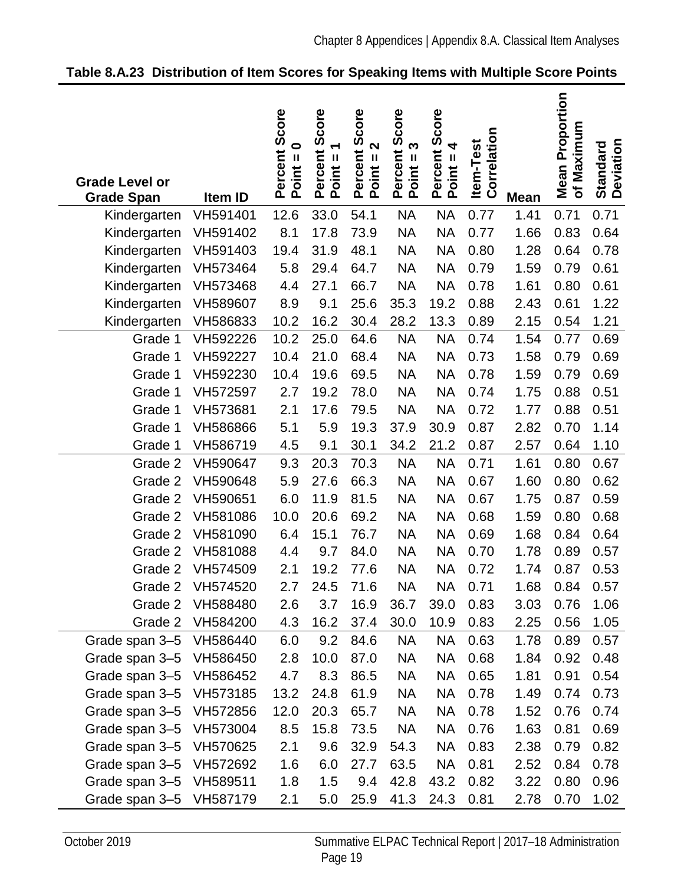**Table 8.A.23 Distribution of Item Scores for Speaking Items with Multiple Score Points**

| Grade Level or Grade Span | Item ID | Percent Score Point = 0 | Percent Score Point = 1 | Percent Score Point = 2 | Percent Score Point = 3 | Percent Score Point = 4 | Item-Test Correlation | Mean | Mean Proportion of Maximum | Standard Deviation |
|---|---|---|---|---|---|---|---|---|---|---|
| Kindergarten | VH591401 | 12.6 | 33.0 | 54.1 | NA | NA | 0.77 | 1.41 | 0.71 | 0.71 |
| Kindergarten | VH591402 | 8.1 | 17.8 | 73.9 | NA | NA | 0.77 | 1.66 | 0.83 | 0.64 |
| Kindergarten | VH591403 | 19.4 | 31.9 | 48.1 | NA | NA | 0.80 | 1.28 | 0.64 | 0.78 |
| Kindergarten | VH573464 | 5.8 | 29.4 | 64.7 | NA | NA | 0.79 | 1.59 | 0.79 | 0.61 |
| Kindergarten | VH573468 | 4.4 | 27.1 | 66.7 | NA | NA | 0.78 | 1.61 | 0.80 | 0.61 |
| Kindergarten | VH589607 | 8.9 | 9.1 | 25.6 | 35.3 | 19.2 | 0.88 | 2.43 | 0.61 | 1.22 |
| Kindergarten | VH586833 | 10.2 | 16.2 | 30.4 | 28.2 | 13.3 | 0.89 | 2.15 | 0.54 | 1.21 |
| Grade 1 | VH592226 | 10.2 | 25.0 | 64.6 | NA | NA | 0.74 | 1.54 | 0.77 | 0.69 |
| Grade 1 | VH592227 | 10.4 | 21.0 | 68.4 | NA | NA | 0.73 | 1.58 | 0.79 | 0.69 |
| Grade 1 | VH592230 | 10.4 | 19.6 | 69.5 | NA | NA | 0.78 | 1.59 | 0.79 | 0.69 |
| Grade 1 | VH572597 | 2.7 | 19.2 | 78.0 | NA | NA | 0.74 | 1.75 | 0.88 | 0.51 |
| Grade 1 | VH573681 | 2.1 | 17.6 | 79.5 | NA | NA | 0.72 | 1.77 | 0.88 | 0.51 |
| Grade 1 | VH586866 | 5.1 | 5.9 | 19.3 | 37.9 | 30.9 | 0.87 | 2.82 | 0.70 | 1.14 |
| Grade 1 | VH586719 | 4.5 | 9.1 | 30.1 | 34.2 | 21.2 | 0.87 | 2.57 | 0.64 | 1.10 |
| Grade 2 | VH590647 | 9.3 | 20.3 | 70.3 | NA | NA | 0.71 | 1.61 | 0.80 | 0.67 |
| Grade 2 | VH590648 | 5.9 | 27.6 | 66.3 | NA | NA | 0.67 | 1.60 | 0.80 | 0.62 |
| Grade 2 | VH590651 | 6.0 | 11.9 | 81.5 | NA | NA | 0.67 | 1.75 | 0.87 | 0.59 |
| Grade 2 | VH581086 | 10.0 | 20.6 | 69.2 | NA | NA | 0.68 | 1.59 | 0.80 | 0.68 |
| Grade 2 | VH581090 | 6.4 | 15.1 | 76.7 | NA | NA | 0.69 | 1.68 | 0.84 | 0.64 |
| Grade 2 | VH581088 | 4.4 | 9.7 | 84.0 | NA | NA | 0.70 | 1.78 | 0.89 | 0.57 |
| Grade 2 | VH574509 | 2.1 | 19.2 | 77.6 | NA | NA | 0.72 | 1.74 | 0.87 | 0.53 |
| Grade 2 | VH574520 | 2.7 | 24.5 | 71.6 | NA | NA | 0.71 | 1.68 | 0.84 | 0.57 |
| Grade 2 | VH588480 | 2.6 | 3.7 | 16.9 | 36.7 | 39.0 | 0.83 | 3.03 | 0.76 | 1.06 |
| Grade 2 | VH584200 | 4.3 | 16.2 | 37.4 | 30.0 | 10.9 | 0.83 | 2.25 | 0.56 | 1.05 |
| Grade span 3–5 | VH586440 | 6.0 | 9.2 | 84.6 | NA | NA | 0.63 | 1.78 | 0.89 | 0.57 |
| Grade span 3–5 | VH586450 | 2.8 | 10.0 | 87.0 | NA | NA | 0.68 | 1.84 | 0.92 | 0.48 |
| Grade span 3–5 | VH586452 | 4.7 | 8.3 | 86.5 | NA | NA | 0.65 | 1.81 | 0.91 | 0.54 |
| Grade span 3–5 | VH573185 | 13.2 | 24.8 | 61.9 | NA | NA | 0.78 | 1.49 | 0.74 | 0.73 |
| Grade span 3–5 | VH572856 | 12.0 | 20.3 | 65.7 | NA | NA | 0.78 | 1.52 | 0.76 | 0.74 |
| Grade span 3–5 | VH573004 | 8.5 | 15.8 | 73.5 | NA | NA | 0.76 | 1.63 | 0.81 | 0.69 |
| Grade span 3–5 | VH570625 | 2.1 | 9.6 | 32.9 | 54.3 | NA | 0.83 | 2.38 | 0.79 | 0.82 |
| Grade span 3–5 | VH572692 | 1.6 | 6.0 | 27.7 | 63.5 | NA | 0.81 | 2.52 | 0.84 | 0.78 |
| Grade span 3–5 | VH589511 | 1.8 | 1.5 | 9.4 | 42.8 | 43.2 | 0.82 | 3.22 | 0.80 | 0.96 |
| Grade span 3–5 | VH587179 | 2.1 | 5.0 | 25.9 | 41.3 | 24.3 | 0.81 | 2.78 | 0.70 | 1.02 |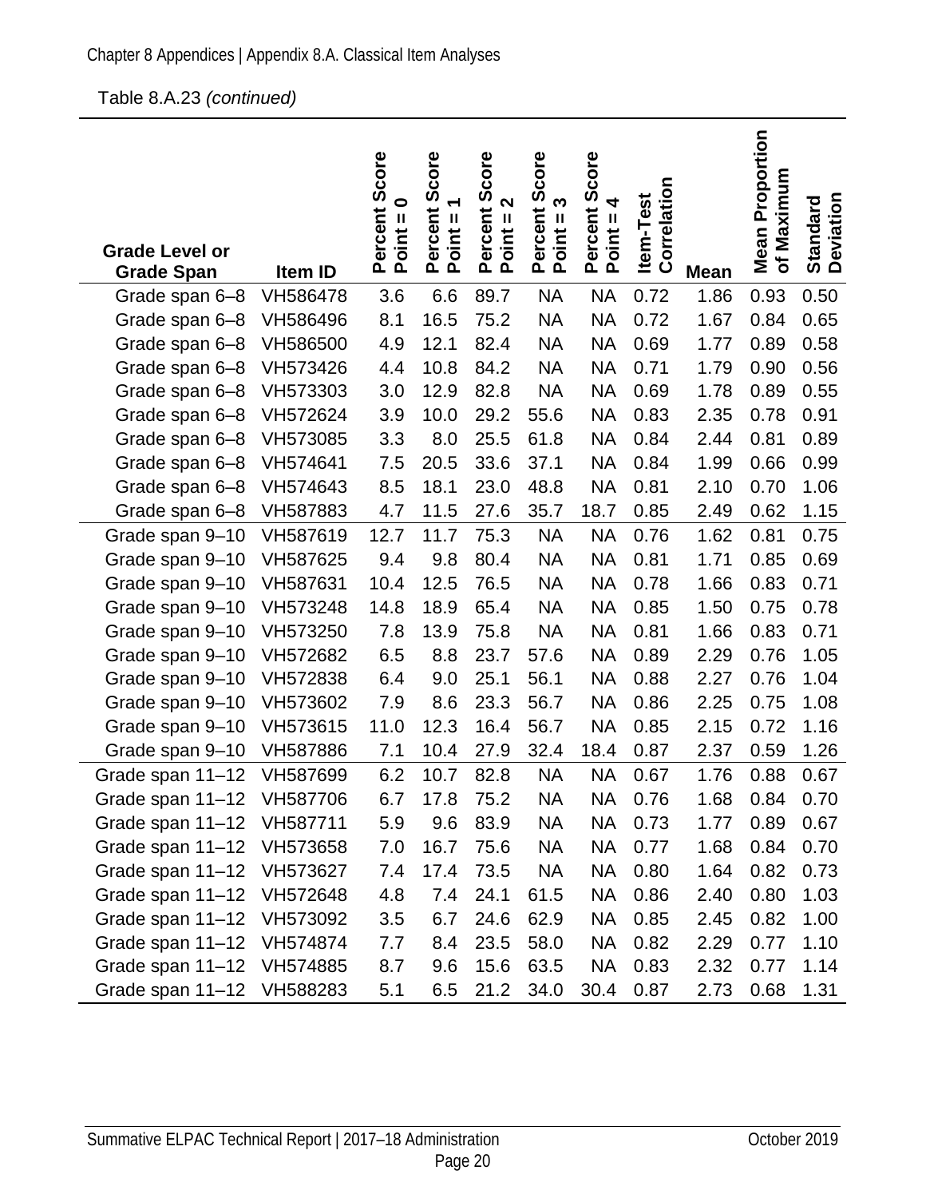Table 8.A.23 *(continued)*

| Grade Level or Grade Span | Item ID | Percent Score Point = 0 | Percent Score Point = 1 | Percent Score Point = 2 | Percent Score Point = 3 | Percent Score Point = 4 | Item-Test Correlation | Mean | Mean Proportion of Maximum | Standard Deviation |
|---|---|---|---|---|---|---|---|---|---|---|
| Grade span 6–8 | VH586478 | 3.6 | 6.6 | 89.7 | NA | NA | 0.72 | 1.86 | 0.93 | 0.50 |
| Grade span 6–8 | VH586496 | 8.1 | 16.5 | 75.2 | NA | NA | 0.72 | 1.67 | 0.84 | 0.65 |
| Grade span 6–8 | VH586500 | 4.9 | 12.1 | 82.4 | NA | NA | 0.69 | 1.77 | 0.89 | 0.58 |
| Grade span 6–8 | VH573426 | 4.4 | 10.8 | 84.2 | NA | NA | 0.71 | 1.79 | 0.90 | 0.56 |
| Grade span 6–8 | VH573303 | 3.0 | 12.9 | 82.8 | NA | NA | 0.69 | 1.78 | 0.89 | 0.55 |
| Grade span 6–8 | VH572624 | 3.9 | 10.0 | 29.2 | 55.6 | NA | 0.83 | 2.35 | 0.78 | 0.91 |
| Grade span 6–8 | VH573085 | 3.3 | 8.0 | 25.5 | 61.8 | NA | 0.84 | 2.44 | 0.81 | 0.89 |
| Grade span 6–8 | VH574641 | 7.5 | 20.5 | 33.6 | 37.1 | NA | 0.84 | 1.99 | 0.66 | 0.99 |
| Grade span 6–8 | VH574643 | 8.5 | 18.1 | 23.0 | 48.8 | NA | 0.81 | 2.10 | 0.70 | 1.06 |
| Grade span 6–8 | VH587883 | 4.7 | 11.5 | 27.6 | 35.7 | 18.7 | 0.85 | 2.49 | 0.62 | 1.15 |
| Grade span 9–10 | VH587619 | 12.7 | 11.7 | 75.3 | NA | NA | 0.76 | 1.62 | 0.81 | 0.75 |
| Grade span 9–10 | VH587625 | 9.4 | 9.8 | 80.4 | NA | NA | 0.81 | 1.71 | 0.85 | 0.69 |
| Grade span 9–10 | VH587631 | 10.4 | 12.5 | 76.5 | NA | NA | 0.78 | 1.66 | 0.83 | 0.71 |
| Grade span 9–10 | VH573248 | 14.8 | 18.9 | 65.4 | NA | NA | 0.85 | 1.50 | 0.75 | 0.78 |
| Grade span 9–10 | VH573250 | 7.8 | 13.9 | 75.8 | NA | NA | 0.81 | 1.66 | 0.83 | 0.71 |
| Grade span 9–10 | VH572682 | 6.5 | 8.8 | 23.7 | 57.6 | NA | 0.89 | 2.29 | 0.76 | 1.05 |
| Grade span 9–10 | VH572838 | 6.4 | 9.0 | 25.1 | 56.1 | NA | 0.88 | 2.27 | 0.76 | 1.04 |
| Grade span 9–10 | VH573602 | 7.9 | 8.6 | 23.3 | 56.7 | NA | 0.86 | 2.25 | 0.75 | 1.08 |
| Grade span 9–10 | VH573615 | 11.0 | 12.3 | 16.4 | 56.7 | NA | 0.85 | 2.15 | 0.72 | 1.16 |
| Grade span 9–10 | VH587886 | 7.1 | 10.4 | 27.9 | 32.4 | 18.4 | 0.87 | 2.37 | 0.59 | 1.26 |
| Grade span 11–12 | VH587699 | 6.2 | 10.7 | 82.8 | NA | NA | 0.67 | 1.76 | 0.88 | 0.67 |
| Grade span 11–12 | VH587706 | 6.7 | 17.8 | 75.2 | NA | NA | 0.76 | 1.68 | 0.84 | 0.70 |
| Grade span 11–12 | VH587711 | 5.9 | 9.6 | 83.9 | NA | NA | 0.73 | 1.77 | 0.89 | 0.67 |
| Grade span 11–12 | VH573658 | 7.0 | 16.7 | 75.6 | NA | NA | 0.77 | 1.68 | 0.84 | 0.70 |
| Grade span 11–12 | VH573627 | 7.4 | 17.4 | 73.5 | NA | NA | 0.80 | 1.64 | 0.82 | 0.73 |
| Grade span 11–12 | VH572648 | 4.8 | 7.4 | 24.1 | 61.5 | NA | 0.86 | 2.40 | 0.80 | 1.03 |
| Grade span 11–12 | VH573092 | 3.5 | 6.7 | 24.6 | 62.9 | NA | 0.85 | 2.45 | 0.82 | 1.00 |
| Grade span 11–12 | VH574874 | 7.7 | 8.4 | 23.5 | 58.0 | NA | 0.82 | 2.29 | 0.77 | 1.10 |
| Grade span 11–12 | VH574885 | 8.7 | 9.6 | 15.6 | 63.5 | NA | 0.83 | 2.32 | 0.77 | 1.14 |
| Grade span 11–12 | VH588283 | 5.1 | 6.5 | 21.2 | 34.0 | 30.4 | 0.87 | 2.73 | 0.68 | 1.31 |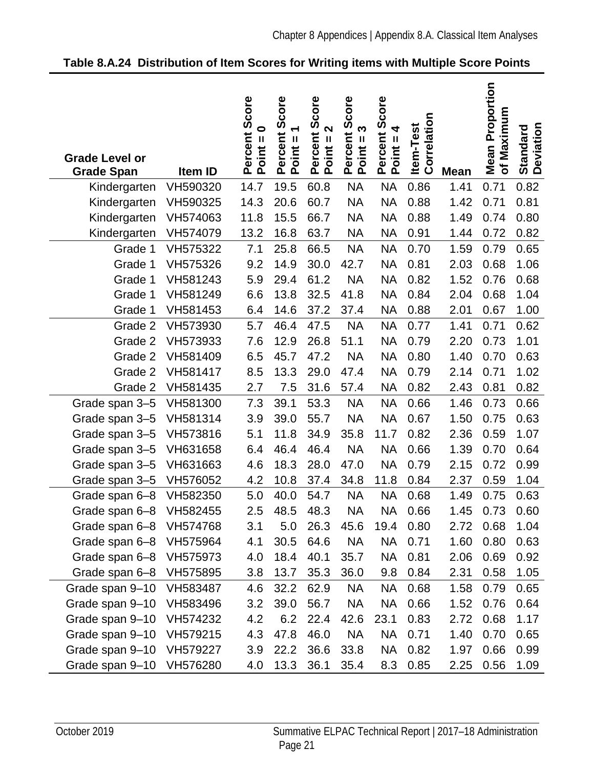**Table 8.A.24 Distribution of Item Scores for Writing items with Multiple Score Points**

| Grade Level or Grade Span | Item ID | Percent Score Point = 0 | Percent Score Point = 1 | Percent Score Point = 2 | Percent Score Point = 3 | Percent Score Point = 4 | Item-Test Correlation | Mean | Mean Proportion of Maximum | Standard Deviation |
|---|---|---|---|---|---|---|---|---|---|---|
| Kindergarten | VH590320 | 14.7 | 19.5 | 60.8 | NA | NA | 0.86 | 1.41 | 0.71 | 0.82 |
| Kindergarten | VH590325 | 14.3 | 20.6 | 60.7 | NA | NA | 0.88 | 1.42 | 0.71 | 0.81 |
| Kindergarten | VH574063 | 11.8 | 15.5 | 66.7 | NA | NA | 0.88 | 1.49 | 0.74 | 0.80 |
| Kindergarten | VH574079 | 13.2 | 16.8 | 63.7 | NA | NA | 0.91 | 1.44 | 0.72 | 0.82 |
| Grade 1 | VH575322 | 7.1 | 25.8 | 66.5 | NA | NA | 0.70 | 1.59 | 0.79 | 0.65 |
| Grade 1 | VH575326 | 9.2 | 14.9 | 30.0 | 42.7 | NA | 0.81 | 2.03 | 0.68 | 1.06 |
| Grade 1 | VH581243 | 5.9 | 29.4 | 61.2 | NA | NA | 0.82 | 1.52 | 0.76 | 0.68 |
| Grade 1 | VH581249 | 6.6 | 13.8 | 32.5 | 41.8 | NA | 0.84 | 2.04 | 0.68 | 1.04 |
| Grade 1 | VH581453 | 6.4 | 14.6 | 37.2 | 37.4 | NA | 0.88 | 2.01 | 0.67 | 1.00 |
| Grade 2 | VH573930 | 5.7 | 46.4 | 47.5 | NA | NA | 0.77 | 1.41 | 0.71 | 0.62 |
| Grade 2 | VH573933 | 7.6 | 12.9 | 26.8 | 51.1 | NA | 0.79 | 2.20 | 0.73 | 1.01 |
| Grade 2 | VH581409 | 6.5 | 45.7 | 47.2 | NA | NA | 0.80 | 1.40 | 0.70 | 0.63 |
| Grade 2 | VH581417 | 8.5 | 13.3 | 29.0 | 47.4 | NA | 0.79 | 2.14 | 0.71 | 1.02 |
| Grade 2 | VH581435 | 2.7 | 7.5 | 31.6 | 57.4 | NA | 0.82 | 2.43 | 0.81 | 0.82 |
| Grade span 3–5 | VH581300 | 7.3 | 39.1 | 53.3 | NA | NA | 0.66 | 1.46 | 0.73 | 0.66 |
| Grade span 3–5 | VH581314 | 3.9 | 39.0 | 55.7 | NA | NA | 0.67 | 1.50 | 0.75 | 0.63 |
| Grade span 3–5 | VH573816 | 5.1 | 11.8 | 34.9 | 35.8 | 11.7 | 0.82 | 2.36 | 0.59 | 1.07 |
| Grade span 3–5 | VH631658 | 6.4 | 46.4 | 46.4 | NA | NA | 0.66 | 1.39 | 0.70 | 0.64 |
| Grade span 3–5 | VH631663 | 4.6 | 18.3 | 28.0 | 47.0 | NA | 0.79 | 2.15 | 0.72 | 0.99 |
| Grade span 3–5 | VH576052 | 4.2 | 10.8 | 37.4 | 34.8 | 11.8 | 0.84 | 2.37 | 0.59 | 1.04 |
| Grade span 6–8 | VH582350 | 5.0 | 40.0 | 54.7 | NA | NA | 0.68 | 1.49 | 0.75 | 0.63 |
| Grade span 6–8 | VH582455 | 2.5 | 48.5 | 48.3 | NA | NA | 0.66 | 1.45 | 0.73 | 0.60 |
| Grade span 6–8 | VH574768 | 3.1 | 5.0 | 26.3 | 45.6 | 19.4 | 0.80 | 2.72 | 0.68 | 1.04 |
| Grade span 6–8 | VH575964 | 4.1 | 30.5 | 64.6 | NA | NA | 0.71 | 1.60 | 0.80 | 0.63 |
| Grade span 6–8 | VH575973 | 4.0 | 18.4 | 40.1 | 35.7 | NA | 0.81 | 2.06 | 0.69 | 0.92 |
| Grade span 6–8 | VH575895 | 3.8 | 13.7 | 35.3 | 36.0 | 9.8 | 0.84 | 2.31 | 0.58 | 1.05 |
| Grade span 9–10 | VH583487 | 4.6 | 32.2 | 62.9 | NA | NA | 0.68 | 1.58 | 0.79 | 0.65 |
| Grade span 9–10 | VH583496 | 3.2 | 39.0 | 56.7 | NA | NA | 0.66 | 1.52 | 0.76 | 0.64 |
| Grade span 9–10 | VH574232 | 4.2 | 6.2 | 22.4 | 42.6 | 23.1 | 0.83 | 2.72 | 0.68 | 1.17 |
| Grade span 9–10 | VH579215 | 4.3 | 47.8 | 46.0 | NA | NA | 0.71 | 1.40 | 0.70 | 0.65 |
| Grade span 9–10 | VH579227 | 3.9 | 22.2 | 36.6 | 33.8 | NA | 0.82 | 1.97 | 0.66 | 0.99 |
| Grade span 9–10 | VH576280 | 4.0 | 13.3 | 36.1 | 35.4 | 8.3 | 0.85 | 2.25 | 0.56 | 1.09 |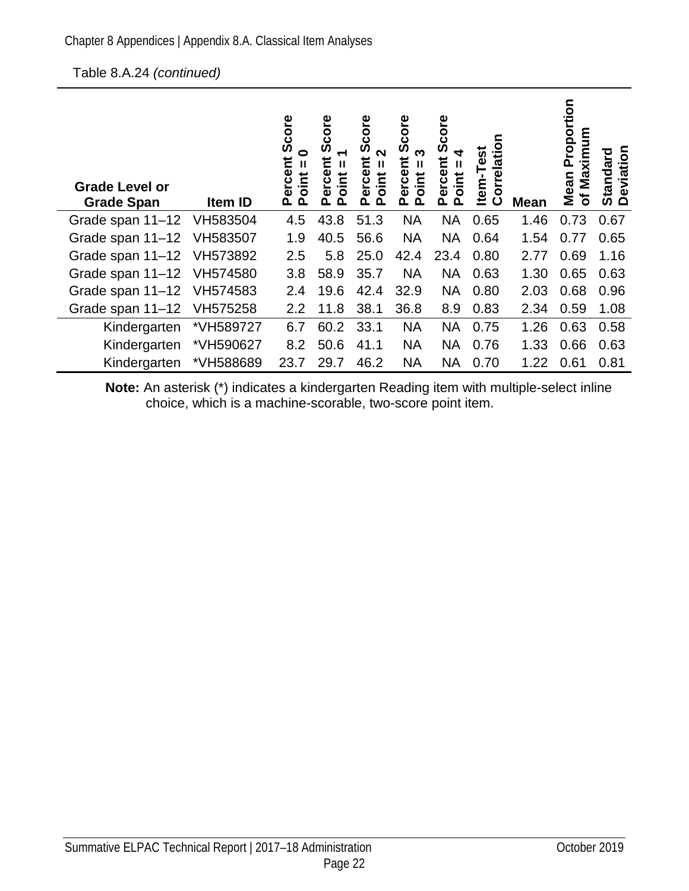Table 8.A.24 *(continued)*

| Grade Level or Grade Span | Item ID | Percent Score Point = 0 | Percent Score Point = 1 | Percent Score Point = 2 | Percent Score Point = 3 | Percent Score Point = 4 | Item-Test Correlation | Mean | Mean Proportion of Maximum | Standard Deviation |
|---|---|---|---|---|---|---|---|---|---|---|
| Grade span 11–12 | VH583504 | 4.5 | 43.8 | 51.3 | NA | NA | 0.65 | 1.46 | 0.73 | 0.67 |
| Grade span 11–12 | VH583507 | 1.9 | 40.5 | 56.6 | NA | NA | 0.64 | 1.54 | 0.77 | 0.65 |
| Grade span 11–12 | VH573892 | 2.5 | 5.8 | 25.0 | 42.4 | 23.4 | 0.80 | 2.77 | 0.69 | 1.16 |
| Grade span 11–12 | VH574580 | 3.8 | 58.9 | 35.7 | NA | NA | 0.63 | 1.30 | 0.65 | 0.63 |
| Grade span 11–12 | VH574583 | 2.4 | 19.6 | 42.4 | 32.9 | NA | 0.80 | 2.03 | 0.68 | 0.96 |
| Grade span 11–12 | VH575258 | 2.2 | 11.8 | 38.1 | 36.8 | 8.9 | 0.83 | 2.34 | 0.59 | 1.08 |
| Kindergarten | *VH589727 | 6.7 | 60.2 | 33.1 | NA | NA | 0.75 | 1.26 | 0.63 | 0.58 |
| Kindergarten | *VH590627 | 8.2 | 50.6 | 41.1 | NA | NA | 0.76 | 1.33 | 0.66 | 0.63 |
| Kindergarten | *VH588689 | 23.7 | 29.7 | 46.2 | NA | NA | 0.70 | 1.22 | 0.61 | 0.81 |

**Note:** An asterisk (*) indicates a kindergarten Reading item with multiple-select inline choice, which is a machine-scorable, two-score point item.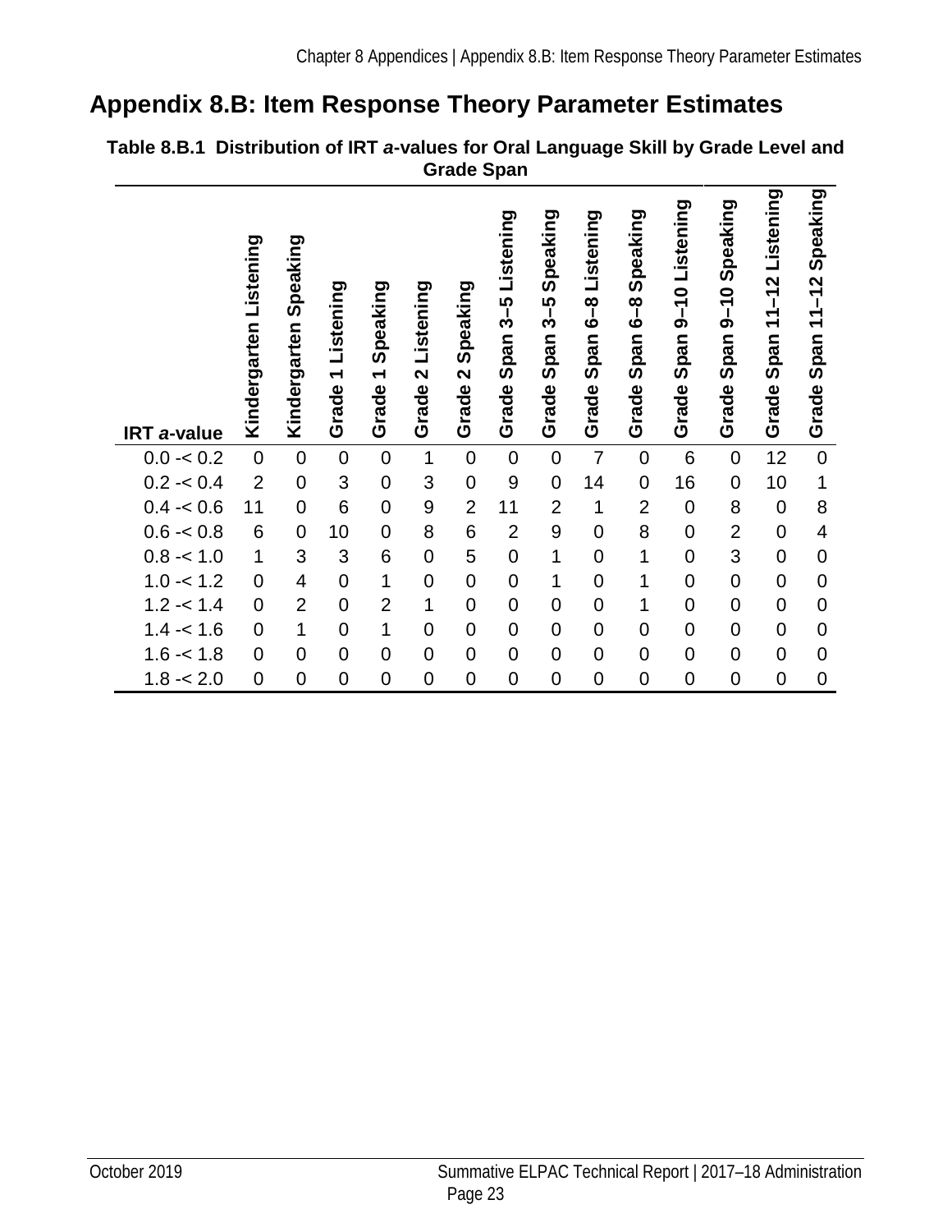# Appendix 8.B: Item Response Theory Parameter Estimates

**Table 8.B.1 Distribution of IRT *a*-values for Oral Language Skill by Grade Level and Grade Span**

| IRT *a*-value | Kindergarten Listening | Kindergarten Speaking | Grade 1 Listening | Grade 1 Speaking | Grade 2 Listening | Grade 2 Speaking | Grade Span 3–5 Listening | Grade Span 3–5 Speaking | Grade Span 6–8 Listening | Grade Span 6–8 Speaking | Grade Span 9–10 Listening | Grade Span 9–10 Speaking | Grade Span 11–12 Listening | Grade Span 11–12 Speaking |
|---|---|---|---|---|---|---|---|---|---|---|---|---|---|---|
| 0.0 -< 0.2 | 0 | 0 | 0 | 0 | 1 | 0 | 0 | 0 | 7 | 0 | 6 | 0 | 12 | 0 |
| 0.2 -< 0.4 | 2 | 0 | 3 | 0 | 3 | 0 | 9 | 0 | 14 | 0 | 16 | 0 | 10 | 1 |
| 0.4 -< 0.6 | 11 | 0 | 6 | 0 | 9 | 2 | 11 | 2 | 1 | 2 | 0 | 8 | 0 | 8 |
| 0.6 -< 0.8 | 6 | 0 | 10 | 0 | 8 | 6 | 2 | 9 | 0 | 8 | 0 | 2 | 0 | 4 |
| 0.8 -< 1.0 | 1 | 3 | 3 | 6 | 0 | 5 | 0 | 1 | 0 | 1 | 0 | 3 | 0 | 0 |
| 1.0 -< 1.2 | 0 | 4 | 0 | 1 | 0 | 0 | 0 | 1 | 0 | 1 | 0 | 0 | 0 | 0 |
| 1.2 -< 1.4 | 0 | 2 | 0 | 2 | 1 | 0 | 0 | 0 | 0 | 1 | 0 | 0 | 0 | 0 |
| 1.4 -< 1.6 | 0 | 1 | 0 | 1 | 0 | 0 | 0 | 0 | 0 | 0 | 0 | 0 | 0 | 0 |
| 1.6 -< 1.8 | 0 | 0 | 0 | 0 | 0 | 0 | 0 | 0 | 0 | 0 | 0 | 0 | 0 | 0 |
| 1.8 -< 2.0 | 0 | 0 | 0 | 0 | 0 | 0 | 0 | 0 | 0 | 0 | 0 | 0 | 0 | 0 |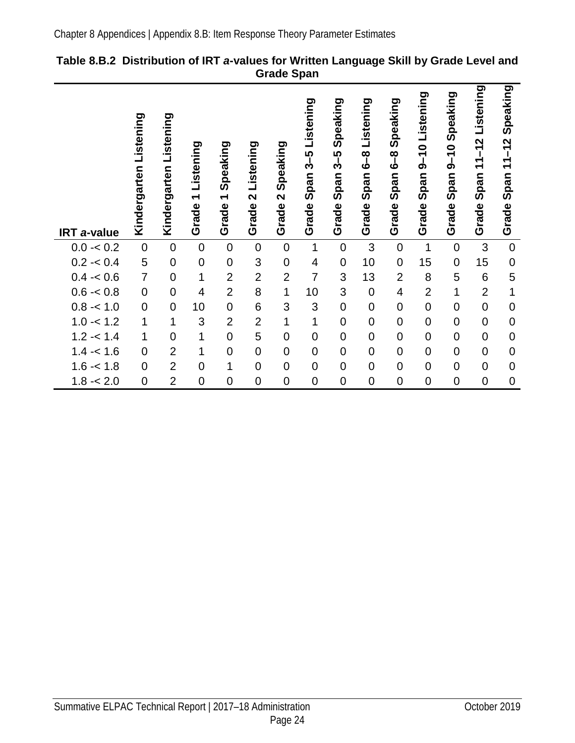**Table 8.B.2 Distribution of IRT *a*-values for Written Language Skill by Grade Level and Grade Span**

| IRT *a*-value | Kindergarten Listening | Kindergarten Listening | Grade 1 Listening | Grade 1 Speaking | Grade 2 Listening | Grade 2 Speaking | Grade Span 3–5 Listening | Grade Span 3–5 Speaking | Grade Span 6–8 Listening | Grade Span 6–8 Speaking | Grade Span 9–10 Listening | Grade Span 9–10 Speaking | Grade Span 11–12 Listening | Grade Span 11–12 Speaking |
|---|---|---|---|---|---|---|---|---|---|---|---|---|---|---|
| 0.0 -< 0.2 | 0 | 0 | 0 | 0 | 0 | 0 | 1 | 0 | 3 | 0 | 1 | 0 | 3 | 0 |
| 0.2 -< 0.4 | 5 | 0 | 0 | 0 | 3 | 0 | 4 | 0 | 10 | 0 | 15 | 0 | 15 | 0 |
| 0.4 -< 0.6 | 7 | 0 | 1 | 2 | 2 | 2 | 7 | 3 | 13 | 2 | 8 | 5 | 6 | 5 |
| 0.6 -< 0.8 | 0 | 0 | 4 | 2 | 8 | 1 | 10 | 3 | 0 | 4 | 2 | 1 | 2 | 1 |
| 0.8 -< 1.0 | 0 | 0 | 10 | 0 | 6 | 3 | 3 | 0 | 0 | 0 | 0 | 0 | 0 | 0 |
| 1.0 -< 1.2 | 1 | 1 | 3 | 2 | 2 | 1 | 1 | 0 | 0 | 0 | 0 | 0 | 0 | 0 |
| 1.2 -< 1.4 | 1 | 0 | 1 | 0 | 5 | 0 | 0 | 0 | 0 | 0 | 0 | 0 | 0 | 0 |
| 1.4 -< 1.6 | 0 | 2 | 1 | 0 | 0 | 0 | 0 | 0 | 0 | 0 | 0 | 0 | 0 | 0 |
| 1.6 -< 1.8 | 0 | 2 | 0 | 1 | 0 | 0 | 0 | 0 | 0 | 0 | 0 | 0 | 0 | 0 |
| 1.8 -< 2.0 | 0 | 2 | 0 | 0 | 0 | 0 | 0 | 0 | 0 | 0 | 0 | 0 | 0 | 0 |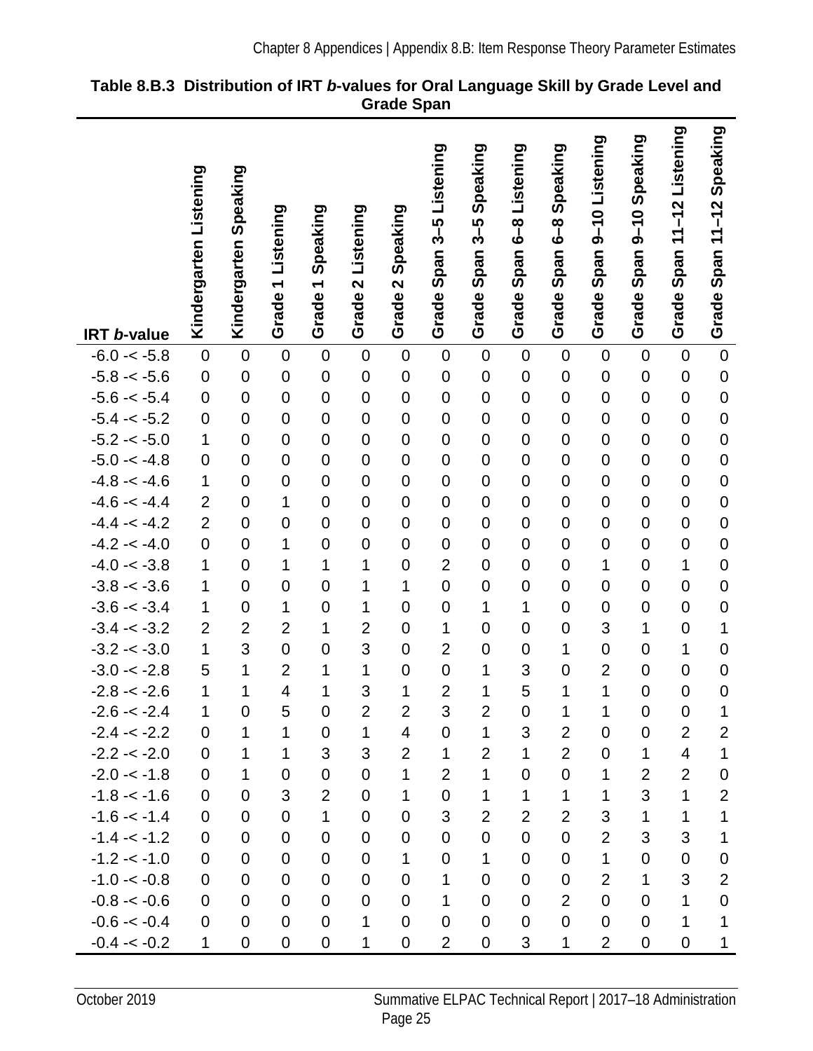**Table 8.B.3 Distribution of IRT *b*-values for Oral Language Skill by Grade Level and Grade Span**

| IRT *b*-value | Kindergarten Listening | Kindergarten Speaking | Grade 1 Listening | Grade 1 Speaking | Grade 2 Listening | Grade 2 Speaking | Grade Span 3–5 Listening | Grade Span 3–5 Speaking | Grade Span 6–8 Listening | Grade Span 6–8 Speaking | Grade Span 9–10 Listening | Grade Span 9–10 Speaking | Grade Span 11–12 Listening | Grade Span 11–12 Speaking |
|---|---|---|---|---|---|---|---|---|---|---|---|---|---|---|
| -6.0 -< -5.8 | 0 | 0 | 0 | 0 | 0 | 0 | 0 | 0 | 0 | 0 | 0 | 0 | 0 | 0 |
| -5.8 -< -5.6 | 0 | 0 | 0 | 0 | 0 | 0 | 0 | 0 | 0 | 0 | 0 | 0 | 0 | 0 |
| -5.6 -< -5.4 | 0 | 0 | 0 | 0 | 0 | 0 | 0 | 0 | 0 | 0 | 0 | 0 | 0 | 0 |
| -5.4 -< -5.2 | 0 | 0 | 0 | 0 | 0 | 0 | 0 | 0 | 0 | 0 | 0 | 0 | 0 | 0 |
| -5.2 -< -5.0 | 1 | 0 | 0 | 0 | 0 | 0 | 0 | 0 | 0 | 0 | 0 | 0 | 0 | 0 |
| -5.0 -< -4.8 | 0 | 0 | 0 | 0 | 0 | 0 | 0 | 0 | 0 | 0 | 0 | 0 | 0 | 0 |
| -4.8 -< -4.6 | 1 | 0 | 0 | 0 | 0 | 0 | 0 | 0 | 0 | 0 | 0 | 0 | 0 | 0 |
| -4.6 -< -4.4 | 2 | 0 | 1 | 0 | 0 | 0 | 0 | 0 | 0 | 0 | 0 | 0 | 0 | 0 |
| -4.4 -< -4.2 | 2 | 0 | 0 | 0 | 0 | 0 | 0 | 0 | 0 | 0 | 0 | 0 | 0 | 0 |
| -4.2 -< -4.0 | 0 | 0 | 1 | 0 | 0 | 0 | 0 | 0 | 0 | 0 | 0 | 0 | 0 | 0 |
| -4.0 -< -3.8 | 1 | 0 | 1 | 1 | 1 | 0 | 2 | 0 | 0 | 0 | 1 | 0 | 1 | 0 |
| -3.8 -< -3.6 | 1 | 0 | 0 | 0 | 1 | 1 | 0 | 0 | 0 | 0 | 0 | 0 | 0 | 0 |
| -3.6 -< -3.4 | 1 | 0 | 1 | 0 | 1 | 0 | 0 | 1 | 1 | 0 | 0 | 0 | 0 | 0 |
| -3.4 -< -3.2 | 2 | 2 | 2 | 1 | 2 | 0 | 1 | 0 | 0 | 0 | 3 | 1 | 0 | 1 |
| -3.2 -< -3.0 | 1 | 3 | 0 | 0 | 3 | 0 | 2 | 0 | 0 | 1 | 0 | 0 | 1 | 0 |
| -3.0 -< -2.8 | 5 | 1 | 2 | 1 | 1 | 0 | 0 | 1 | 3 | 0 | 2 | 0 | 0 | 0 |
| -2.8 -< -2.6 | 1 | 1 | 4 | 1 | 3 | 1 | 2 | 1 | 5 | 1 | 1 | 0 | 0 | 0 |
| -2.6 -< -2.4 | 1 | 0 | 5 | 0 | 2 | 2 | 3 | 2 | 0 | 1 | 1 | 0 | 0 | 1 |
| -2.4 -< -2.2 | 0 | 1 | 1 | 0 | 1 | 4 | 0 | 1 | 3 | 2 | 0 | 0 | 2 | 2 |
| -2.2 -< -2.0 | 0 | 1 | 1 | 3 | 3 | 2 | 1 | 2 | 1 | 2 | 0 | 1 | 4 | 1 |
| -2.0 -< -1.8 | 0 | 1 | 0 | 0 | 0 | 1 | 2 | 1 | 0 | 0 | 1 | 2 | 2 | 0 |
| -1.8 -< -1.6 | 0 | 0 | 3 | 2 | 0 | 1 | 0 | 1 | 1 | 1 | 1 | 3 | 1 | 2 |
| -1.6 -< -1.4 | 0 | 0 | 0 | 1 | 0 | 0 | 3 | 2 | 2 | 2 | 3 | 1 | 1 | 1 |
| -1.4 -< -1.2 | 0 | 0 | 0 | 0 | 0 | 0 | 0 | 0 | 0 | 0 | 2 | 3 | 3 | 1 |
| -1.2 -< -1.0 | 0 | 0 | 0 | 0 | 0 | 1 | 0 | 1 | 0 | 0 | 1 | 0 | 0 | 0 |
| -1.0 -< -0.8 | 0 | 0 | 0 | 0 | 0 | 0 | 1 | 0 | 0 | 0 | 2 | 1 | 3 | 2 |
| -0.8 -< -0.6 | 0 | 0 | 0 | 0 | 0 | 0 | 1 | 0 | 0 | 2 | 0 | 0 | 1 | 0 |
| -0.6 -< -0.4 | 0 | 0 | 0 | 0 | 1 | 0 | 0 | 0 | 0 | 0 | 0 | 0 | 1 | 1 |
| -0.4 -< -0.2 | 1 | 0 | 0 | 0 | 1 | 0 | 2 | 0 | 3 | 1 | 2 | 0 | 0 | 1 |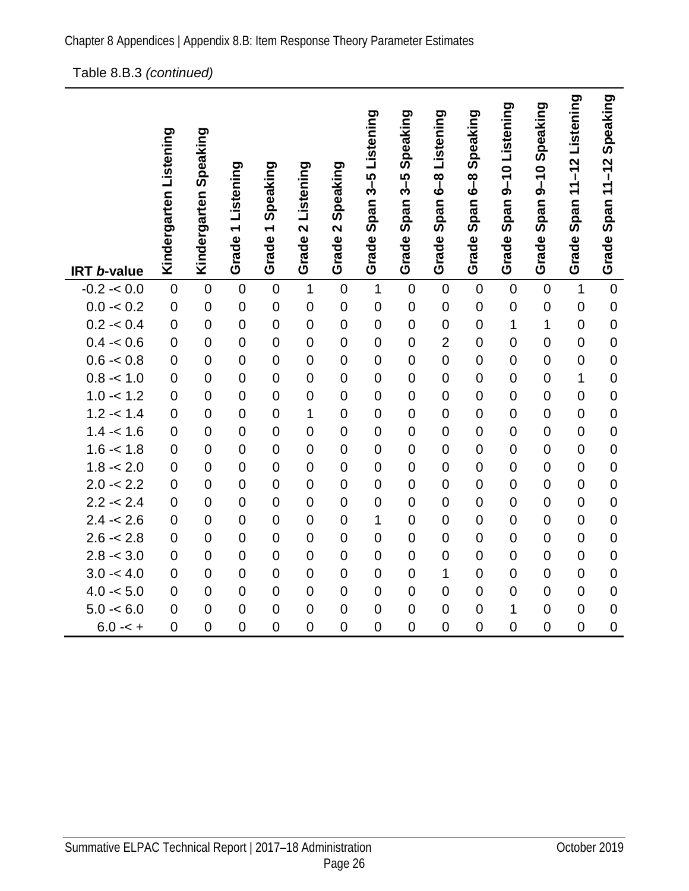Table 8.B.3 *(continued)*

| IRT *b*-value | Kindergarten Listening | Kindergarten Speaking | Grade 1 Listening | Grade 1 Speaking | Grade 2 Listening | Grade 2 Speaking | Grade Span 3–5 Listening | Grade Span 3–5 Speaking | Grade Span 6–8 Listening | Grade Span 6–8 Speaking | Grade Span 9–10 Listening | Grade Span 9–10 Speaking | Grade Span 11–12 Listening | Grade Span 11–12 Speaking |
|---|---|---|---|---|---|---|---|---|---|---|---|---|---|---|
| -0.2 -< 0.0 | 0 | 0 | 0 | 0 | 1 | 0 | 1 | 0 | 0 | 0 | 0 | 0 | 1 | 0 |
| 0.0 -< 0.2 | 0 | 0 | 0 | 0 | 0 | 0 | 0 | 0 | 0 | 0 | 0 | 0 | 0 | 0 |
| 0.2 -< 0.4 | 0 | 0 | 0 | 0 | 0 | 0 | 0 | 0 | 0 | 0 | 1 | 1 | 0 | 0 |
| 0.4 -< 0.6 | 0 | 0 | 0 | 0 | 0 | 0 | 0 | 0 | 2 | 0 | 0 | 0 | 0 | 0 |
| 0.6 -< 0.8 | 0 | 0 | 0 | 0 | 0 | 0 | 0 | 0 | 0 | 0 | 0 | 0 | 0 | 0 |
| 0.8 -< 1.0 | 0 | 0 | 0 | 0 | 0 | 0 | 0 | 0 | 0 | 0 | 0 | 0 | 1 | 0 |
| 1.0 -< 1.2 | 0 | 0 | 0 | 0 | 0 | 0 | 0 | 0 | 0 | 0 | 0 | 0 | 0 | 0 |
| 1.2 -< 1.4 | 0 | 0 | 0 | 0 | 1 | 0 | 0 | 0 | 0 | 0 | 0 | 0 | 0 | 0 |
| 1.4 -< 1.6 | 0 | 0 | 0 | 0 | 0 | 0 | 0 | 0 | 0 | 0 | 0 | 0 | 0 | 0 |
| 1.6 -< 1.8 | 0 | 0 | 0 | 0 | 0 | 0 | 0 | 0 | 0 | 0 | 0 | 0 | 0 | 0 |
| 1.8 -< 2.0 | 0 | 0 | 0 | 0 | 0 | 0 | 0 | 0 | 0 | 0 | 0 | 0 | 0 | 0 |
| 2.0 -< 2.2 | 0 | 0 | 0 | 0 | 0 | 0 | 0 | 0 | 0 | 0 | 0 | 0 | 0 | 0 |
| 2.2 -< 2.4 | 0 | 0 | 0 | 0 | 0 | 0 | 0 | 0 | 0 | 0 | 0 | 0 | 0 | 0 |
| 2.4 -< 2.6 | 0 | 0 | 0 | 0 | 0 | 0 | 1 | 0 | 0 | 0 | 0 | 0 | 0 | 0 |
| 2.6 -< 2.8 | 0 | 0 | 0 | 0 | 0 | 0 | 0 | 0 | 0 | 0 | 0 | 0 | 0 | 0 |
| 2.8 -< 3.0 | 0 | 0 | 0 | 0 | 0 | 0 | 0 | 0 | 0 | 0 | 0 | 0 | 0 | 0 |
| 3.0 -< 4.0 | 0 | 0 | 0 | 0 | 0 | 0 | 0 | 0 | 1 | 0 | 0 | 0 | 0 | 0 |
| 4.0 -< 5.0 | 0 | 0 | 0 | 0 | 0 | 0 | 0 | 0 | 0 | 0 | 0 | 0 | 0 | 0 |
| 5.0 -< 6.0 | 0 | 0 | 0 | 0 | 0 | 0 | 0 | 0 | 0 | 0 | 1 | 0 | 0 | 0 |
| 6.0 -< + | 0 | 0 | 0 | 0 | 0 | 0 | 0 | 0 | 0 | 0 | 0 | 0 | 0 | 0 |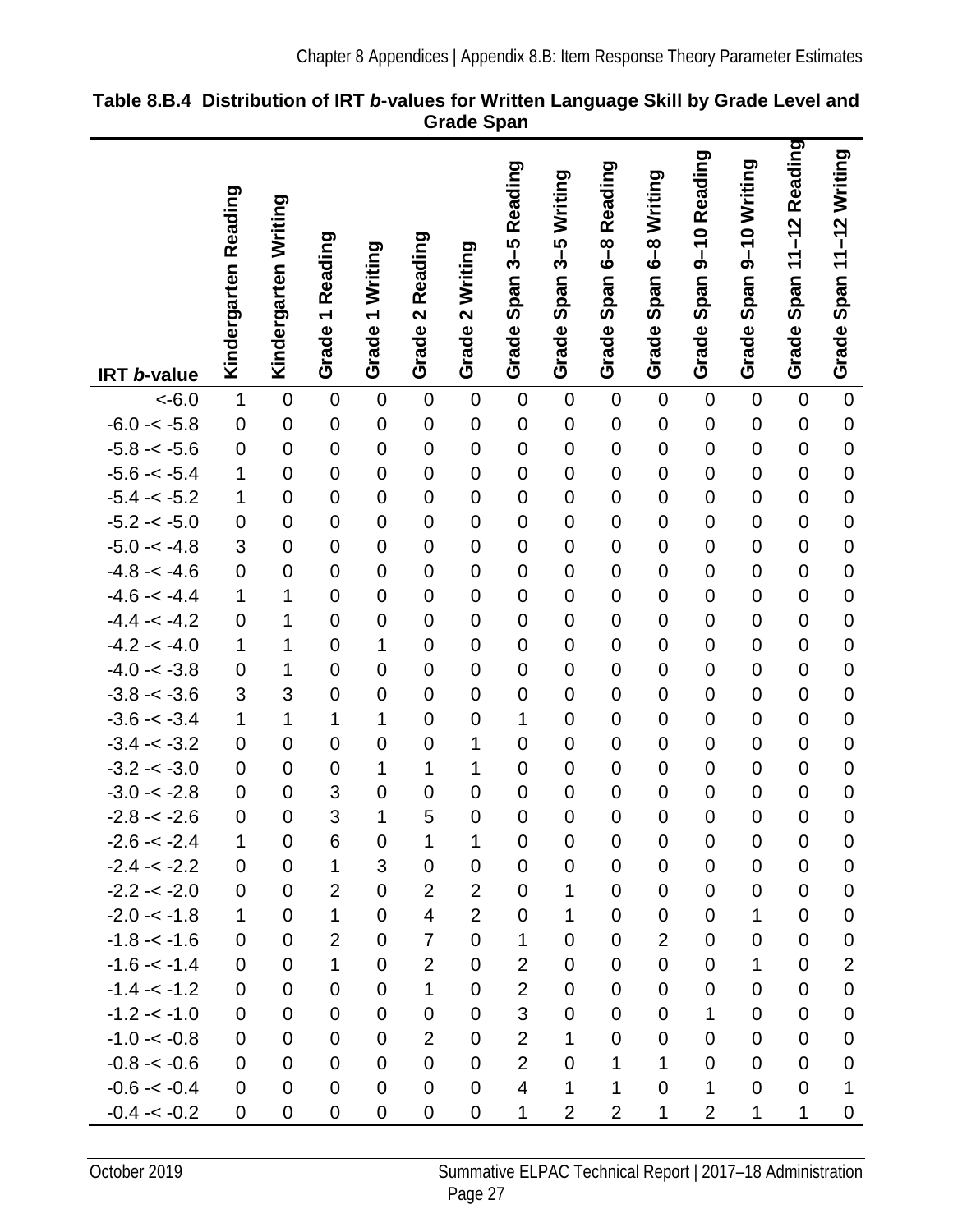**Table 8.B.4 Distribution of IRT *b*-values for Written Language Skill by Grade Level and Grade Span**

| IRT *b*-value | Kindergarten Reading | Kindergarten Writing | Grade 1 Reading | Grade 1 Writing | Grade 2 Reading | Grade 2 Writing | Grade Span 3–5 Reading | Grade Span 3–5 Writing | Grade Span 6–8 Reading | Grade Span 6–8 Writing | Grade Span 9–10 Reading | Grade Span 9–10 Writing | Grade Span 11–12 Reading | Grade Span 11–12 Writing |
|---|---|---|---|---|---|---|---|---|---|---|---|---|---|---|
| <-6.0 | 1 | 0 | 0 | 0 | 0 | 0 | 0 | 0 | 0 | 0 | 0 | 0 | 0 | 0 |
| -6.0 -< -5.8 | 0 | 0 | 0 | 0 | 0 | 0 | 0 | 0 | 0 | 0 | 0 | 0 | 0 | 0 |
| -5.8 -< -5.6 | 0 | 0 | 0 | 0 | 0 | 0 | 0 | 0 | 0 | 0 | 0 | 0 | 0 | 0 |
| -5.6 -< -5.4 | 1 | 0 | 0 | 0 | 0 | 0 | 0 | 0 | 0 | 0 | 0 | 0 | 0 | 0 |
| -5.4 -< -5.2 | 1 | 0 | 0 | 0 | 0 | 0 | 0 | 0 | 0 | 0 | 0 | 0 | 0 | 0 |
| -5.2 -< -5.0 | 0 | 0 | 0 | 0 | 0 | 0 | 0 | 0 | 0 | 0 | 0 | 0 | 0 | 0 |
| -5.0 -< -4.8 | 3 | 0 | 0 | 0 | 0 | 0 | 0 | 0 | 0 | 0 | 0 | 0 | 0 | 0 |
| -4.8 -< -4.6 | 0 | 0 | 0 | 0 | 0 | 0 | 0 | 0 | 0 | 0 | 0 | 0 | 0 | 0 |
| -4.6 -< -4.4 | 1 | 1 | 0 | 0 | 0 | 0 | 0 | 0 | 0 | 0 | 0 | 0 | 0 | 0 |
| -4.4 -< -4.2 | 0 | 1 | 0 | 0 | 0 | 0 | 0 | 0 | 0 | 0 | 0 | 0 | 0 | 0 |
| -4.2 -< -4.0 | 1 | 1 | 0 | 1 | 0 | 0 | 0 | 0 | 0 | 0 | 0 | 0 | 0 | 0 |
| -4.0 -< -3.8 | 0 | 1 | 0 | 0 | 0 | 0 | 0 | 0 | 0 | 0 | 0 | 0 | 0 | 0 |
| -3.8 -< -3.6 | 3 | 3 | 0 | 0 | 0 | 0 | 0 | 0 | 0 | 0 | 0 | 0 | 0 | 0 |
| -3.6 -< -3.4 | 1 | 1 | 1 | 1 | 0 | 0 | 1 | 0 | 0 | 0 | 0 | 0 | 0 | 0 |
| -3.4 -< -3.2 | 0 | 0 | 0 | 0 | 0 | 1 | 0 | 0 | 0 | 0 | 0 | 0 | 0 | 0 |
| -3.2 -< -3.0 | 0 | 0 | 0 | 1 | 1 | 1 | 0 | 0 | 0 | 0 | 0 | 0 | 0 | 0 |
| -3.0 -< -2.8 | 0 | 0 | 3 | 0 | 0 | 0 | 0 | 0 | 0 | 0 | 0 | 0 | 0 | 0 |
| -2.8 -< -2.6 | 0 | 0 | 3 | 1 | 5 | 0 | 0 | 0 | 0 | 0 | 0 | 0 | 0 | 0 |
| -2.6 -< -2.4 | 1 | 0 | 6 | 0 | 1 | 1 | 0 | 0 | 0 | 0 | 0 | 0 | 0 | 0 |
| -2.4 -< -2.2 | 0 | 0 | 1 | 3 | 0 | 0 | 0 | 0 | 0 | 0 | 0 | 0 | 0 | 0 |
| -2.2 -< -2.0 | 0 | 0 | 2 | 0 | 2 | 2 | 0 | 1 | 0 | 0 | 0 | 0 | 0 | 0 |
| -2.0 -< -1.8 | 1 | 0 | 1 | 0 | 4 | 2 | 0 | 1 | 0 | 0 | 0 | 1 | 0 | 0 |
| -1.8 -< -1.6 | 0 | 0 | 2 | 0 | 7 | 0 | 1 | 0 | 0 | 2 | 0 | 0 | 0 | 0 |
| -1.6 -< -1.4 | 0 | 0 | 1 | 0 | 2 | 0 | 2 | 0 | 0 | 0 | 0 | 1 | 0 | 2 |
| -1.4 -< -1.2 | 0 | 0 | 0 | 0 | 1 | 0 | 2 | 0 | 0 | 0 | 0 | 0 | 0 | 0 |
| -1.2 -< -1.0 | 0 | 0 | 0 | 0 | 0 | 0 | 3 | 0 | 0 | 0 | 1 | 0 | 0 | 0 |
| -1.0 -< -0.8 | 0 | 0 | 0 | 0 | 2 | 0 | 2 | 1 | 0 | 0 | 0 | 0 | 0 | 0 |
| -0.8 -< -0.6 | 0 | 0 | 0 | 0 | 0 | 0 | 2 | 0 | 1 | 1 | 0 | 0 | 0 | 0 |
| -0.6 -< -0.4 | 0 | 0 | 0 | 0 | 0 | 0 | 4 | 1 | 1 | 0 | 1 | 0 | 0 | 1 |
| -0.4 -< -0.2 | 0 | 0 | 0 | 0 | 0 | 0 | 1 | 2 | 2 | 1 | 2 | 1 | 1 | 0 |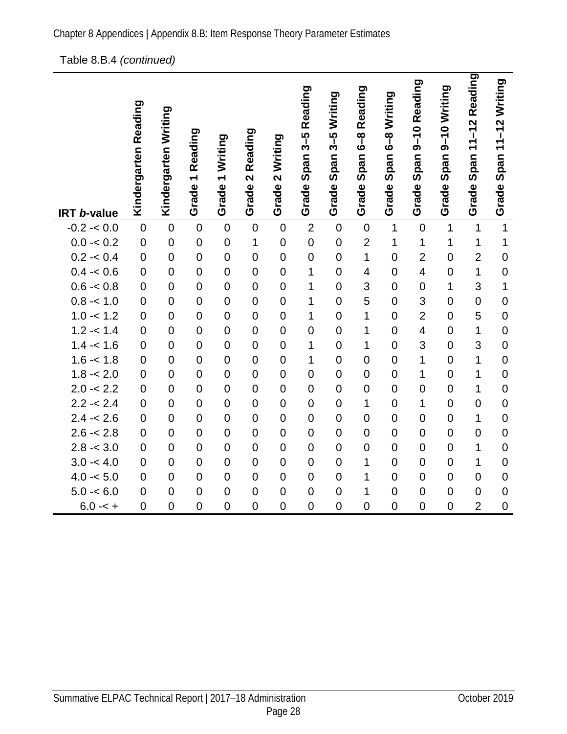Table 8.B.4 *(continued)*

| IRT *b*-value | Kindergarten Reading | Kindergarten Writing | Grade 1 Reading | Grade 1 Writing | Grade 2 Reading | Grade 2 Writing | Grade Span 3–5 Reading | Grade Span 3–5 Writing | Grade Span 6–8 Reading | Grade Span 6–8 Writing | Grade Span 9–10 Reading | Grade Span 9–10 Writing | Grade Span 11–12 Reading | Grade Span 11–12 Writing |
|---|---|---|---|---|---|---|---|---|---|---|---|---|---|---|
| -0.2 -< 0.0 | 0 | 0 | 0 | 0 | 0 | 0 | 2 | 0 | 0 | 1 | 0 | 1 | 1 | 1 |
| 0.0 -< 0.2 | 0 | 0 | 0 | 0 | 1 | 0 | 0 | 0 | 2 | 1 | 1 | 1 | 1 | 1 |
| 0.2 -< 0.4 | 0 | 0 | 0 | 0 | 0 | 0 | 0 | 0 | 1 | 0 | 2 | 0 | 2 | 0 |
| 0.4 -< 0.6 | 0 | 0 | 0 | 0 | 0 | 0 | 1 | 0 | 4 | 0 | 4 | 0 | 1 | 0 |
| 0.6 -< 0.8 | 0 | 0 | 0 | 0 | 0 | 0 | 1 | 0 | 3 | 0 | 0 | 1 | 3 | 1 |
| 0.8 -< 1.0 | 0 | 0 | 0 | 0 | 0 | 0 | 1 | 0 | 5 | 0 | 3 | 0 | 0 | 0 |
| 1.0 -< 1.2 | 0 | 0 | 0 | 0 | 0 | 0 | 1 | 0 | 1 | 0 | 2 | 0 | 5 | 0 |
| 1.2 -< 1.4 | 0 | 0 | 0 | 0 | 0 | 0 | 0 | 0 | 1 | 0 | 4 | 0 | 1 | 0 |
| 1.4 -< 1.6 | 0 | 0 | 0 | 0 | 0 | 0 | 1 | 0 | 1 | 0 | 3 | 0 | 3 | 0 |
| 1.6 -< 1.8 | 0 | 0 | 0 | 0 | 0 | 0 | 1 | 0 | 0 | 0 | 1 | 0 | 1 | 0 |
| 1.8 -< 2.0 | 0 | 0 | 0 | 0 | 0 | 0 | 0 | 0 | 0 | 0 | 1 | 0 | 1 | 0 |
| 2.0 -< 2.2 | 0 | 0 | 0 | 0 | 0 | 0 | 0 | 0 | 0 | 0 | 0 | 0 | 1 | 0 |
| 2.2 -< 2.4 | 0 | 0 | 0 | 0 | 0 | 0 | 0 | 0 | 1 | 0 | 1 | 0 | 0 | 0 |
| 2.4 -< 2.6 | 0 | 0 | 0 | 0 | 0 | 0 | 0 | 0 | 0 | 0 | 0 | 0 | 1 | 0 |
| 2.6 -< 2.8 | 0 | 0 | 0 | 0 | 0 | 0 | 0 | 0 | 0 | 0 | 0 | 0 | 0 | 0 |
| 2.8 -< 3.0 | 0 | 0 | 0 | 0 | 0 | 0 | 0 | 0 | 0 | 0 | 0 | 0 | 1 | 0 |
| 3.0 -< 4.0 | 0 | 0 | 0 | 0 | 0 | 0 | 0 | 0 | 1 | 0 | 0 | 0 | 1 | 0 |
| 4.0 -< 5.0 | 0 | 0 | 0 | 0 | 0 | 0 | 0 | 0 | 1 | 0 | 0 | 0 | 0 | 0 |
| 5.0 -< 6.0 | 0 | 0 | 0 | 0 | 0 | 0 | 0 | 0 | 1 | 0 | 0 | 0 | 0 | 0 |
| 6.0 -< + | 0 | 0 | 0 | 0 | 0 | 0 | 0 | 0 | 0 | 0 | 0 | 0 | 2 | 0 |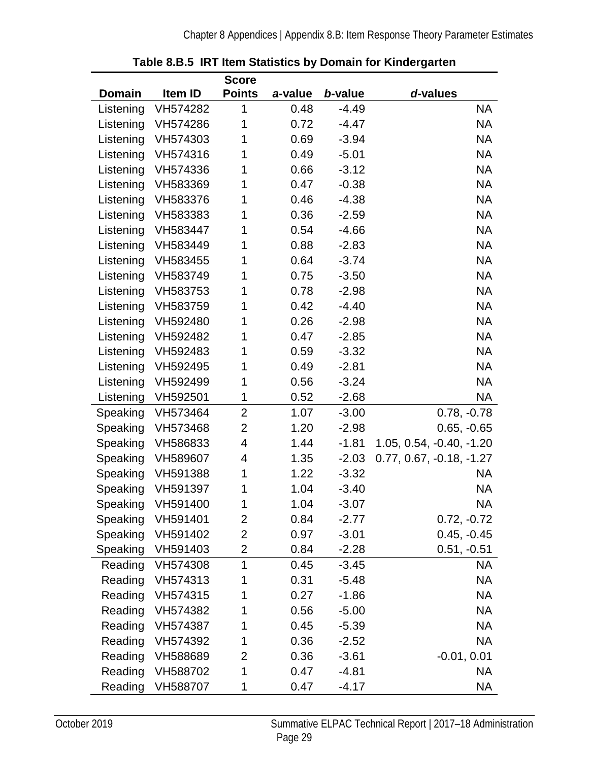**Table 8.B.5 IRT Item Statistics by Domain for Kindergarten**

| Domain | Item ID | Score Points | *a*-value | *b*-value | *d*-values |
|---|---|---|---|---|---|
| Listening | VH574282 | 1 | 0.48 | -4.49 | NA |
| Listening | VH574286 | 1 | 0.72 | -4.47 | NA |
| Listening | VH574303 | 1 | 0.69 | -3.94 | NA |
| Listening | VH574316 | 1 | 0.49 | -5.01 | NA |
| Listening | VH574336 | 1 | 0.66 | -3.12 | NA |
| Listening | VH583369 | 1 | 0.47 | -0.38 | NA |
| Listening | VH583376 | 1 | 0.46 | -4.38 | NA |
| Listening | VH583383 | 1 | 0.36 | -2.59 | NA |
| Listening | VH583447 | 1 | 0.54 | -4.66 | NA |
| Listening | VH583449 | 1 | 0.88 | -2.83 | NA |
| Listening | VH583455 | 1 | 0.64 | -3.74 | NA |
| Listening | VH583749 | 1 | 0.75 | -3.50 | NA |
| Listening | VH583753 | 1 | 0.78 | -2.98 | NA |
| Listening | VH583759 | 1 | 0.42 | -4.40 | NA |
| Listening | VH592480 | 1 | 0.26 | -2.98 | NA |
| Listening | VH592482 | 1 | 0.47 | -2.85 | NA |
| Listening | VH592483 | 1 | 0.59 | -3.32 | NA |
| Listening | VH592495 | 1 | 0.49 | -2.81 | NA |
| Listening | VH592499 | 1 | 0.56 | -3.24 | NA |
| Listening | VH592501 | 1 | 0.52 | -2.68 | NA |
| Speaking | VH573464 | 2 | 1.07 | -3.00 | 0.78, -0.78 |
| Speaking | VH573468 | 2 | 1.20 | -2.98 | 0.65, -0.65 |
| Speaking | VH586833 | 4 | 1.44 | -1.81 | 1.05, 0.54, -0.40, -1.20 |
| Speaking | VH589607 | 4 | 1.35 | -2.03 | 0.77, 0.67, -0.18, -1.27 |
| Speaking | VH591388 | 1 | 1.22 | -3.32 | NA |
| Speaking | VH591397 | 1 | 1.04 | -3.40 | NA |
| Speaking | VH591400 | 1 | 1.04 | -3.07 | NA |
| Speaking | VH591401 | 2 | 0.84 | -2.77 | 0.72, -0.72 |
| Speaking | VH591402 | 2 | 0.97 | -3.01 | 0.45, -0.45 |
| Speaking | VH591403 | 2 | 0.84 | -2.28 | 0.51, -0.51 |
| Reading | VH574308 | 1 | 0.45 | -3.45 | NA |
| Reading | VH574313 | 1 | 0.31 | -5.48 | NA |
| Reading | VH574315 | 1 | 0.27 | -1.86 | NA |
| Reading | VH574382 | 1 | 0.56 | -5.00 | NA |
| Reading | VH574387 | 1 | 0.45 | -5.39 | NA |
| Reading | VH574392 | 1 | 0.36 | -2.52 | NA |
| Reading | VH588689 | 2 | 0.36 | -3.61 | -0.01, 0.01 |
| Reading | VH588702 | 1 | 0.47 | -4.81 | NA |
| Reading | VH588707 | 1 | 0.47 | -4.17 | NA |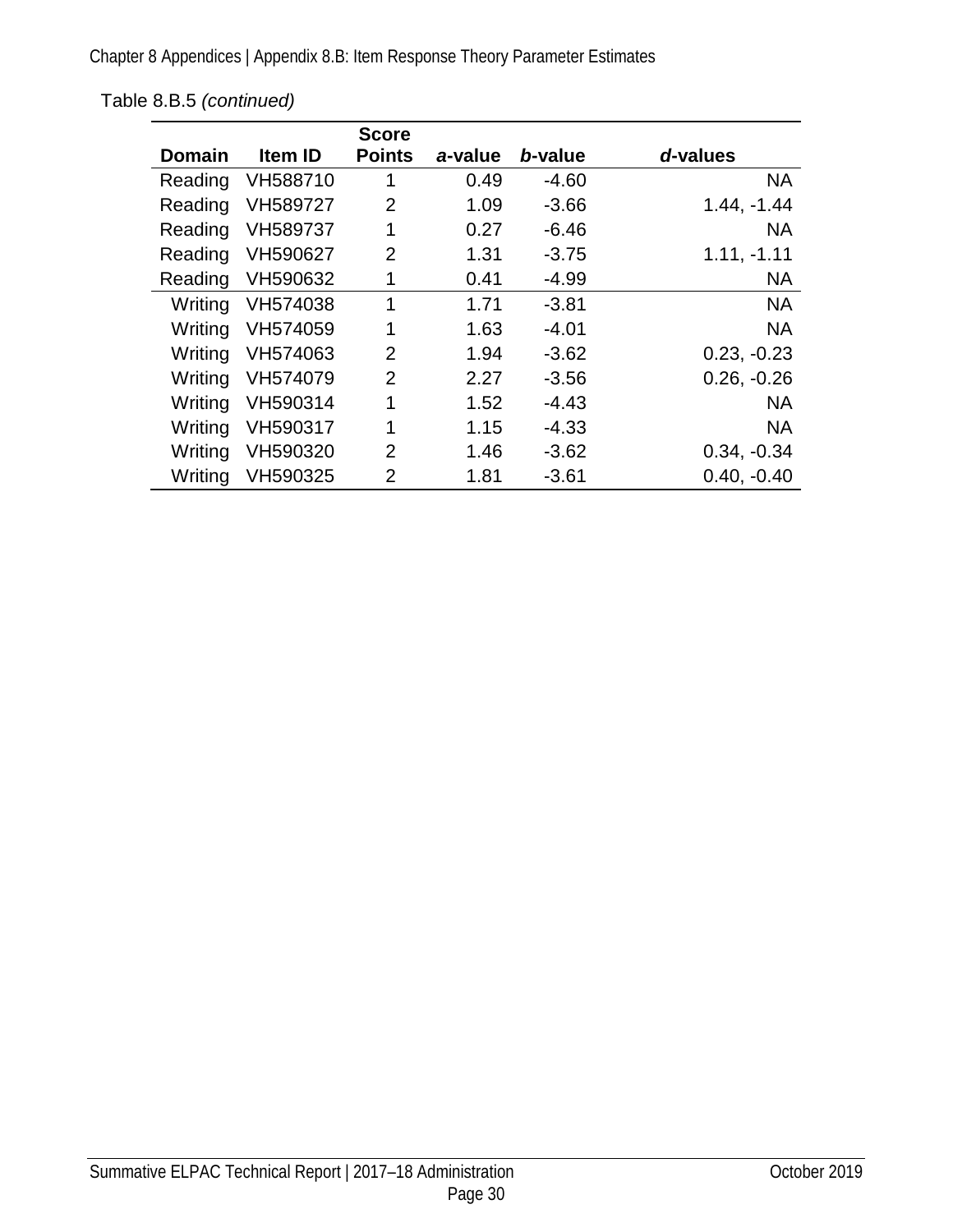Table 8.B.5 *(continued)*

| Domain | Item ID | Score Points | *a*-value | *b*-value | *d*-values |
|---|---|---|---|---|---|
| Reading | VH588710 | 1 | 0.49 | -4.60 | NA |
| Reading | VH589727 | 2 | 1.09 | -3.66 | 1.44, -1.44 |
| Reading | VH589737 | 1 | 0.27 | -6.46 | NA |
| Reading | VH590627 | 2 | 1.31 | -3.75 | 1.11, -1.11 |
| Reading | VH590632 | 1 | 0.41 | -4.99 | NA |
| Writing | VH574038 | 1 | 1.71 | -3.81 | NA |
| Writing | VH574059 | 1 | 1.63 | -4.01 | NA |
| Writing | VH574063 | 2 | 1.94 | -3.62 | 0.23, -0.23 |
| Writing | VH574079 | 2 | 2.27 | -3.56 | 0.26, -0.26 |
| Writing | VH590314 | 1 | 1.52 | -4.43 | NA |
| Writing | VH590317 | 1 | 1.15 | -4.33 | NA |
| Writing | VH590320 | 2 | 1.46 | -3.62 | 0.34, -0.34 |
| Writing | VH590325 | 2 | 1.81 | -3.61 | 0.40, -0.40 |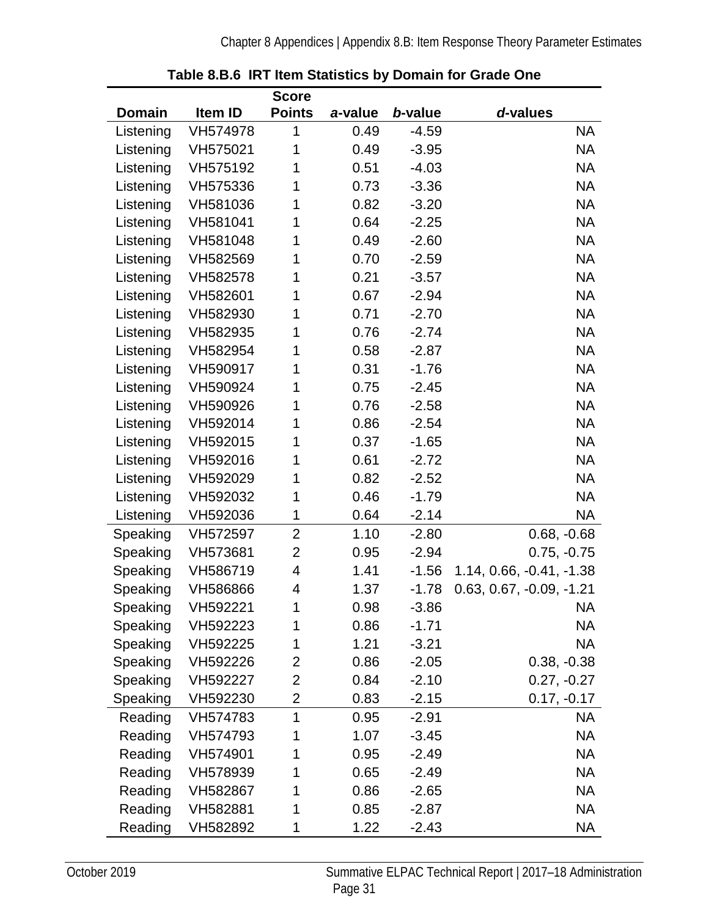**Table 8.B.6 IRT Item Statistics by Domain for Grade One**

| Domain | Item ID | Score Points | *a*-value | *b*-value | *d*-values |
|---|---|---|---|---|---|
| Listening | VH574978 | 1 | 0.49 | -4.59 | NA |
| Listening | VH575021 | 1 | 0.49 | -3.95 | NA |
| Listening | VH575192 | 1 | 0.51 | -4.03 | NA |
| Listening | VH575336 | 1 | 0.73 | -3.36 | NA |
| Listening | VH581036 | 1 | 0.82 | -3.20 | NA |
| Listening | VH581041 | 1 | 0.64 | -2.25 | NA |
| Listening | VH581048 | 1 | 0.49 | -2.60 | NA |
| Listening | VH582569 | 1 | 0.70 | -2.59 | NA |
| Listening | VH582578 | 1 | 0.21 | -3.57 | NA |
| Listening | VH582601 | 1 | 0.67 | -2.94 | NA |
| Listening | VH582930 | 1 | 0.71 | -2.70 | NA |
| Listening | VH582935 | 1 | 0.76 | -2.74 | NA |
| Listening | VH582954 | 1 | 0.58 | -2.87 | NA |
| Listening | VH590917 | 1 | 0.31 | -1.76 | NA |
| Listening | VH590924 | 1 | 0.75 | -2.45 | NA |
| Listening | VH590926 | 1 | 0.76 | -2.58 | NA |
| Listening | VH592014 | 1 | 0.86 | -2.54 | NA |
| Listening | VH592015 | 1 | 0.37 | -1.65 | NA |
| Listening | VH592016 | 1 | 0.61 | -2.72 | NA |
| Listening | VH592029 | 1 | 0.82 | -2.52 | NA |
| Listening | VH592032 | 1 | 0.46 | -1.79 | NA |
| Listening | VH592036 | 1 | 0.64 | -2.14 | NA |
| Speaking | VH572597 | 2 | 1.10 | -2.80 | 0.68, -0.68 |
| Speaking | VH573681 | 2 | 0.95 | -2.94 | 0.75, -0.75 |
| Speaking | VH586719 | 4 | 1.41 | -1.56 | 1.14, 0.66, -0.41, -1.38 |
| Speaking | VH586866 | 4 | 1.37 | -1.78 | 0.63, 0.67, -0.09, -1.21 |
| Speaking | VH592221 | 1 | 0.98 | -3.86 | NA |
| Speaking | VH592223 | 1 | 0.86 | -1.71 | NA |
| Speaking | VH592225 | 1 | 1.21 | -3.21 | NA |
| Speaking | VH592226 | 2 | 0.86 | -2.05 | 0.38, -0.38 |
| Speaking | VH592227 | 2 | 0.84 | -2.10 | 0.27, -0.27 |
| Speaking | VH592230 | 2 | 0.83 | -2.15 | 0.17, -0.17 |
| Reading | VH574783 | 1 | 0.95 | -2.91 | NA |
| Reading | VH574793 | 1 | 1.07 | -3.45 | NA |
| Reading | VH574901 | 1 | 0.95 | -2.49 | NA |
| Reading | VH578939 | 1 | 0.65 | -2.49 | NA |
| Reading | VH582867 | 1 | 0.86 | -2.65 | NA |
| Reading | VH582881 | 1 | 0.85 | -2.87 | NA |
| Reading | VH582892 | 1 | 1.22 | -2.43 | NA |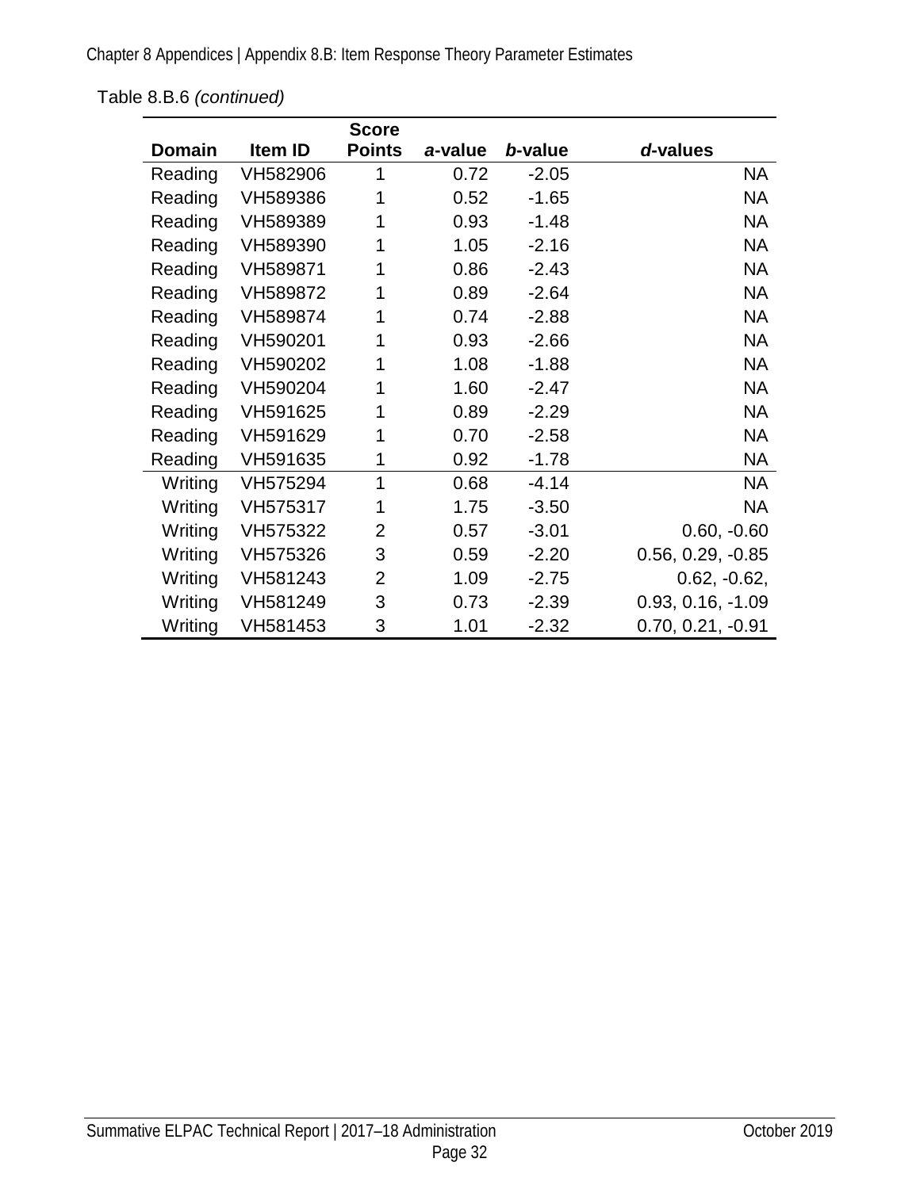Table 8.B.6 *(continued)*

| Domain | Item ID | Score Points | *a*-value | *b*-value | *d*-values |
|---|---|---|---|---|---|
| Reading | VH582906 | 1 | 0.72 | -2.05 | NA |
| Reading | VH589386 | 1 | 0.52 | -1.65 | NA |
| Reading | VH589389 | 1 | 0.93 | -1.48 | NA |
| Reading | VH589390 | 1 | 1.05 | -2.16 | NA |
| Reading | VH589871 | 1 | 0.86 | -2.43 | NA |
| Reading | VH589872 | 1 | 0.89 | -2.64 | NA |
| Reading | VH589874 | 1 | 0.74 | -2.88 | NA |
| Reading | VH590201 | 1 | 0.93 | -2.66 | NA |
| Reading | VH590202 | 1 | 1.08 | -1.88 | NA |
| Reading | VH590204 | 1 | 1.60 | -2.47 | NA |
| Reading | VH591625 | 1 | 0.89 | -2.29 | NA |
| Reading | VH591629 | 1 | 0.70 | -2.58 | NA |
| Reading | VH591635 | 1 | 0.92 | -1.78 | NA |
| Writing | VH575294 | 1 | 0.68 | -4.14 | NA |
| Writing | VH575317 | 1 | 1.75 | -3.50 | NA |
| Writing | VH575322 | 2 | 0.57 | -3.01 | 0.60, -0.60 |
| Writing | VH575326 | 3 | 0.59 | -2.20 | 0.56, 0.29, -0.85 |
| Writing | VH581243 | 2 | 1.09 | -2.75 | 0.62, -0.62, |
| Writing | VH581249 | 3 | 0.73 | -2.39 | 0.93, 0.16, -1.09 |
| Writing | VH581453 | 3 | 1.01 | -2.32 | 0.70, 0.21, -0.91 |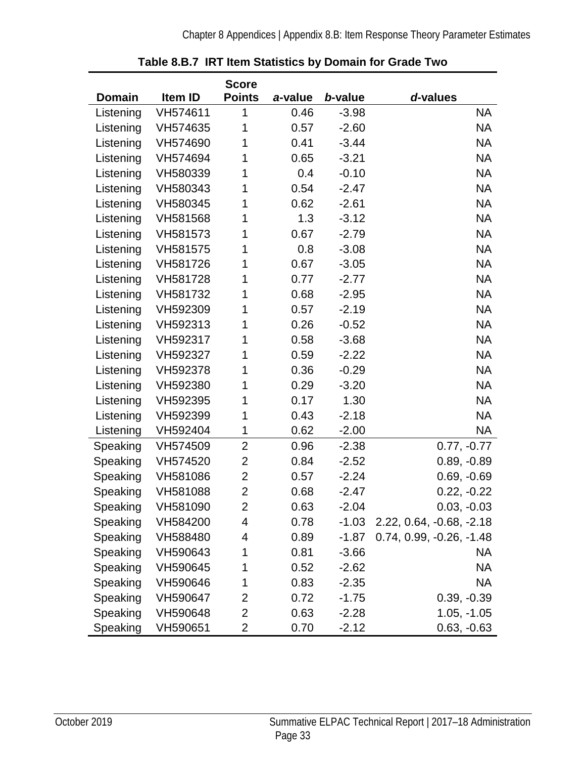**Table 8.B.7 IRT Item Statistics by Domain for Grade Two**

| Domain | Item ID | Score Points | *a*-value | *b*-value | *d*-values |
|---|---|---|---|---|---|
| Listening | VH574611 | 1 | 0.46 | -3.98 | NA |
| Listening | VH574635 | 1 | 0.57 | -2.60 | NA |
| Listening | VH574690 | 1 | 0.41 | -3.44 | NA |
| Listening | VH574694 | 1 | 0.65 | -3.21 | NA |
| Listening | VH580339 | 1 | 0.4 | -0.10 | NA |
| Listening | VH580343 | 1 | 0.54 | -2.47 | NA |
| Listening | VH580345 | 1 | 0.62 | -2.61 | NA |
| Listening | VH581568 | 1 | 1.3 | -3.12 | NA |
| Listening | VH581573 | 1 | 0.67 | -2.79 | NA |
| Listening | VH581575 | 1 | 0.8 | -3.08 | NA |
| Listening | VH581726 | 1 | 0.67 | -3.05 | NA |
| Listening | VH581728 | 1 | 0.77 | -2.77 | NA |
| Listening | VH581732 | 1 | 0.68 | -2.95 | NA |
| Listening | VH592309 | 1 | 0.57 | -2.19 | NA |
| Listening | VH592313 | 1 | 0.26 | -0.52 | NA |
| Listening | VH592317 | 1 | 0.58 | -3.68 | NA |
| Listening | VH592327 | 1 | 0.59 | -2.22 | NA |
| Listening | VH592378 | 1 | 0.36 | -0.29 | NA |
| Listening | VH592380 | 1 | 0.29 | -3.20 | NA |
| Listening | VH592395 | 1 | 0.17 | 1.30 | NA |
| Listening | VH592399 | 1 | 0.43 | -2.18 | NA |
| Listening | VH592404 | 1 | 0.62 | -2.00 | NA |
| Speaking | VH574509 | 2 | 0.96 | -2.38 | 0.77, -0.77 |
| Speaking | VH574520 | 2 | 0.84 | -2.52 | 0.89, -0.89 |
| Speaking | VH581086 | 2 | 0.57 | -2.24 | 0.69, -0.69 |
| Speaking | VH581088 | 2 | 0.68 | -2.47 | 0.22, -0.22 |
| Speaking | VH581090 | 2 | 0.63 | -2.04 | 0.03, -0.03 |
| Speaking | VH584200 | 4 | 0.78 | -1.03 | 2.22, 0.64, -0.68, -2.18 |
| Speaking | VH588480 | 4 | 0.89 | -1.87 | 0.74, 0.99, -0.26, -1.48 |
| Speaking | VH590643 | 1 | 0.81 | -3.66 | NA |
| Speaking | VH590645 | 1 | 0.52 | -2.62 | NA |
| Speaking | VH590646 | 1 | 0.83 | -2.35 | NA |
| Speaking | VH590647 | 2 | 0.72 | -1.75 | 0.39, -0.39 |
| Speaking | VH590648 | 2 | 0.63 | -2.28 | 1.05, -1.05 |
| Speaking | VH590651 | 2 | 0.70 | -2.12 | 0.63, -0.63 |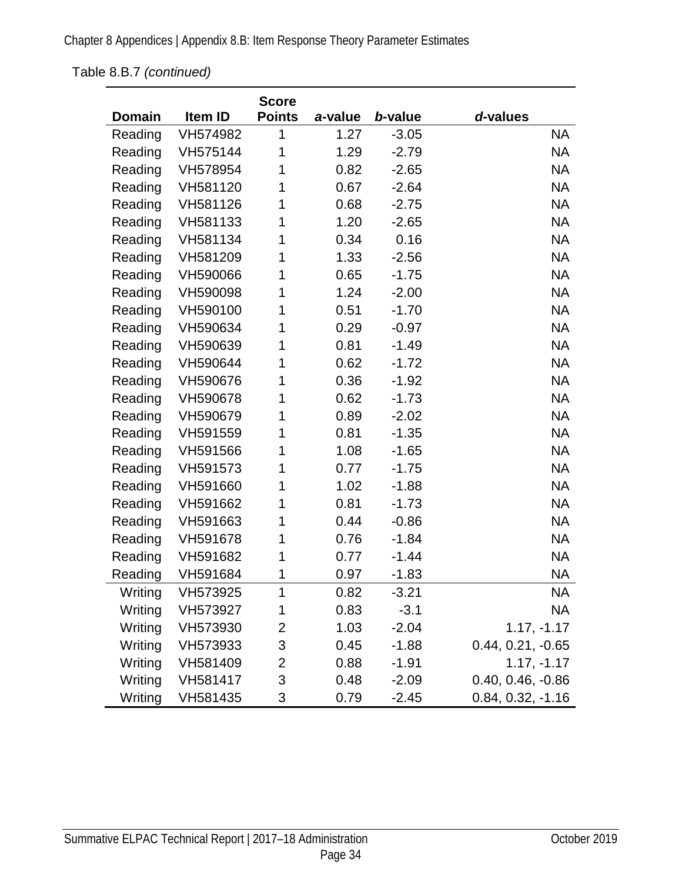Table 8.B.7 *(continued)*

| Domain | Item ID | Score Points | *a*-value | *b*-value | *d*-values |
|---|---|---|---|---|---|
| Reading | VH574982 | 1 | 1.27 | -3.05 | NA |
| Reading | VH575144 | 1 | 1.29 | -2.79 | NA |
| Reading | VH578954 | 1 | 0.82 | -2.65 | NA |
| Reading | VH581120 | 1 | 0.67 | -2.64 | NA |
| Reading | VH581126 | 1 | 0.68 | -2.75 | NA |
| Reading | VH581133 | 1 | 1.20 | -2.65 | NA |
| Reading | VH581134 | 1 | 0.34 | 0.16 | NA |
| Reading | VH581209 | 1 | 1.33 | -2.56 | NA |
| Reading | VH590066 | 1 | 0.65 | -1.75 | NA |
| Reading | VH590098 | 1 | 1.24 | -2.00 | NA |
| Reading | VH590100 | 1 | 0.51 | -1.70 | NA |
| Reading | VH590634 | 1 | 0.29 | -0.97 | NA |
| Reading | VH590639 | 1 | 0.81 | -1.49 | NA |
| Reading | VH590644 | 1 | 0.62 | -1.72 | NA |
| Reading | VH590676 | 1 | 0.36 | -1.92 | NA |
| Reading | VH590678 | 1 | 0.62 | -1.73 | NA |
| Reading | VH590679 | 1 | 0.89 | -2.02 | NA |
| Reading | VH591559 | 1 | 0.81 | -1.35 | NA |
| Reading | VH591566 | 1 | 1.08 | -1.65 | NA |
| Reading | VH591573 | 1 | 0.77 | -1.75 | NA |
| Reading | VH591660 | 1 | 1.02 | -1.88 | NA |
| Reading | VH591662 | 1 | 0.81 | -1.73 | NA |
| Reading | VH591663 | 1 | 0.44 | -0.86 | NA |
| Reading | VH591678 | 1 | 0.76 | -1.84 | NA |
| Reading | VH591682 | 1 | 0.77 | -1.44 | NA |
| Reading | VH591684 | 1 | 0.97 | -1.83 | NA |
| Writing | VH573925 | 1 | 0.82 | -3.21 | NA |
| Writing | VH573927 | 1 | 0.83 | -3.1 | NA |
| Writing | VH573930 | 2 | 1.03 | -2.04 | 1.17, -1.17 |
| Writing | VH573933 | 3 | 0.45 | -1.88 | 0.44, 0.21, -0.65 |
| Writing | VH581409 | 2 | 0.88 | -1.91 | 1.17, -1.17 |
| Writing | VH581417 | 3 | 0.48 | -2.09 | 0.40, 0.46, -0.86 |
| Writing | VH581435 | 3 | 0.79 | -2.45 | 0.84, 0.32, -1.16 |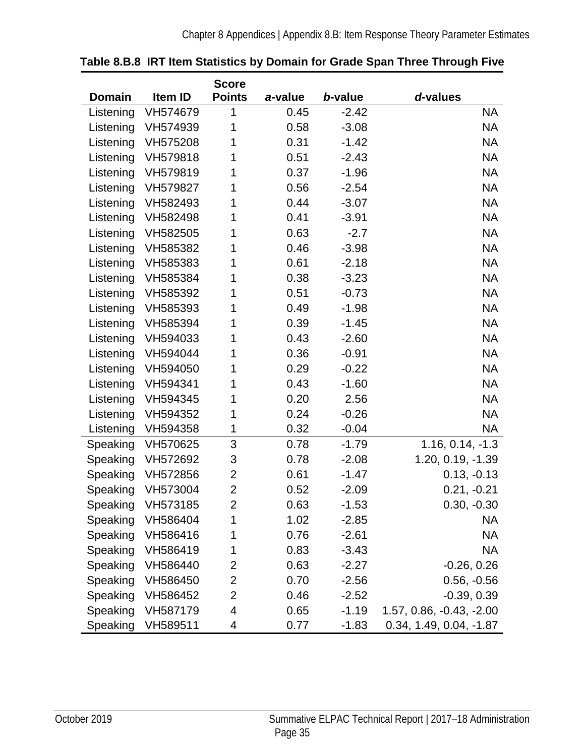**Table 8.B.8 IRT Item Statistics by Domain for Grade Span Three Through Five**

| Domain | Item ID | Score Points | *a*-value | *b*-value | *d*-values |
|---|---|---|---|---|---|
| Listening | VH574679 | 1 | 0.45 | -2.42 | NA |
| Listening | VH574939 | 1 | 0.58 | -3.08 | NA |
| Listening | VH575208 | 1 | 0.31 | -1.42 | NA |
| Listening | VH579818 | 1 | 0.51 | -2.43 | NA |
| Listening | VH579819 | 1 | 0.37 | -1.96 | NA |
| Listening | VH579827 | 1 | 0.56 | -2.54 | NA |
| Listening | VH582493 | 1 | 0.44 | -3.07 | NA |
| Listening | VH582498 | 1 | 0.41 | -3.91 | NA |
| Listening | VH582505 | 1 | 0.63 | -2.7 | NA |
| Listening | VH585382 | 1 | 0.46 | -3.98 | NA |
| Listening | VH585383 | 1 | 0.61 | -2.18 | NA |
| Listening | VH585384 | 1 | 0.38 | -3.23 | NA |
| Listening | VH585392 | 1 | 0.51 | -0.73 | NA |
| Listening | VH585393 | 1 | 0.49 | -1.98 | NA |
| Listening | VH585394 | 1 | 0.39 | -1.45 | NA |
| Listening | VH594033 | 1 | 0.43 | -2.60 | NA |
| Listening | VH594044 | 1 | 0.36 | -0.91 | NA |
| Listening | VH594050 | 1 | 0.29 | -0.22 | NA |
| Listening | VH594341 | 1 | 0.43 | -1.60 | NA |
| Listening | VH594345 | 1 | 0.20 | 2.56 | NA |
| Listening | VH594352 | 1 | 0.24 | -0.26 | NA |
| Listening | VH594358 | 1 | 0.32 | -0.04 | NA |
| Speaking | VH570625 | 3 | 0.78 | -1.79 | 1.16, 0.14, -1.3 |
| Speaking | VH572692 | 3 | 0.78 | -2.08 | 1.20, 0.19, -1.39 |
| Speaking | VH572856 | 2 | 0.61 | -1.47 | 0.13, -0.13 |
| Speaking | VH573004 | 2 | 0.52 | -2.09 | 0.21, -0.21 |
| Speaking | VH573185 | 2 | 0.63 | -1.53 | 0.30, -0.30 |
| Speaking | VH586404 | 1 | 1.02 | -2.85 | NA |
| Speaking | VH586416 | 1 | 0.76 | -2.61 | NA |
| Speaking | VH586419 | 1 | 0.83 | -3.43 | NA |
| Speaking | VH586440 | 2 | 0.63 | -2.27 | -0.26, 0.26 |
| Speaking | VH586450 | 2 | 0.70 | -2.56 | 0.56, -0.56 |
| Speaking | VH586452 | 2 | 0.46 | -2.52 | -0.39, 0.39 |
| Speaking | VH587179 | 4 | 0.65 | -1.19 | 1.57, 0.86, -0.43, -2.00 |
| Speaking | VH589511 | 4 | 0.77 | -1.83 | 0.34, 1.49, 0.04, -1.87 |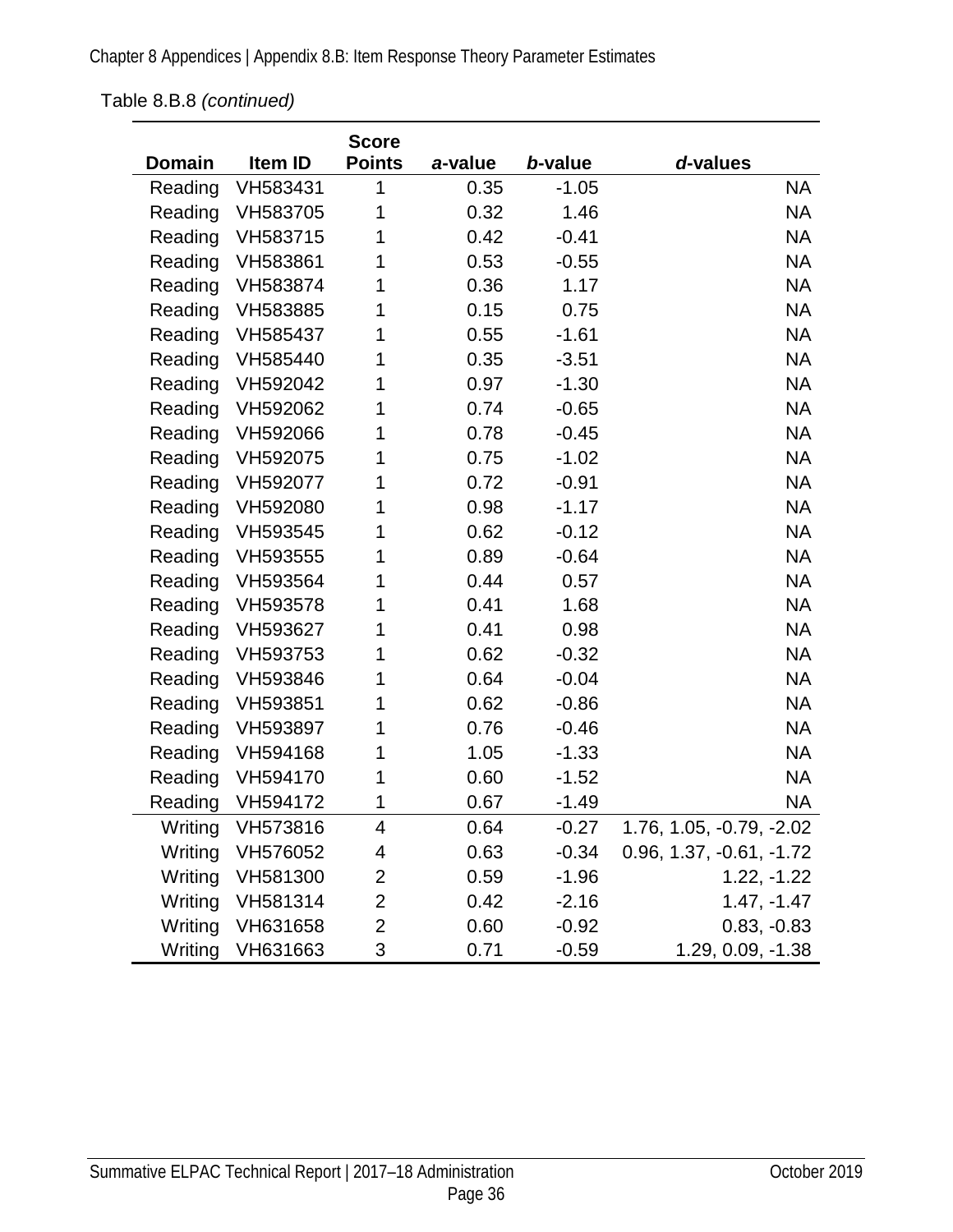Table 8.B.8 *(continued)*

| Domain | Item ID | Score Points | *a*-value | *b*-value | *d*-values |
|---|---|---|---|---|---|
| Reading | VH583431 | 1 | 0.35 | -1.05 | NA |
| Reading | VH583705 | 1 | 0.32 | 1.46 | NA |
| Reading | VH583715 | 1 | 0.42 | -0.41 | NA |
| Reading | VH583861 | 1 | 0.53 | -0.55 | NA |
| Reading | VH583874 | 1 | 0.36 | 1.17 | NA |
| Reading | VH583885 | 1 | 0.15 | 0.75 | NA |
| Reading | VH585437 | 1 | 0.55 | -1.61 | NA |
| Reading | VH585440 | 1 | 0.35 | -3.51 | NA |
| Reading | VH592042 | 1 | 0.97 | -1.30 | NA |
| Reading | VH592062 | 1 | 0.74 | -0.65 | NA |
| Reading | VH592066 | 1 | 0.78 | -0.45 | NA |
| Reading | VH592075 | 1 | 0.75 | -1.02 | NA |
| Reading | VH592077 | 1 | 0.72 | -0.91 | NA |
| Reading | VH592080 | 1 | 0.98 | -1.17 | NA |
| Reading | VH593545 | 1 | 0.62 | -0.12 | NA |
| Reading | VH593555 | 1 | 0.89 | -0.64 | NA |
| Reading | VH593564 | 1 | 0.44 | 0.57 | NA |
| Reading | VH593578 | 1 | 0.41 | 1.68 | NA |
| Reading | VH593627 | 1 | 0.41 | 0.98 | NA |
| Reading | VH593753 | 1 | 0.62 | -0.32 | NA |
| Reading | VH593846 | 1 | 0.64 | -0.04 | NA |
| Reading | VH593851 | 1 | 0.62 | -0.86 | NA |
| Reading | VH593897 | 1 | 0.76 | -0.46 | NA |
| Reading | VH594168 | 1 | 1.05 | -1.33 | NA |
| Reading | VH594170 | 1 | 0.60 | -1.52 | NA |
| Reading | VH594172 | 1 | 0.67 | -1.49 | NA |
| Writing | VH573816 | 4 | 0.64 | -0.27 | 1.76, 1.05, -0.79, -2.02 |
| Writing | VH576052 | 4 | 0.63 | -0.34 | 0.96, 1.37, -0.61, -1.72 |
| Writing | VH581300 | 2 | 0.59 | -1.96 | 1.22, -1.22 |
| Writing | VH581314 | 2 | 0.42 | -2.16 | 1.47, -1.47 |
| Writing | VH631658 | 2 | 0.60 | -0.92 | 0.83, -0.83 |
| Writing | VH631663 | 3 | 0.71 | -0.59 | 1.29, 0.09, -1.38 |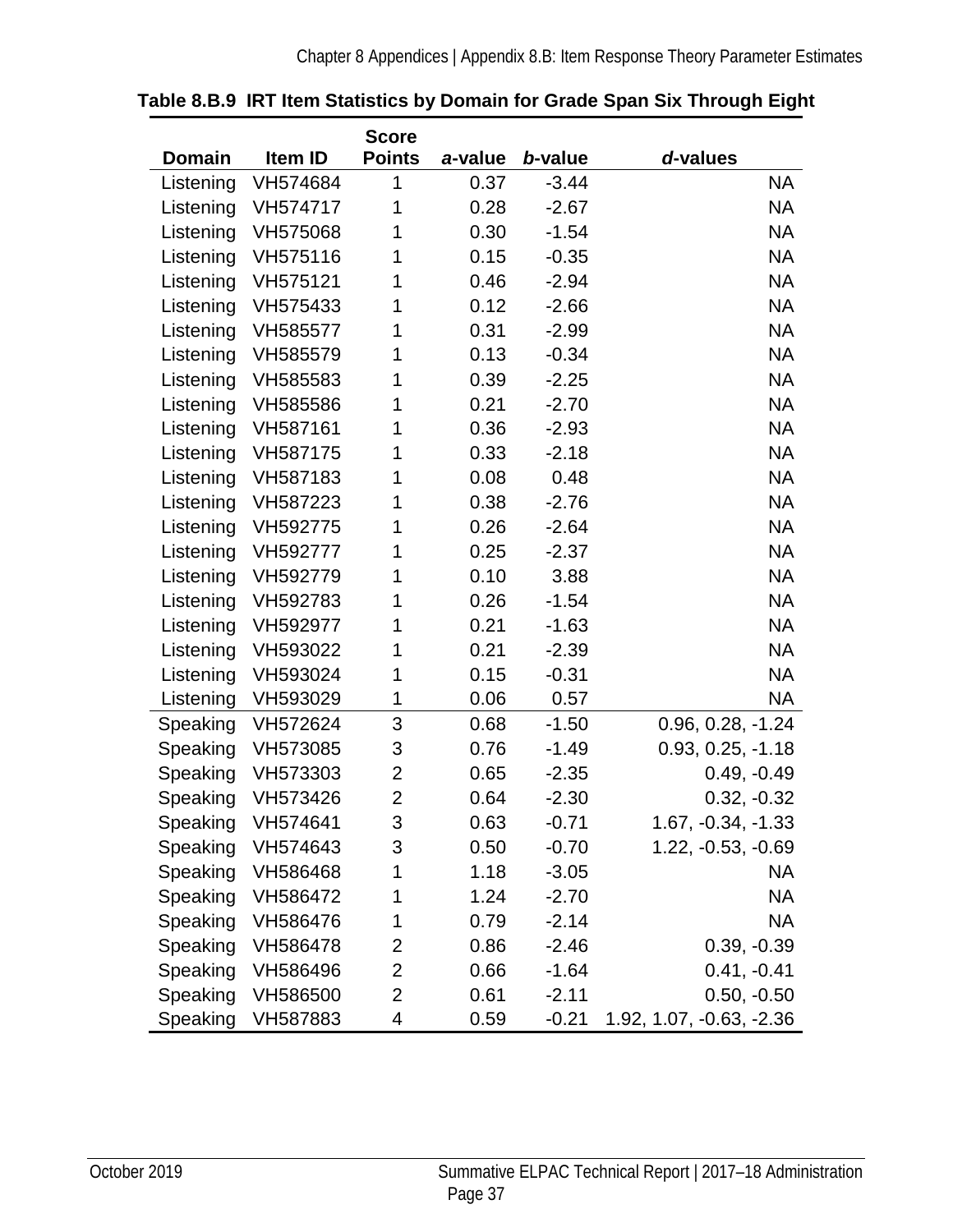**Table 8.B.9 IRT Item Statistics by Domain for Grade Span Six Through Eight**

| Domain | Item ID | Score Points | *a*-value | *b*-value | *d*-values |
|---|---|---|---|---|---|
| Listening | VH574684 | 1 | 0.37 | -3.44 | NA |
| Listening | VH574717 | 1 | 0.28 | -2.67 | NA |
| Listening | VH575068 | 1 | 0.30 | -1.54 | NA |
| Listening | VH575116 | 1 | 0.15 | -0.35 | NA |
| Listening | VH575121 | 1 | 0.46 | -2.94 | NA |
| Listening | VH575433 | 1 | 0.12 | -2.66 | NA |
| Listening | VH585577 | 1 | 0.31 | -2.99 | NA |
| Listening | VH585579 | 1 | 0.13 | -0.34 | NA |
| Listening | VH585583 | 1 | 0.39 | -2.25 | NA |
| Listening | VH585586 | 1 | 0.21 | -2.70 | NA |
| Listening | VH587161 | 1 | 0.36 | -2.93 | NA |
| Listening | VH587175 | 1 | 0.33 | -2.18 | NA |
| Listening | VH587183 | 1 | 0.08 | 0.48 | NA |
| Listening | VH587223 | 1 | 0.38 | -2.76 | NA |
| Listening | VH592775 | 1 | 0.26 | -2.64 | NA |
| Listening | VH592777 | 1 | 0.25 | -2.37 | NA |
| Listening | VH592779 | 1 | 0.10 | 3.88 | NA |
| Listening | VH592783 | 1 | 0.26 | -1.54 | NA |
| Listening | VH592977 | 1 | 0.21 | -1.63 | NA |
| Listening | VH593022 | 1 | 0.21 | -2.39 | NA |
| Listening | VH593024 | 1 | 0.15 | -0.31 | NA |
| Listening | VH593029 | 1 | 0.06 | 0.57 | NA |
| Speaking | VH572624 | 3 | 0.68 | -1.50 | 0.96, 0.28, -1.24 |
| Speaking | VH573085 | 3 | 0.76 | -1.49 | 0.93, 0.25, -1.18 |
| Speaking | VH573303 | 2 | 0.65 | -2.35 | 0.49, -0.49 |
| Speaking | VH573426 | 2 | 0.64 | -2.30 | 0.32, -0.32 |
| Speaking | VH574641 | 3 | 0.63 | -0.71 | 1.67, -0.34, -1.33 |
| Speaking | VH574643 | 3 | 0.50 | -0.70 | 1.22, -0.53, -0.69 |
| Speaking | VH586468 | 1 | 1.18 | -3.05 | NA |
| Speaking | VH586472 | 1 | 1.24 | -2.70 | NA |
| Speaking | VH586476 | 1 | 0.79 | -2.14 | NA |
| Speaking | VH586478 | 2 | 0.86 | -2.46 | 0.39, -0.39 |
| Speaking | VH586496 | 2 | 0.66 | -1.64 | 0.41, -0.41 |
| Speaking | VH586500 | 2 | 0.61 | -2.11 | 0.50, -0.50 |
| Speaking | VH587883 | 4 | 0.59 | -0.21 | 1.92, 1.07, -0.63, -2.36 |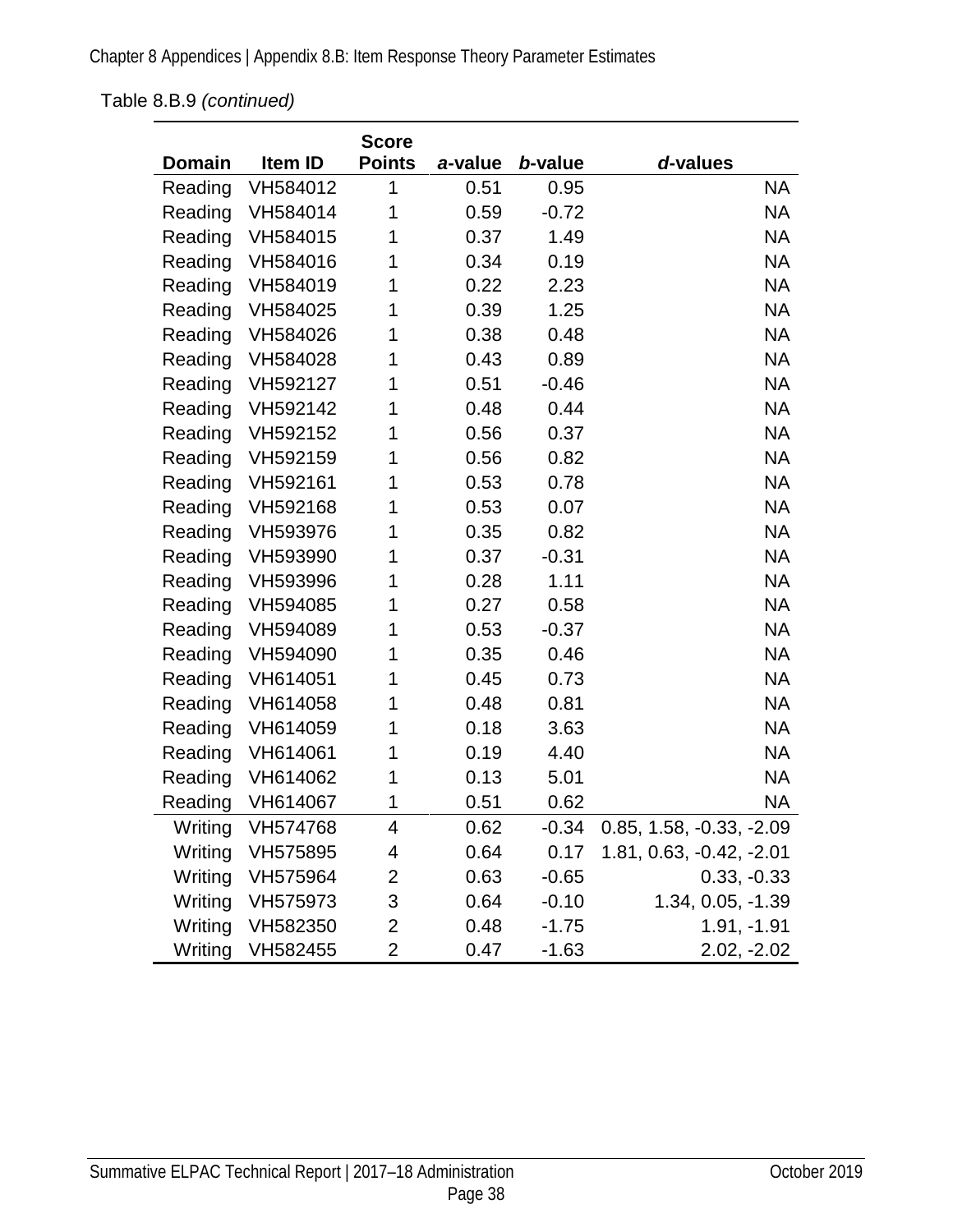Table 8.B.9 *(continued)*

| Domain | Item ID | Score Points | *a*-value | *b*-value | *d*-values |
|---|---|---|---|---|---|
| Reading | VH584012 | 1 | 0.51 | 0.95 | NA |
| Reading | VH584014 | 1 | 0.59 | -0.72 | NA |
| Reading | VH584015 | 1 | 0.37 | 1.49 | NA |
| Reading | VH584016 | 1 | 0.34 | 0.19 | NA |
| Reading | VH584019 | 1 | 0.22 | 2.23 | NA |
| Reading | VH584025 | 1 | 0.39 | 1.25 | NA |
| Reading | VH584026 | 1 | 0.38 | 0.48 | NA |
| Reading | VH584028 | 1 | 0.43 | 0.89 | NA |
| Reading | VH592127 | 1 | 0.51 | -0.46 | NA |
| Reading | VH592142 | 1 | 0.48 | 0.44 | NA |
| Reading | VH592152 | 1 | 0.56 | 0.37 | NA |
| Reading | VH592159 | 1 | 0.56 | 0.82 | NA |
| Reading | VH592161 | 1 | 0.53 | 0.78 | NA |
| Reading | VH592168 | 1 | 0.53 | 0.07 | NA |
| Reading | VH593976 | 1 | 0.35 | 0.82 | NA |
| Reading | VH593990 | 1 | 0.37 | -0.31 | NA |
| Reading | VH593996 | 1 | 0.28 | 1.11 | NA |
| Reading | VH594085 | 1 | 0.27 | 0.58 | NA |
| Reading | VH594089 | 1 | 0.53 | -0.37 | NA |
| Reading | VH594090 | 1 | 0.35 | 0.46 | NA |
| Reading | VH614051 | 1 | 0.45 | 0.73 | NA |
| Reading | VH614058 | 1 | 0.48 | 0.81 | NA |
| Reading | VH614059 | 1 | 0.18 | 3.63 | NA |
| Reading | VH614061 | 1 | 0.19 | 4.40 | NA |
| Reading | VH614062 | 1 | 0.13 | 5.01 | NA |
| Reading | VH614067 | 1 | 0.51 | 0.62 | NA |
| Writing | VH574768 | 4 | 0.62 | -0.34 | 0.85, 1.58, -0.33, -2.09 |
| Writing | VH575895 | 4 | 0.64 | 0.17 | 1.81, 0.63, -0.42, -2.01 |
| Writing | VH575964 | 2 | 0.63 | -0.65 | 0.33, -0.33 |
| Writing | VH575973 | 3 | 0.64 | -0.10 | 1.34, 0.05, -1.39 |
| Writing | VH582350 | 2 | 0.48 | -1.75 | 1.91, -1.91 |
| Writing | VH582455 | 2 | 0.47 | -1.63 | 2.02, -2.02 |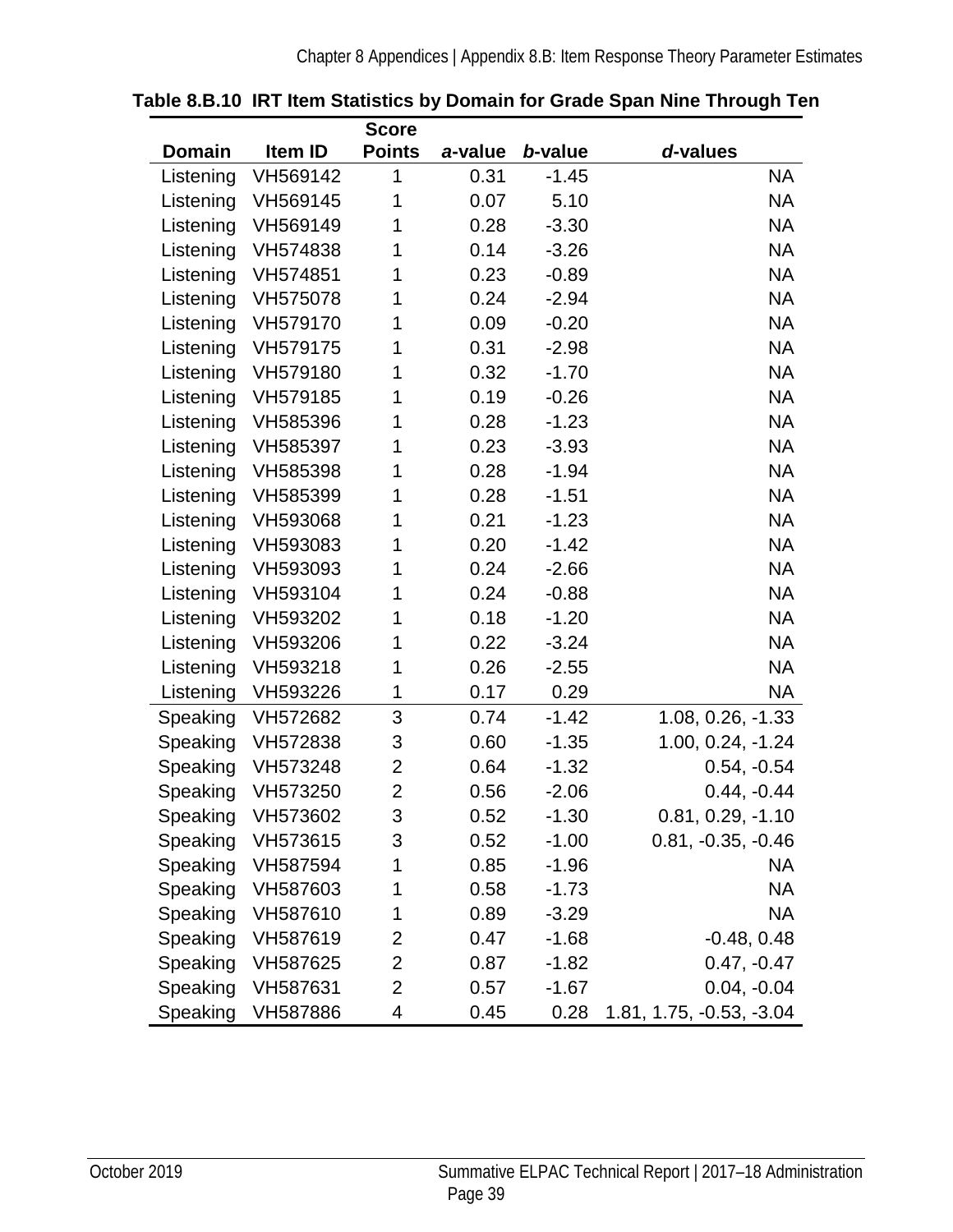**Table 8.B.10 IRT Item Statistics by Domain for Grade Span Nine Through Ten**

| Domain | Item ID | Score Points | *a*-value | *b*-value | *d*-values |
|---|---|---|---|---|---|
| Listening | VH569142 | 1 | 0.31 | -1.45 | NA |
| Listening | VH569145 | 1 | 0.07 | 5.10 | NA |
| Listening | VH569149 | 1 | 0.28 | -3.30 | NA |
| Listening | VH574838 | 1 | 0.14 | -3.26 | NA |
| Listening | VH574851 | 1 | 0.23 | -0.89 | NA |
| Listening | VH575078 | 1 | 0.24 | -2.94 | NA |
| Listening | VH579170 | 1 | 0.09 | -0.20 | NA |
| Listening | VH579175 | 1 | 0.31 | -2.98 | NA |
| Listening | VH579180 | 1 | 0.32 | -1.70 | NA |
| Listening | VH579185 | 1 | 0.19 | -0.26 | NA |
| Listening | VH585396 | 1 | 0.28 | -1.23 | NA |
| Listening | VH585397 | 1 | 0.23 | -3.93 | NA |
| Listening | VH585398 | 1 | 0.28 | -1.94 | NA |
| Listening | VH585399 | 1 | 0.28 | -1.51 | NA |
| Listening | VH593068 | 1 | 0.21 | -1.23 | NA |
| Listening | VH593083 | 1 | 0.20 | -1.42 | NA |
| Listening | VH593093 | 1 | 0.24 | -2.66 | NA |
| Listening | VH593104 | 1 | 0.24 | -0.88 | NA |
| Listening | VH593202 | 1 | 0.18 | -1.20 | NA |
| Listening | VH593206 | 1 | 0.22 | -3.24 | NA |
| Listening | VH593218 | 1 | 0.26 | -2.55 | NA |
| Listening | VH593226 | 1 | 0.17 | 0.29 | NA |
| Speaking | VH572682 | 3 | 0.74 | -1.42 | 1.08, 0.26, -1.33 |
| Speaking | VH572838 | 3 | 0.60 | -1.35 | 1.00, 0.24, -1.24 |
| Speaking | VH573248 | 2 | 0.64 | -1.32 | 0.54, -0.54 |
| Speaking | VH573250 | 2 | 0.56 | -2.06 | 0.44, -0.44 |
| Speaking | VH573602 | 3 | 0.52 | -1.30 | 0.81, 0.29, -1.10 |
| Speaking | VH573615 | 3 | 0.52 | -1.00 | 0.81, -0.35, -0.46 |
| Speaking | VH587594 | 1 | 0.85 | -1.96 | NA |
| Speaking | VH587603 | 1 | 0.58 | -1.73 | NA |
| Speaking | VH587610 | 1 | 0.89 | -3.29 | NA |
| Speaking | VH587619 | 2 | 0.47 | -1.68 | -0.48, 0.48 |
| Speaking | VH587625 | 2 | 0.87 | -1.82 | 0.47, -0.47 |
| Speaking | VH587631 | 2 | 0.57 | -1.67 | 0.04, -0.04 |
| Speaking | VH587886 | 4 | 0.45 | 0.28 | 1.81, 1.75, -0.53, -3.04 |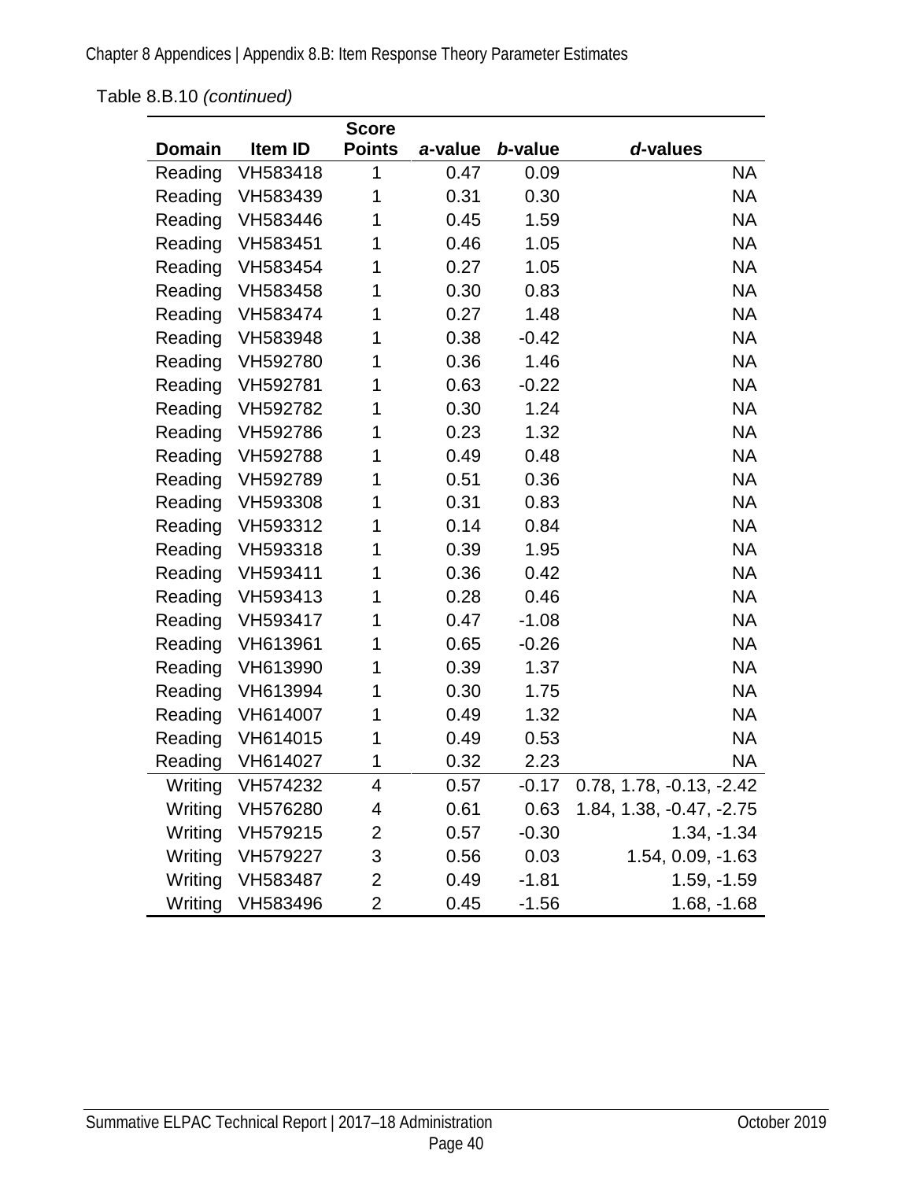Table 8.B.10 *(continued)*

| Domain | Item ID | Score Points | *a*-value | *b*-value | *d*-values |
|---|---|---|---|---|---|
| Reading | VH583418 | 1 | 0.47 | 0.09 | NA |
| Reading | VH583439 | 1 | 0.31 | 0.30 | NA |
| Reading | VH583446 | 1 | 0.45 | 1.59 | NA |
| Reading | VH583451 | 1 | 0.46 | 1.05 | NA |
| Reading | VH583454 | 1 | 0.27 | 1.05 | NA |
| Reading | VH583458 | 1 | 0.30 | 0.83 | NA |
| Reading | VH583474 | 1 | 0.27 | 1.48 | NA |
| Reading | VH583948 | 1 | 0.38 | -0.42 | NA |
| Reading | VH592780 | 1 | 0.36 | 1.46 | NA |
| Reading | VH592781 | 1 | 0.63 | -0.22 | NA |
| Reading | VH592782 | 1 | 0.30 | 1.24 | NA |
| Reading | VH592786 | 1 | 0.23 | 1.32 | NA |
| Reading | VH592788 | 1 | 0.49 | 0.48 | NA |
| Reading | VH592789 | 1 | 0.51 | 0.36 | NA |
| Reading | VH593308 | 1 | 0.31 | 0.83 | NA |
| Reading | VH593312 | 1 | 0.14 | 0.84 | NA |
| Reading | VH593318 | 1 | 0.39 | 1.95 | NA |
| Reading | VH593411 | 1 | 0.36 | 0.42 | NA |
| Reading | VH593413 | 1 | 0.28 | 0.46 | NA |
| Reading | VH593417 | 1 | 0.47 | -1.08 | NA |
| Reading | VH613961 | 1 | 0.65 | -0.26 | NA |
| Reading | VH613990 | 1 | 0.39 | 1.37 | NA |
| Reading | VH613994 | 1 | 0.30 | 1.75 | NA |
| Reading | VH614007 | 1 | 0.49 | 1.32 | NA |
| Reading | VH614015 | 1 | 0.49 | 0.53 | NA |
| Reading | VH614027 | 1 | 0.32 | 2.23 | NA |
| Writing | VH574232 | 4 | 0.57 | -0.17 | 0.78, 1.78, -0.13, -2.42 |
| Writing | VH576280 | 4 | 0.61 | 0.63 | 1.84, 1.38, -0.47, -2.75 |
| Writing | VH579215 | 2 | 0.57 | -0.30 | 1.34, -1.34 |
| Writing | VH579227 | 3 | 0.56 | 0.03 | 1.54, 0.09, -1.63 |
| Writing | VH583487 | 2 | 0.49 | -1.81 | 1.59, -1.59 |
| Writing | VH583496 | 2 | 0.45 | -1.56 | 1.68, -1.68 |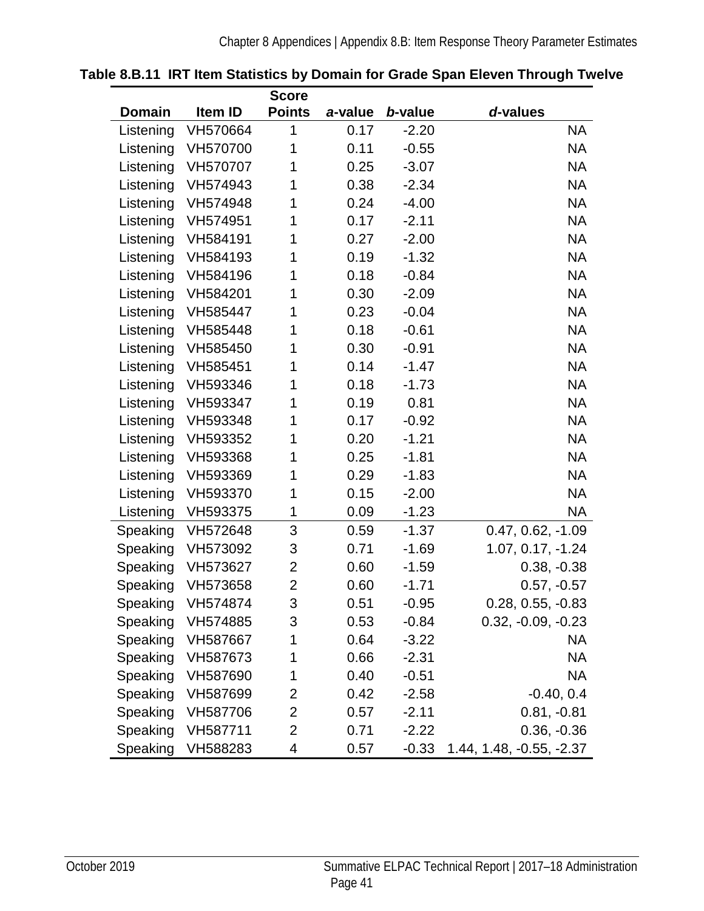**Table 8.B.11 IRT Item Statistics by Domain for Grade Span Eleven Through Twelve**

| Domain | Item ID | Score Points | *a*-value | *b*-value | *d*-values |
|---|---|---|---|---|---|
| Listening | VH570664 | 1 | 0.17 | -2.20 | NA |
| Listening | VH570700 | 1 | 0.11 | -0.55 | NA |
| Listening | VH570707 | 1 | 0.25 | -3.07 | NA |
| Listening | VH574943 | 1 | 0.38 | -2.34 | NA |
| Listening | VH574948 | 1 | 0.24 | -4.00 | NA |
| Listening | VH574951 | 1 | 0.17 | -2.11 | NA |
| Listening | VH584191 | 1 | 0.27 | -2.00 | NA |
| Listening | VH584193 | 1 | 0.19 | -1.32 | NA |
| Listening | VH584196 | 1 | 0.18 | -0.84 | NA |
| Listening | VH584201 | 1 | 0.30 | -2.09 | NA |
| Listening | VH585447 | 1 | 0.23 | -0.04 | NA |
| Listening | VH585448 | 1 | 0.18 | -0.61 | NA |
| Listening | VH585450 | 1 | 0.30 | -0.91 | NA |
| Listening | VH585451 | 1 | 0.14 | -1.47 | NA |
| Listening | VH593346 | 1 | 0.18 | -1.73 | NA |
| Listening | VH593347 | 1 | 0.19 | 0.81 | NA |
| Listening | VH593348 | 1 | 0.17 | -0.92 | NA |
| Listening | VH593352 | 1 | 0.20 | -1.21 | NA |
| Listening | VH593368 | 1 | 0.25 | -1.81 | NA |
| Listening | VH593369 | 1 | 0.29 | -1.83 | NA |
| Listening | VH593370 | 1 | 0.15 | -2.00 | NA |
| Listening | VH593375 | 1 | 0.09 | -1.23 | NA |
| Speaking | VH572648 | 3 | 0.59 | -1.37 | 0.47, 0.62, -1.09 |
| Speaking | VH573092 | 3 | 0.71 | -1.69 | 1.07, 0.17, -1.24 |
| Speaking | VH573627 | 2 | 0.60 | -1.59 | 0.38, -0.38 |
| Speaking | VH573658 | 2 | 0.60 | -1.71 | 0.57, -0.57 |
| Speaking | VH574874 | 3 | 0.51 | -0.95 | 0.28, 0.55, -0.83 |
| Speaking | VH574885 | 3 | 0.53 | -0.84 | 0.32, -0.09, -0.23 |
| Speaking | VH587667 | 1 | 0.64 | -3.22 | NA |
| Speaking | VH587673 | 1 | 0.66 | -2.31 | NA |
| Speaking | VH587690 | 1 | 0.40 | -0.51 | NA |
| Speaking | VH587699 | 2 | 0.42 | -2.58 | -0.40, 0.4 |
| Speaking | VH587706 | 2 | 0.57 | -2.11 | 0.81, -0.81 |
| Speaking | VH587711 | 2 | 0.71 | -2.22 | 0.36, -0.36 |
| Speaking | VH588283 | 4 | 0.57 | -0.33 | 1.44, 1.48, -0.55, -2.37 |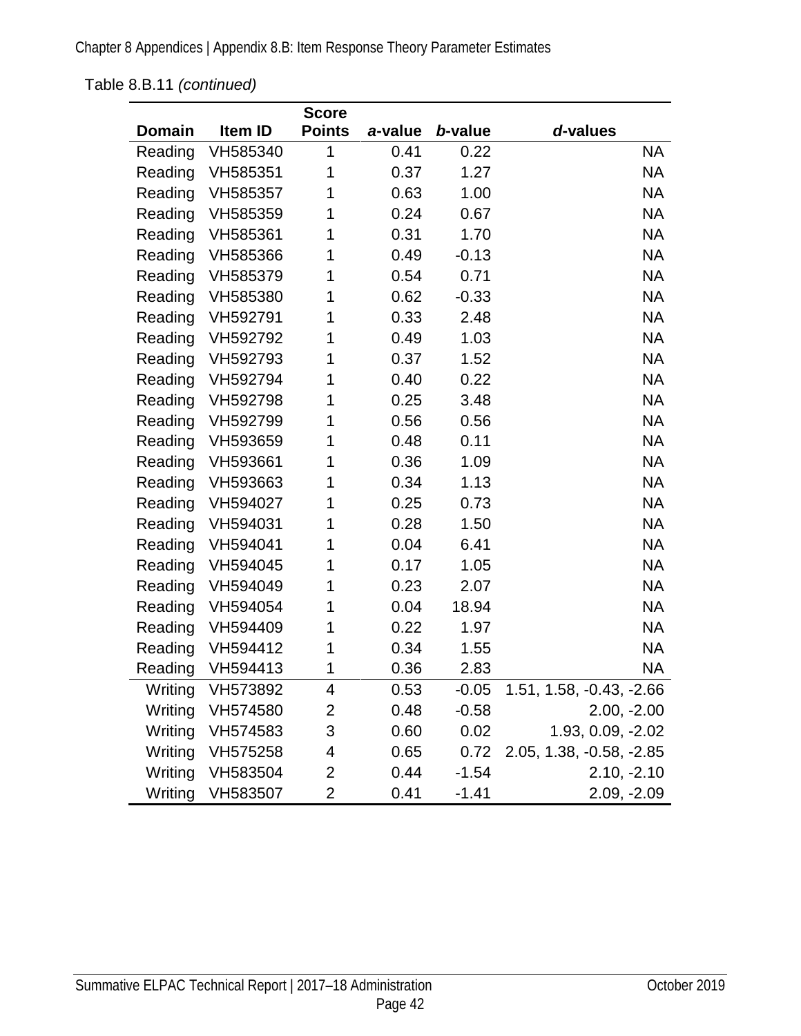Table 8.B.11 *(continued)*

| Domain | Item ID | Score Points | *a*-value | *b*-value | *d*-values |
|---|---|---|---|---|---|
| Reading | VH585340 | 1 | 0.41 | 0.22 | NA |
| Reading | VH585351 | 1 | 0.37 | 1.27 | NA |
| Reading | VH585357 | 1 | 0.63 | 1.00 | NA |
| Reading | VH585359 | 1 | 0.24 | 0.67 | NA |
| Reading | VH585361 | 1 | 0.31 | 1.70 | NA |
| Reading | VH585366 | 1 | 0.49 | -0.13 | NA |
| Reading | VH585379 | 1 | 0.54 | 0.71 | NA |
| Reading | VH585380 | 1 | 0.62 | -0.33 | NA |
| Reading | VH592791 | 1 | 0.33 | 2.48 | NA |
| Reading | VH592792 | 1 | 0.49 | 1.03 | NA |
| Reading | VH592793 | 1 | 0.37 | 1.52 | NA |
| Reading | VH592794 | 1 | 0.40 | 0.22 | NA |
| Reading | VH592798 | 1 | 0.25 | 3.48 | NA |
| Reading | VH592799 | 1 | 0.56 | 0.56 | NA |
| Reading | VH593659 | 1 | 0.48 | 0.11 | NA |
| Reading | VH593661 | 1 | 0.36 | 1.09 | NA |
| Reading | VH593663 | 1 | 0.34 | 1.13 | NA |
| Reading | VH594027 | 1 | 0.25 | 0.73 | NA |
| Reading | VH594031 | 1 | 0.28 | 1.50 | NA |
| Reading | VH594041 | 1 | 0.04 | 6.41 | NA |
| Reading | VH594045 | 1 | 0.17 | 1.05 | NA |
| Reading | VH594049 | 1 | 0.23 | 2.07 | NA |
| Reading | VH594054 | 1 | 0.04 | 18.94 | NA |
| Reading | VH594409 | 1 | 0.22 | 1.97 | NA |
| Reading | VH594412 | 1 | 0.34 | 1.55 | NA |
| Reading | VH594413 | 1 | 0.36 | 2.83 | NA |
| Writing | VH573892 | 4 | 0.53 | -0.05 | 1.51, 1.58, -0.43, -2.66 |
| Writing | VH574580 | 2 | 0.48 | -0.58 | 2.00, -2.00 |
| Writing | VH574583 | 3 | 0.60 | 0.02 | 1.93, 0.09, -2.02 |
| Writing | VH575258 | 4 | 0.65 | 0.72 | 2.05, 1.38, -0.58, -2.85 |
| Writing | VH583504 | 2 | 0.44 | -1.54 | 2.10, -2.10 |
| Writing | VH583507 | 2 | 0.41 | -1.41 | 2.09, -2.09 |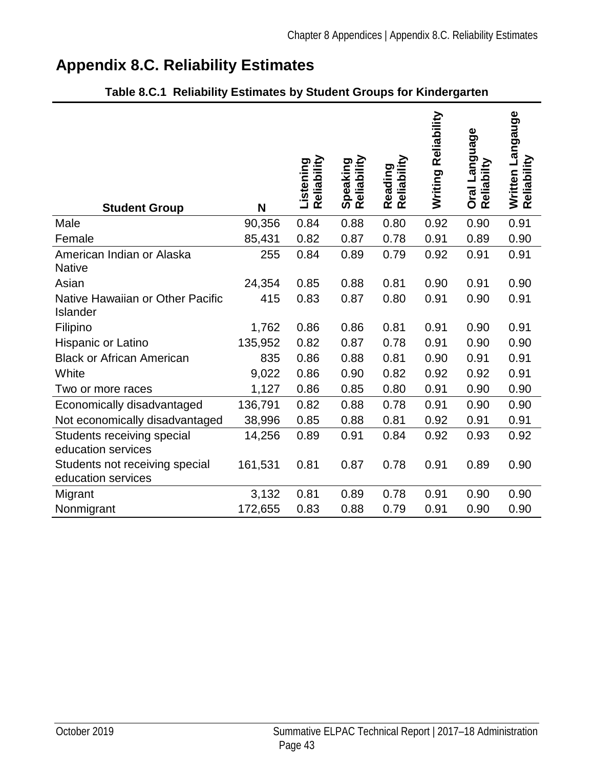## Appendix 8.C. Reliability Estimates

**Table 8.C.1 Reliability Estimates by Student Groups for Kindergarten**

| Student Group | N | Listening Reliability | Speaking Reliability | Reading Reliability | Writing Reliability | Oral Language Reliabilty | Written Langauge Reliability |
|---|---|---|---|---|---|---|---|
| Male | 90,356 | 0.84 | 0.88 | 0.80 | 0.92 | 0.90 | 0.91 |
| Female | 85,431 | 0.82 | 0.87 | 0.78 | 0.91 | 0.89 | 0.90 |
| American Indian or Alaska Native | 255 | 0.84 | 0.89 | 0.79 | 0.92 | 0.91 | 0.91 |
| Asian | 24,354 | 0.85 | 0.88 | 0.81 | 0.90 | 0.91 | 0.90 |
| Native Hawaiian or Other Pacific Islander | 415 | 0.83 | 0.87 | 0.80 | 0.91 | 0.90 | 0.91 |
| Filipino | 1,762 | 0.86 | 0.86 | 0.81 | 0.91 | 0.90 | 0.91 |
| Hispanic or Latino | 135,952 | 0.82 | 0.87 | 0.78 | 0.91 | 0.90 | 0.90 |
| Black or African American | 835 | 0.86 | 0.88 | 0.81 | 0.90 | 0.91 | 0.91 |
| White | 9,022 | 0.86 | 0.90 | 0.82 | 0.92 | 0.92 | 0.91 |
| Two or more races | 1,127 | 0.86 | 0.85 | 0.80 | 0.91 | 0.90 | 0.90 |
| Economically disadvantaged | 136,791 | 0.82 | 0.88 | 0.78 | 0.91 | 0.90 | 0.90 |
| Not economically disadvantaged | 38,996 | 0.85 | 0.88 | 0.81 | 0.92 | 0.91 | 0.91 |
| Students receiving special education services | 14,256 | 0.89 | 0.91 | 0.84 | 0.92 | 0.93 | 0.92 |
| Students not receiving special education services | 161,531 | 0.81 | 0.87 | 0.78 | 0.91 | 0.89 | 0.90 |
| Migrant | 3,132 | 0.81 | 0.89 | 0.78 | 0.91 | 0.90 | 0.90 |
| Nonmigrant | 172,655 | 0.83 | 0.88 | 0.79 | 0.91 | 0.90 | 0.90 |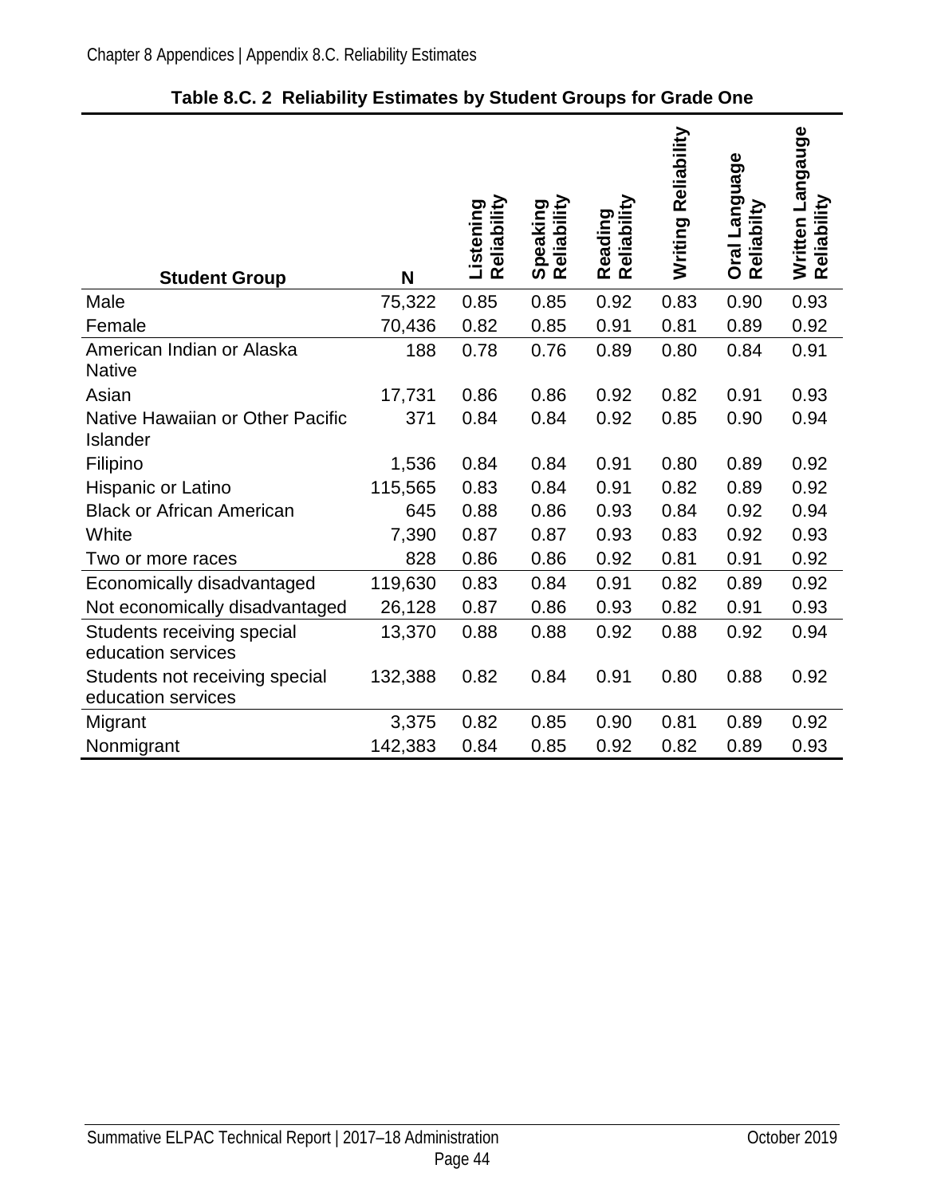**Table 8.C. 2 Reliability Estimates by Student Groups for Grade One**

| Student Group | N | Listening Reliability | Speaking Reliability | Reading Reliability | Writing Reliability | Oral Language Reliabilty | Written Langauge Reliability |
|---|---|---|---|---|---|---|---|
| Male | 75,322 | 0.85 | 0.85 | 0.92 | 0.83 | 0.90 | 0.93 |
| Female | 70,436 | 0.82 | 0.85 | 0.91 | 0.81 | 0.89 | 0.92 |
| American Indian or Alaska Native | 188 | 0.78 | 0.76 | 0.89 | 0.80 | 0.84 | 0.91 |
| Asian | 17,731 | 0.86 | 0.86 | 0.92 | 0.82 | 0.91 | 0.93 |
| Native Hawaiian or Other Pacific Islander | 371 | 0.84 | 0.84 | 0.92 | 0.85 | 0.90 | 0.94 |
| Filipino | 1,536 | 0.84 | 0.84 | 0.91 | 0.80 | 0.89 | 0.92 |
| Hispanic or Latino | 115,565 | 0.83 | 0.84 | 0.91 | 0.82 | 0.89 | 0.92 |
| Black or African American | 645 | 0.88 | 0.86 | 0.93 | 0.84 | 0.92 | 0.94 |
| White | 7,390 | 0.87 | 0.87 | 0.93 | 0.83 | 0.92 | 0.93 |
| Two or more races | 828 | 0.86 | 0.86 | 0.92 | 0.81 | 0.91 | 0.92 |
| Economically disadvantaged | 119,630 | 0.83 | 0.84 | 0.91 | 0.82 | 0.89 | 0.92 |
| Not economically disadvantaged | 26,128 | 0.87 | 0.86 | 0.93 | 0.82 | 0.91 | 0.93 |
| Students receiving special education services | 13,370 | 0.88 | 0.88 | 0.92 | 0.88 | 0.92 | 0.94 |
| Students not receiving special education services | 132,388 | 0.82 | 0.84 | 0.91 | 0.80 | 0.88 | 0.92 |
| Migrant | 3,375 | 0.82 | 0.85 | 0.90 | 0.81 | 0.89 | 0.92 |
| Nonmigrant | 142,383 | 0.84 | 0.85 | 0.92 | 0.82 | 0.89 | 0.93 |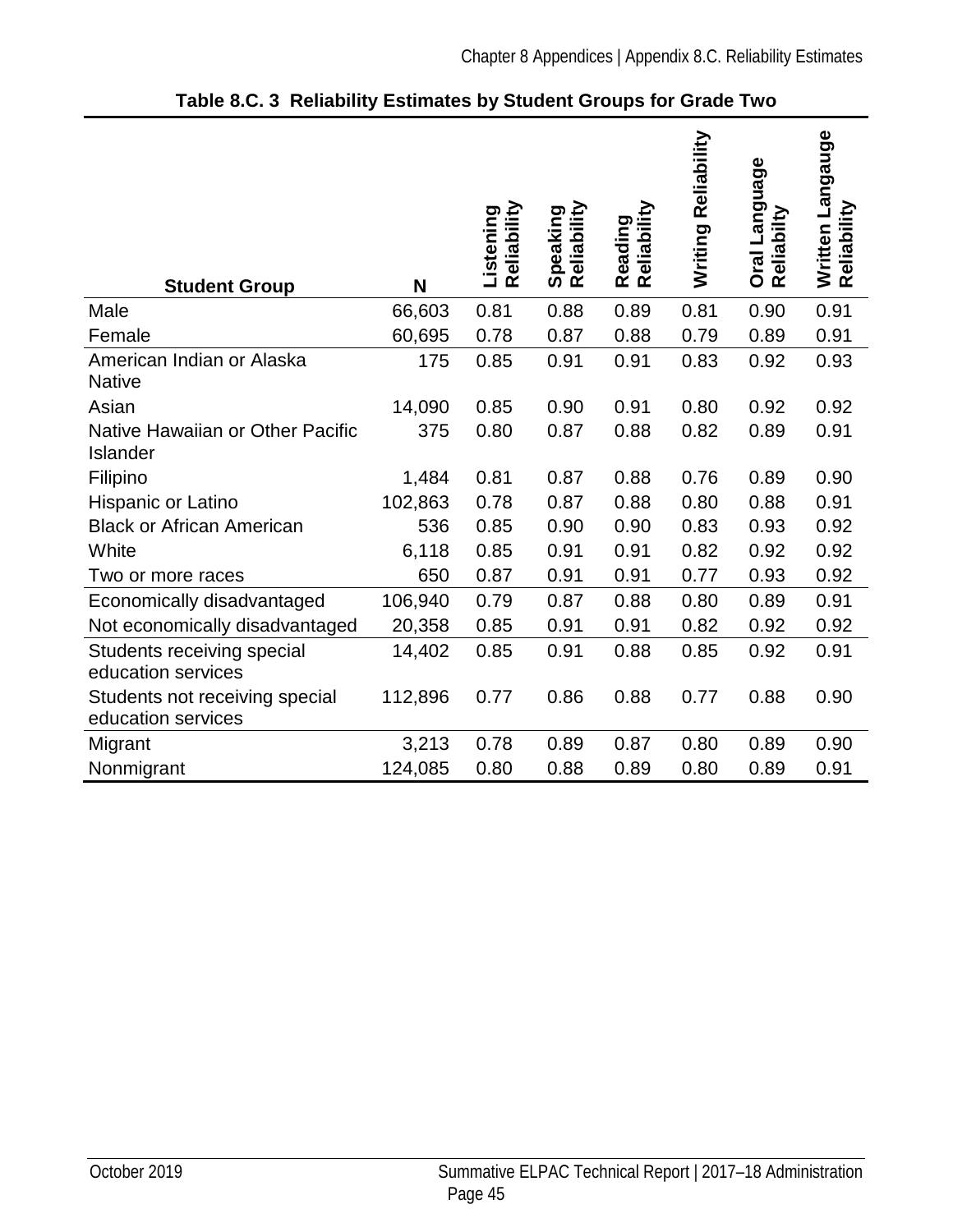**Table 8.C. 3 Reliability Estimates by Student Groups for Grade Two**

| Student Group | N | Listening Reliability | Speaking Reliability | Reading Reliability | Writing Reliability | Oral Language Reliabilty | Written Langauge Reliability |
|---|---|---|---|---|---|---|---|
| Male | 66,603 | 0.81 | 0.88 | 0.89 | 0.81 | 0.90 | 0.91 |
| Female | 60,695 | 0.78 | 0.87 | 0.88 | 0.79 | 0.89 | 0.91 |
| American Indian or Alaska Native | 175 | 0.85 | 0.91 | 0.91 | 0.83 | 0.92 | 0.93 |
| Asian | 14,090 | 0.85 | 0.90 | 0.91 | 0.80 | 0.92 | 0.92 |
| Native Hawaiian or Other Pacific Islander | 375 | 0.80 | 0.87 | 0.88 | 0.82 | 0.89 | 0.91 |
| Filipino | 1,484 | 0.81 | 0.87 | 0.88 | 0.76 | 0.89 | 0.90 |
| Hispanic or Latino | 102,863 | 0.78 | 0.87 | 0.88 | 0.80 | 0.88 | 0.91 |
| Black or African American | 536 | 0.85 | 0.90 | 0.90 | 0.83 | 0.93 | 0.92 |
| White | 6,118 | 0.85 | 0.91 | 0.91 | 0.82 | 0.92 | 0.92 |
| Two or more races | 650 | 0.87 | 0.91 | 0.91 | 0.77 | 0.93 | 0.92 |
| Economically disadvantaged | 106,940 | 0.79 | 0.87 | 0.88 | 0.80 | 0.89 | 0.91 |
| Not economically disadvantaged | 20,358 | 0.85 | 0.91 | 0.91 | 0.82 | 0.92 | 0.92 |
| Students receiving special education services | 14,402 | 0.85 | 0.91 | 0.88 | 0.85 | 0.92 | 0.91 |
| Students not receiving special education services | 112,896 | 0.77 | 0.86 | 0.88 | 0.77 | 0.88 | 0.90 |
| Migrant | 3,213 | 0.78 | 0.89 | 0.87 | 0.80 | 0.89 | 0.90 |
| Nonmigrant | 124,085 | 0.80 | 0.88 | 0.89 | 0.80 | 0.89 | 0.91 |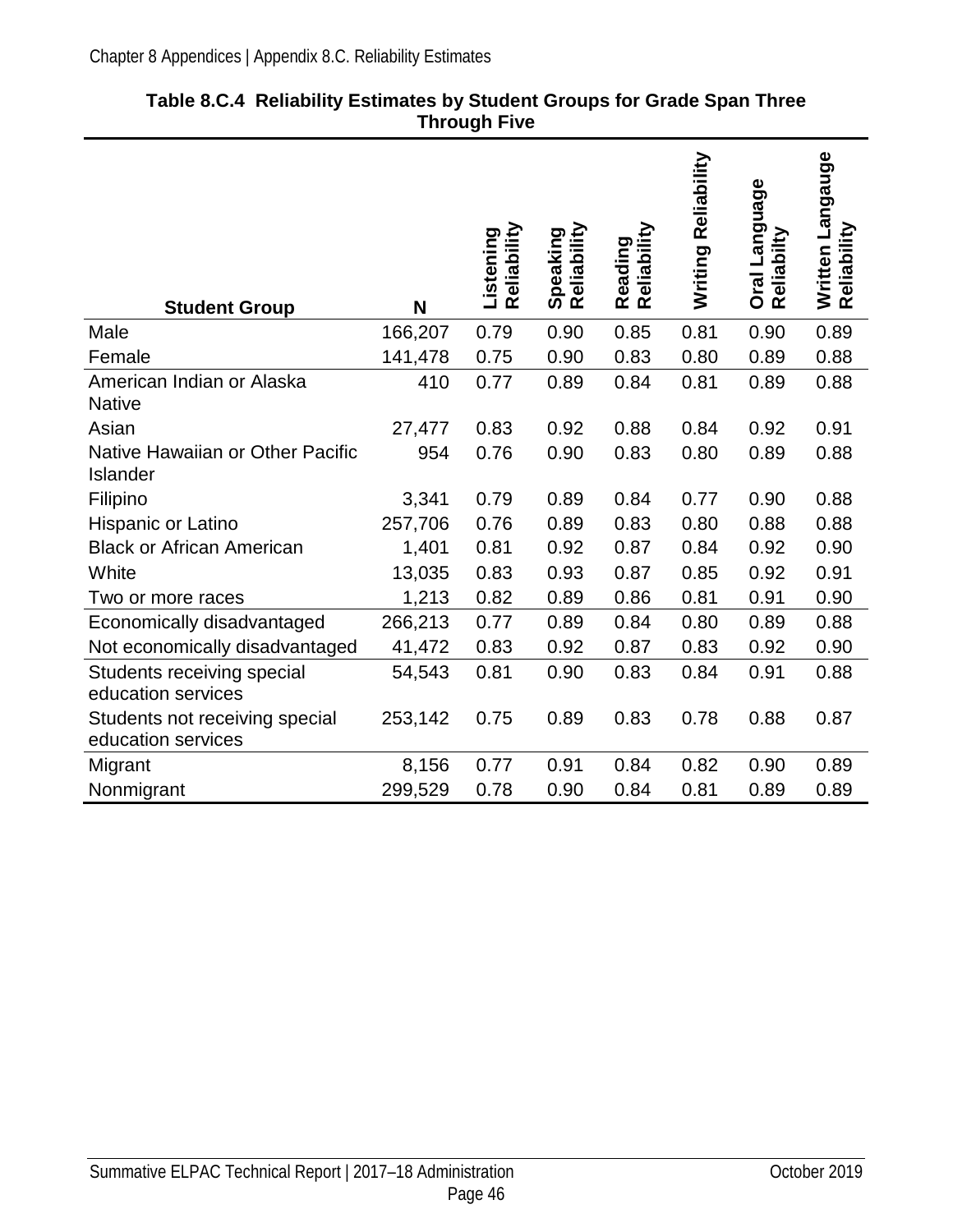**Table 8.C.4 Reliability Estimates by Student Groups for Grade Span Three Through Five**

| Student Group | N | Listening Reliability | Speaking Reliability | Reading Reliability | Writing Reliability | Oral Language Reliabilty | Written Langauge Reliability |
|---|---|---|---|---|---|---|---|
| Male | 166,207 | 0.79 | 0.90 | 0.85 | 0.81 | 0.90 | 0.89 |
| Female | 141,478 | 0.75 | 0.90 | 0.83 | 0.80 | 0.89 | 0.88 |
| American Indian or Alaska Native | 410 | 0.77 | 0.89 | 0.84 | 0.81 | 0.89 | 0.88 |
| Asian | 27,477 | 0.83 | 0.92 | 0.88 | 0.84 | 0.92 | 0.91 |
| Native Hawaiian or Other Pacific Islander | 954 | 0.76 | 0.90 | 0.83 | 0.80 | 0.89 | 0.88 |
| Filipino | 3,341 | 0.79 | 0.89 | 0.84 | 0.77 | 0.90 | 0.88 |
| Hispanic or Latino | 257,706 | 0.76 | 0.89 | 0.83 | 0.80 | 0.88 | 0.88 |
| Black or African American | 1,401 | 0.81 | 0.92 | 0.87 | 0.84 | 0.92 | 0.90 |
| White | 13,035 | 0.83 | 0.93 | 0.87 | 0.85 | 0.92 | 0.91 |
| Two or more races | 1,213 | 0.82 | 0.89 | 0.86 | 0.81 | 0.91 | 0.90 |
| Economically disadvantaged | 266,213 | 0.77 | 0.89 | 0.84 | 0.80 | 0.89 | 0.88 |
| Not economically disadvantaged | 41,472 | 0.83 | 0.92 | 0.87 | 0.83 | 0.92 | 0.90 |
| Students receiving special education services | 54,543 | 0.81 | 0.90 | 0.83 | 0.84 | 0.91 | 0.88 |
| Students not receiving special education services | 253,142 | 0.75 | 0.89 | 0.83 | 0.78 | 0.88 | 0.87 |
| Migrant | 8,156 | 0.77 | 0.91 | 0.84 | 0.82 | 0.90 | 0.89 |
| Nonmigrant | 299,529 | 0.78 | 0.90 | 0.84 | 0.81 | 0.89 | 0.89 |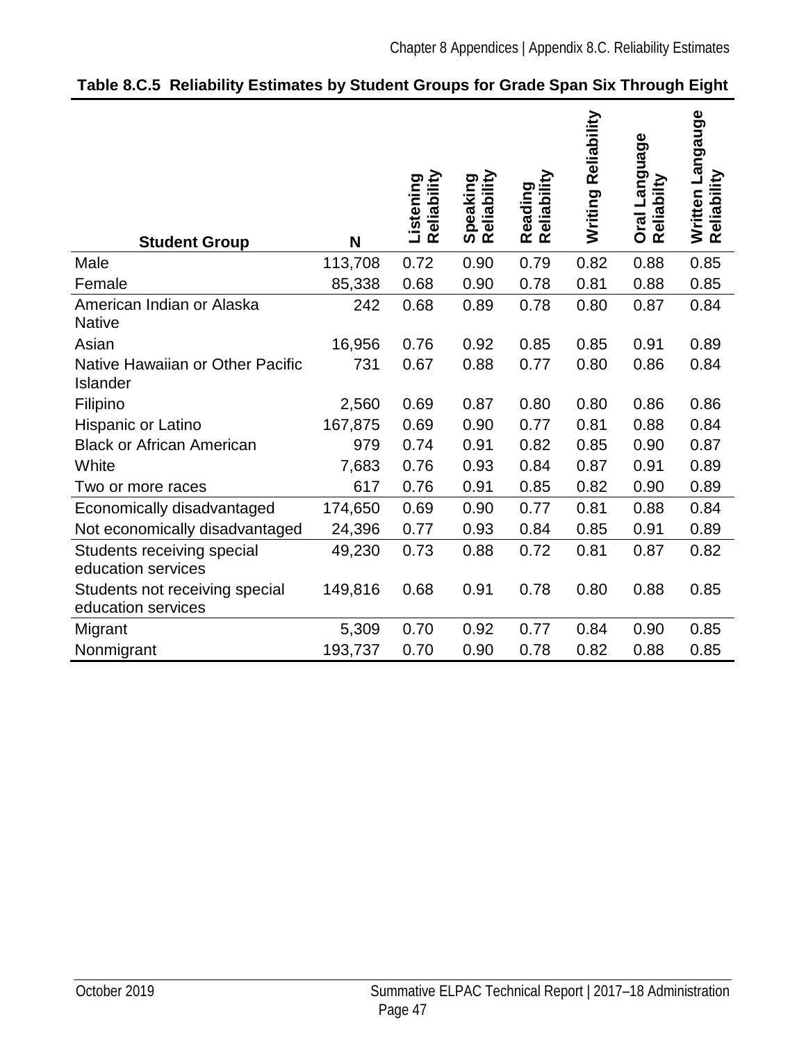**Table 8.C.5 Reliability Estimates by Student Groups for Grade Span Six Through Eight**

| Student Group | N | Listening Reliability | Speaking Reliability | Reading Reliability | Writing Reliability | Oral Language Reliabilty | Written Langauge Reliability |
|---|---|---|---|---|---|---|---|
| Male | 113,708 | 0.72 | 0.90 | 0.79 | 0.82 | 0.88 | 0.85 |
| Female | 85,338 | 0.68 | 0.90 | 0.78 | 0.81 | 0.88 | 0.85 |
| American Indian or Alaska Native | 242 | 0.68 | 0.89 | 0.78 | 0.80 | 0.87 | 0.84 |
| Asian | 16,956 | 0.76 | 0.92 | 0.85 | 0.85 | 0.91 | 0.89 |
| Native Hawaiian or Other Pacific Islander | 731 | 0.67 | 0.88 | 0.77 | 0.80 | 0.86 | 0.84 |
| Filipino | 2,560 | 0.69 | 0.87 | 0.80 | 0.80 | 0.86 | 0.86 |
| Hispanic or Latino | 167,875 | 0.69 | 0.90 | 0.77 | 0.81 | 0.88 | 0.84 |
| Black or African American | 979 | 0.74 | 0.91 | 0.82 | 0.85 | 0.90 | 0.87 |
| White | 7,683 | 0.76 | 0.93 | 0.84 | 0.87 | 0.91 | 0.89 |
| Two or more races | 617 | 0.76 | 0.91 | 0.85 | 0.82 | 0.90 | 0.89 |
| Economically disadvantaged | 174,650 | 0.69 | 0.90 | 0.77 | 0.81 | 0.88 | 0.84 |
| Not economically disadvantaged | 24,396 | 0.77 | 0.93 | 0.84 | 0.85 | 0.91 | 0.89 |
| Students receiving special education services | 49,230 | 0.73 | 0.88 | 0.72 | 0.81 | 0.87 | 0.82 |
| Students not receiving special education services | 149,816 | 0.68 | 0.91 | 0.78 | 0.80 | 0.88 | 0.85 |
| Migrant | 5,309 | 0.70 | 0.92 | 0.77 | 0.84 | 0.90 | 0.85 |
| Nonmigrant | 193,737 | 0.70 | 0.90 | 0.78 | 0.82 | 0.88 | 0.85 |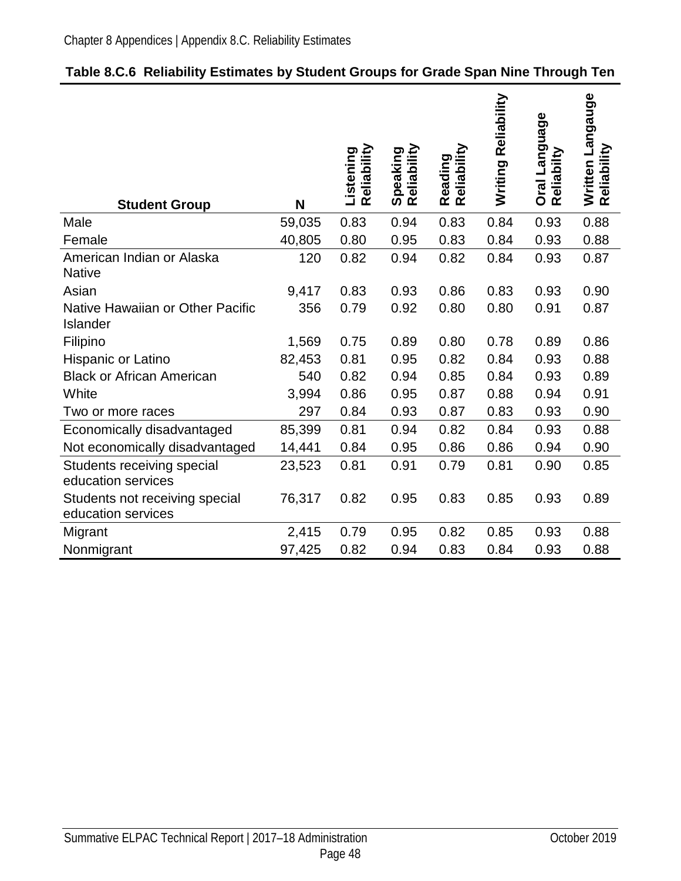**Table 8.C.6 Reliability Estimates by Student Groups for Grade Span Nine Through Ten**

| Student Group | N | Listening Reliability | Speaking Reliability | Reading Reliability | Writing Reliability | Oral Language Reliabilty | Written Langauge Reliability |
|---|---|---|---|---|---|---|---|
| Male | 59,035 | 0.83 | 0.94 | 0.83 | 0.84 | 0.93 | 0.88 |
| Female | 40,805 | 0.80 | 0.95 | 0.83 | 0.84 | 0.93 | 0.88 |
| American Indian or Alaska Native | 120 | 0.82 | 0.94 | 0.82 | 0.84 | 0.93 | 0.87 |
| Asian | 9,417 | 0.83 | 0.93 | 0.86 | 0.83 | 0.93 | 0.90 |
| Native Hawaiian or Other Pacific Islander | 356 | 0.79 | 0.92 | 0.80 | 0.80 | 0.91 | 0.87 |
| Filipino | 1,569 | 0.75 | 0.89 | 0.80 | 0.78 | 0.89 | 0.86 |
| Hispanic or Latino | 82,453 | 0.81 | 0.95 | 0.82 | 0.84 | 0.93 | 0.88 |
| Black or African American | 540 | 0.82 | 0.94 | 0.85 | 0.84 | 0.93 | 0.89 |
| White | 3,994 | 0.86 | 0.95 | 0.87 | 0.88 | 0.94 | 0.91 |
| Two or more races | 297 | 0.84 | 0.93 | 0.87 | 0.83 | 0.93 | 0.90 |
| Economically disadvantaged | 85,399 | 0.81 | 0.94 | 0.82 | 0.84 | 0.93 | 0.88 |
| Not economically disadvantaged | 14,441 | 0.84 | 0.95 | 0.86 | 0.86 | 0.94 | 0.90 |
| Students receiving special education services | 23,523 | 0.81 | 0.91 | 0.79 | 0.81 | 0.90 | 0.85 |
| Students not receiving special education services | 76,317 | 0.82 | 0.95 | 0.83 | 0.85 | 0.93 | 0.89 |
| Migrant | 2,415 | 0.79 | 0.95 | 0.82 | 0.85 | 0.93 | 0.88 |
| Nonmigrant | 97,425 | 0.82 | 0.94 | 0.83 | 0.84 | 0.93 | 0.88 |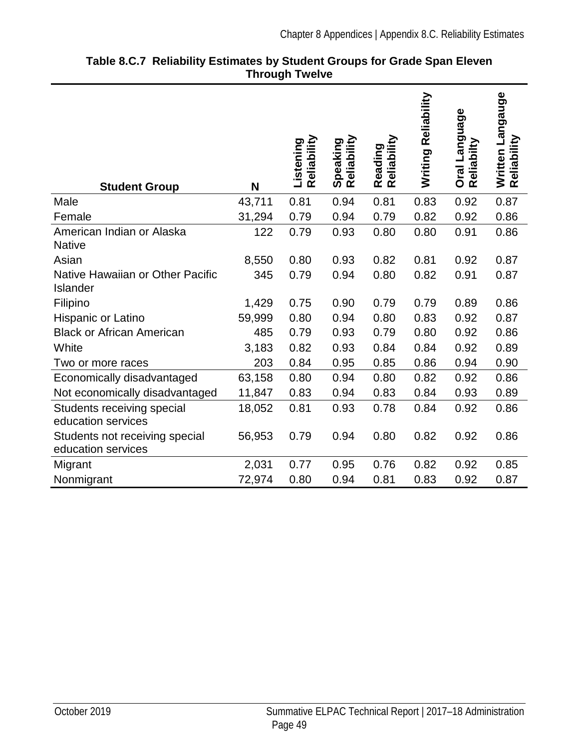**Table 8.C.7 Reliability Estimates by Student Groups for Grade Span Eleven Through Twelve**

| Student Group | N | Listening Reliability | Speaking Reliability | Reading Reliability | Writing Reliability | Oral Language Reliabilty | Written Langauge Reliability |
|---|---|---|---|---|---|---|---|
| Male | 43,711 | 0.81 | 0.94 | 0.81 | 0.83 | 0.92 | 0.87 |
| Female | 31,294 | 0.79 | 0.94 | 0.79 | 0.82 | 0.92 | 0.86 |
| American Indian or Alaska Native | 122 | 0.79 | 0.93 | 0.80 | 0.80 | 0.91 | 0.86 |
| Asian | 8,550 | 0.80 | 0.93 | 0.82 | 0.81 | 0.92 | 0.87 |
| Native Hawaiian or Other Pacific Islander | 345 | 0.79 | 0.94 | 0.80 | 0.82 | 0.91 | 0.87 |
| Filipino | 1,429 | 0.75 | 0.90 | 0.79 | 0.79 | 0.89 | 0.86 |
| Hispanic or Latino | 59,999 | 0.80 | 0.94 | 0.80 | 0.83 | 0.92 | 0.87 |
| Black or African American | 485 | 0.79 | 0.93 | 0.79 | 0.80 | 0.92 | 0.86 |
| White | 3,183 | 0.82 | 0.93 | 0.84 | 0.84 | 0.92 | 0.89 |
| Two or more races | 203 | 0.84 | 0.95 | 0.85 | 0.86 | 0.94 | 0.90 |
| Economically disadvantaged | 63,158 | 0.80 | 0.94 | 0.80 | 0.82 | 0.92 | 0.86 |
| Not economically disadvantaged | 11,847 | 0.83 | 0.94 | 0.83 | 0.84 | 0.93 | 0.89 |
| Students receiving special education services | 18,052 | 0.81 | 0.93 | 0.78 | 0.84 | 0.92 | 0.86 |
| Students not receiving special education services | 56,953 | 0.79 | 0.94 | 0.80 | 0.82 | 0.92 | 0.86 |
| Migrant | 2,031 | 0.77 | 0.95 | 0.76 | 0.82 | 0.92 | 0.85 |
| Nonmigrant | 72,974 | 0.80 | 0.94 | 0.81 | 0.83 | 0.92 | 0.87 |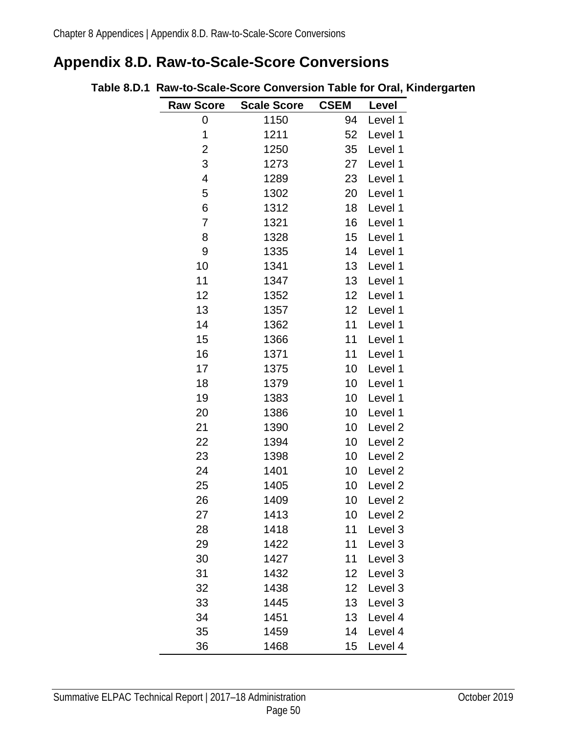# Appendix 8.D. Raw-to-Scale-Score Conversions

**Table 8.D.1 Raw-to-Scale-Score Conversion Table for Oral, Kindergarten**

| Raw Score | Scale Score | CSEM | Level |
|---|---|---|---|
| 0 | 1150 | 94 | Level 1 |
| 1 | 1211 | 52 | Level 1 |
| 2 | 1250 | 35 | Level 1 |
| 3 | 1273 | 27 | Level 1 |
| 4 | 1289 | 23 | Level 1 |
| 5 | 1302 | 20 | Level 1 |
| 6 | 1312 | 18 | Level 1 |
| 7 | 1321 | 16 | Level 1 |
| 8 | 1328 | 15 | Level 1 |
| 9 | 1335 | 14 | Level 1 |
| 10 | 1341 | 13 | Level 1 |
| 11 | 1347 | 13 | Level 1 |
| 12 | 1352 | 12 | Level 1 |
| 13 | 1357 | 12 | Level 1 |
| 14 | 1362 | 11 | Level 1 |
| 15 | 1366 | 11 | Level 1 |
| 16 | 1371 | 11 | Level 1 |
| 17 | 1375 | 10 | Level 1 |
| 18 | 1379 | 10 | Level 1 |
| 19 | 1383 | 10 | Level 1 |
| 20 | 1386 | 10 | Level 1 |
| 21 | 1390 | 10 | Level 2 |
| 22 | 1394 | 10 | Level 2 |
| 23 | 1398 | 10 | Level 2 |
| 24 | 1401 | 10 | Level 2 |
| 25 | 1405 | 10 | Level 2 |
| 26 | 1409 | 10 | Level 2 |
| 27 | 1413 | 10 | Level 2 |
| 28 | 1418 | 11 | Level 3 |
| 29 | 1422 | 11 | Level 3 |
| 30 | 1427 | 11 | Level 3 |
| 31 | 1432 | 12 | Level 3 |
| 32 | 1438 | 12 | Level 3 |
| 33 | 1445 | 13 | Level 3 |
| 34 | 1451 | 13 | Level 4 |
| 35 | 1459 | 14 | Level 4 |
| 36 | 1468 | 15 | Level 4 |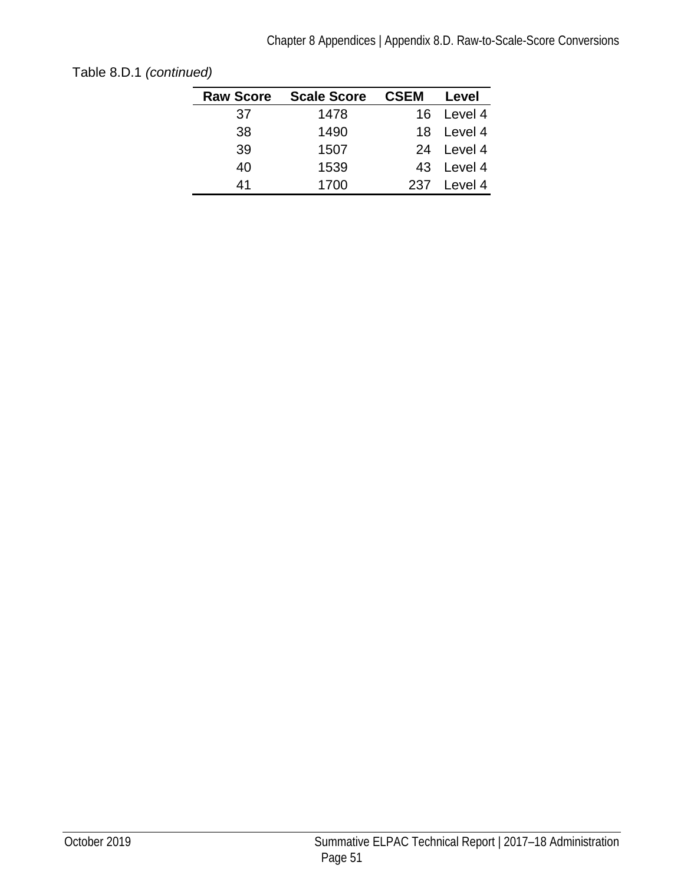Table 8.D.1 *(continued)*

| Raw Score | Scale Score | CSEM | Level |
|---|---|---|---|
| 37 | 1478 | 16 | Level 4 |
| 38 | 1490 | 18 | Level 4 |
| 39 | 1507 | 24 | Level 4 |
| 40 | 1539 | 43 | Level 4 |
| 41 | 1700 | 237 | Level 4 |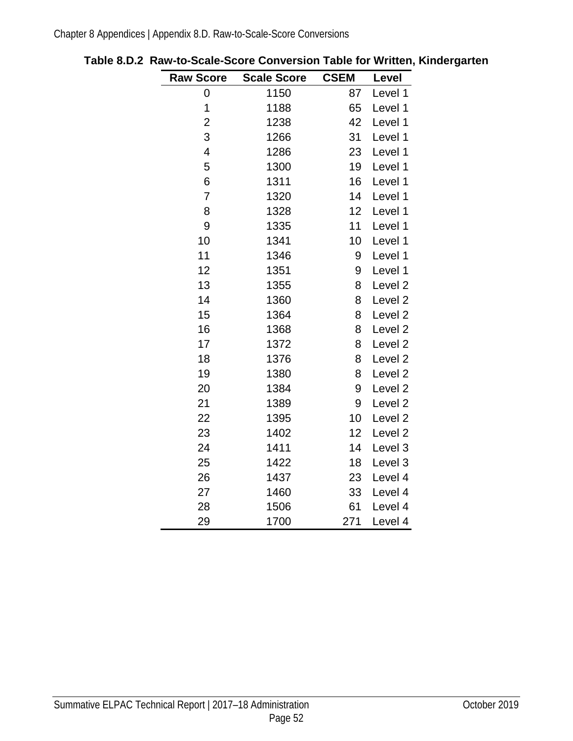**Table 8.D.2 Raw-to-Scale-Score Conversion Table for Written, Kindergarten**

| Raw Score | Scale Score | CSEM | Level |
|---|---|---|---|
| 0 | 1150 | 87 | Level 1 |
| 1 | 1188 | 65 | Level 1 |
| 2 | 1238 | 42 | Level 1 |
| 3 | 1266 | 31 | Level 1 |
| 4 | 1286 | 23 | Level 1 |
| 5 | 1300 | 19 | Level 1 |
| 6 | 1311 | 16 | Level 1 |
| 7 | 1320 | 14 | Level 1 |
| 8 | 1328 | 12 | Level 1 |
| 9 | 1335 | 11 | Level 1 |
| 10 | 1341 | 10 | Level 1 |
| 11 | 1346 | 9 | Level 1 |
| 12 | 1351 | 9 | Level 1 |
| 13 | 1355 | 8 | Level 2 |
| 14 | 1360 | 8 | Level 2 |
| 15 | 1364 | 8 | Level 2 |
| 16 | 1368 | 8 | Level 2 |
| 17 | 1372 | 8 | Level 2 |
| 18 | 1376 | 8 | Level 2 |
| 19 | 1380 | 8 | Level 2 |
| 20 | 1384 | 9 | Level 2 |
| 21 | 1389 | 9 | Level 2 |
| 22 | 1395 | 10 | Level 2 |
| 23 | 1402 | 12 | Level 2 |
| 24 | 1411 | 14 | Level 3 |
| 25 | 1422 | 18 | Level 3 |
| 26 | 1437 | 23 | Level 4 |
| 27 | 1460 | 33 | Level 4 |
| 28 | 1506 | 61 | Level 4 |
| 29 | 1700 | 271 | Level 4 |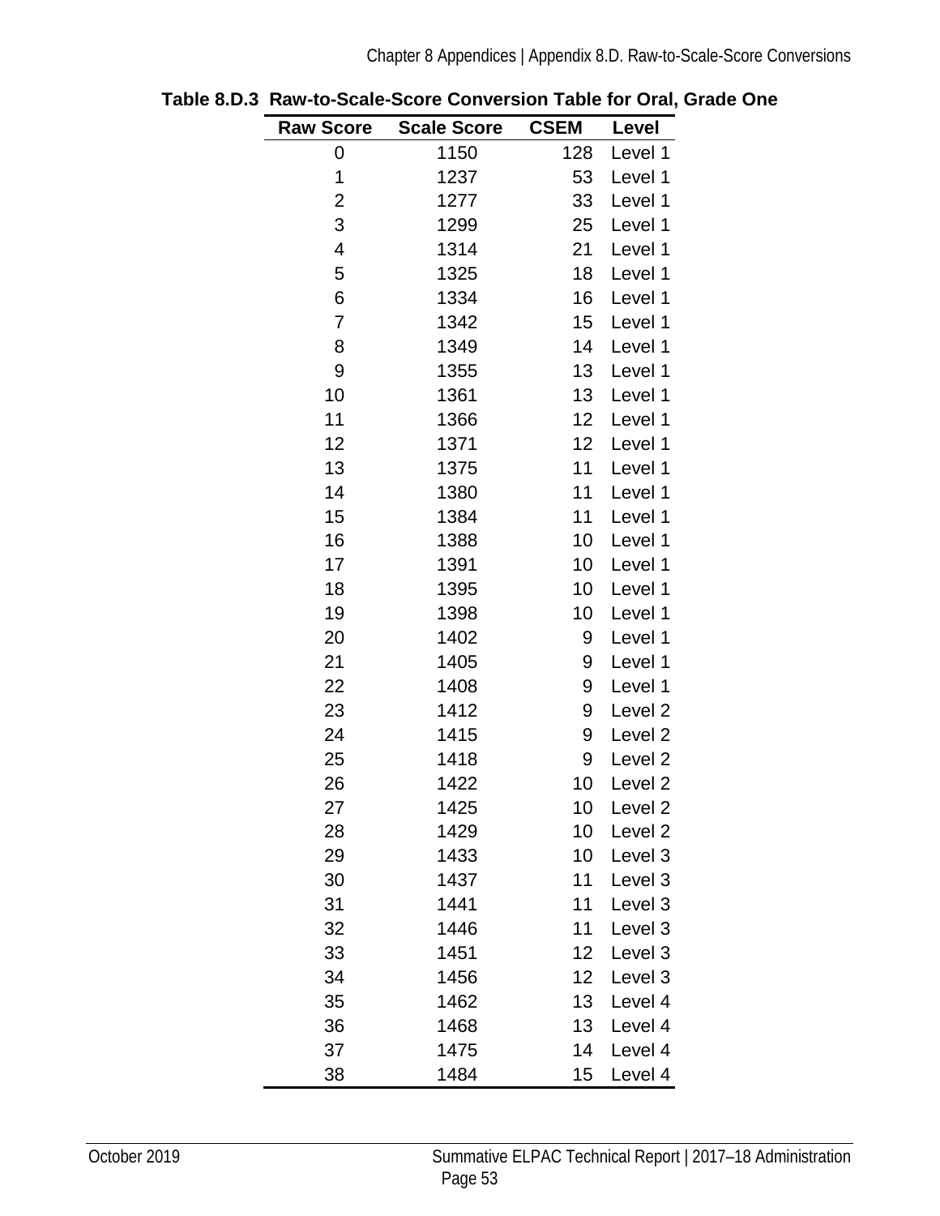**Table 8.D.3 Raw-to-Scale-Score Conversion Table for Oral, Grade One**

| Raw Score | Scale Score | CSEM | Level |
|---|---|---|---|
| 0 | 1150 | 128 | Level 1 |
| 1 | 1237 | 53 | Level 1 |
| 2 | 1277 | 33 | Level 1 |
| 3 | 1299 | 25 | Level 1 |
| 4 | 1314 | 21 | Level 1 |
| 5 | 1325 | 18 | Level 1 |
| 6 | 1334 | 16 | Level 1 |
| 7 | 1342 | 15 | Level 1 |
| 8 | 1349 | 14 | Level 1 |
| 9 | 1355 | 13 | Level 1 |
| 10 | 1361 | 13 | Level 1 |
| 11 | 1366 | 12 | Level 1 |
| 12 | 1371 | 12 | Level 1 |
| 13 | 1375 | 11 | Level 1 |
| 14 | 1380 | 11 | Level 1 |
| 15 | 1384 | 11 | Level 1 |
| 16 | 1388 | 10 | Level 1 |
| 17 | 1391 | 10 | Level 1 |
| 18 | 1395 | 10 | Level 1 |
| 19 | 1398 | 10 | Level 1 |
| 20 | 1402 | 9 | Level 1 |
| 21 | 1405 | 9 | Level 1 |
| 22 | 1408 | 9 | Level 1 |
| 23 | 1412 | 9 | Level 2 |
| 24 | 1415 | 9 | Level 2 |
| 25 | 1418 | 9 | Level 2 |
| 26 | 1422 | 10 | Level 2 |
| 27 | 1425 | 10 | Level 2 |
| 28 | 1429 | 10 | Level 2 |
| 29 | 1433 | 10 | Level 3 |
| 30 | 1437 | 11 | Level 3 |
| 31 | 1441 | 11 | Level 3 |
| 32 | 1446 | 11 | Level 3 |
| 33 | 1451 | 12 | Level 3 |
| 34 | 1456 | 12 | Level 3 |
| 35 | 1462 | 13 | Level 4 |
| 36 | 1468 | 13 | Level 4 |
| 37 | 1475 | 14 | Level 4 |
| 38 | 1484 | 15 | Level 4 |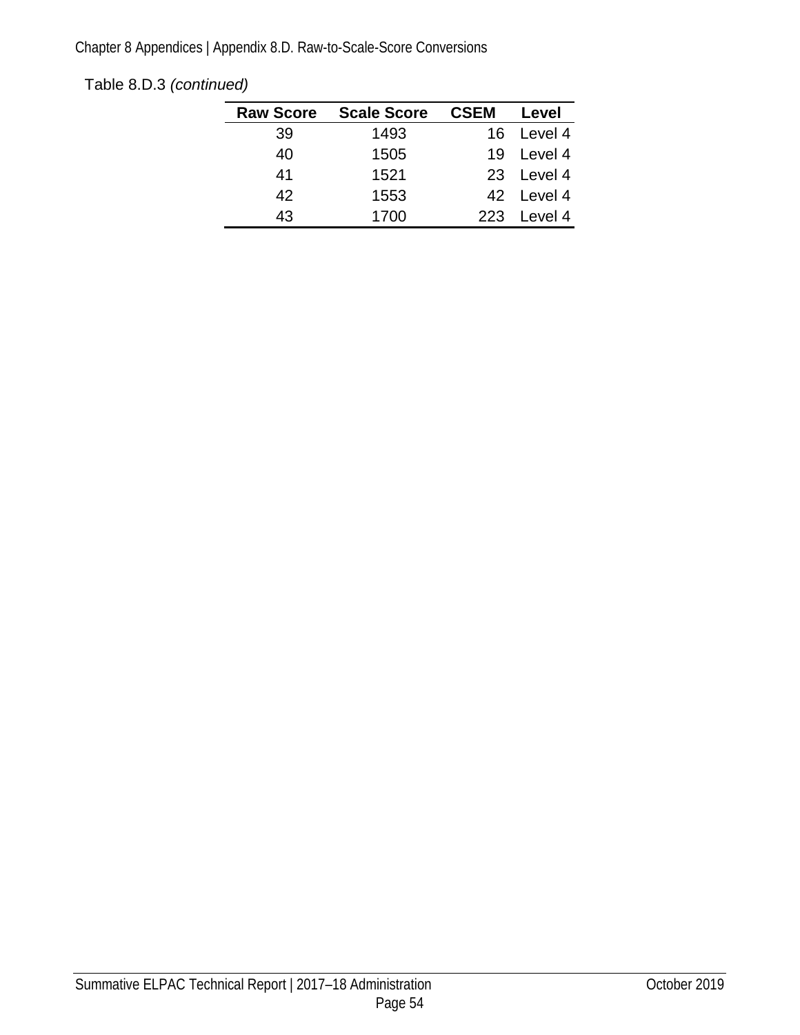Table 8.D.3 *(continued)*

| Raw Score | Scale Score | CSEM | Level |
|---|---|---|---|
| 39 | 1493 | 16 | Level 4 |
| 40 | 1505 | 19 | Level 4 |
| 41 | 1521 | 23 | Level 4 |
| 42 | 1553 | 42 | Level 4 |
| 43 | 1700 | 223 | Level 4 |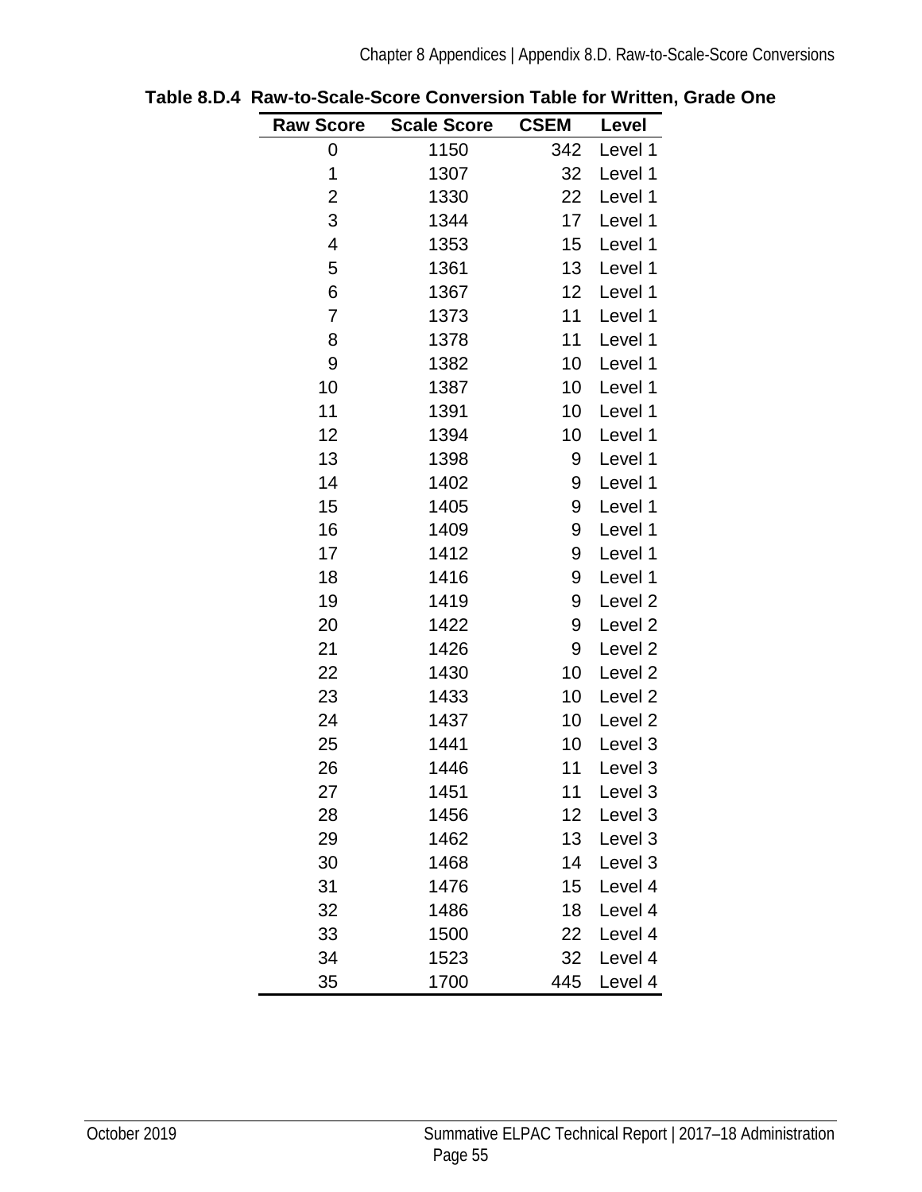**Table 8.D.4 Raw-to-Scale-Score Conversion Table for Written, Grade One**

| Raw Score | Scale Score | CSEM | Level |
|---|---|---|---|
| 0 | 1150 | 342 | Level 1 |
| 1 | 1307 | 32 | Level 1 |
| 2 | 1330 | 22 | Level 1 |
| 3 | 1344 | 17 | Level 1 |
| 4 | 1353 | 15 | Level 1 |
| 5 | 1361 | 13 | Level 1 |
| 6 | 1367 | 12 | Level 1 |
| 7 | 1373 | 11 | Level 1 |
| 8 | 1378 | 11 | Level 1 |
| 9 | 1382 | 10 | Level 1 |
| 10 | 1387 | 10 | Level 1 |
| 11 | 1391 | 10 | Level 1 |
| 12 | 1394 | 10 | Level 1 |
| 13 | 1398 | 9 | Level 1 |
| 14 | 1402 | 9 | Level 1 |
| 15 | 1405 | 9 | Level 1 |
| 16 | 1409 | 9 | Level 1 |
| 17 | 1412 | 9 | Level 1 |
| 18 | 1416 | 9 | Level 1 |
| 19 | 1419 | 9 | Level 2 |
| 20 | 1422 | 9 | Level 2 |
| 21 | 1426 | 9 | Level 2 |
| 22 | 1430 | 10 | Level 2 |
| 23 | 1433 | 10 | Level 2 |
| 24 | 1437 | 10 | Level 2 |
| 25 | 1441 | 10 | Level 3 |
| 26 | 1446 | 11 | Level 3 |
| 27 | 1451 | 11 | Level 3 |
| 28 | 1456 | 12 | Level 3 |
| 29 | 1462 | 13 | Level 3 |
| 30 | 1468 | 14 | Level 3 |
| 31 | 1476 | 15 | Level 4 |
| 32 | 1486 | 18 | Level 4 |
| 33 | 1500 | 22 | Level 4 |
| 34 | 1523 | 32 | Level 4 |
| 35 | 1700 | 445 | Level 4 |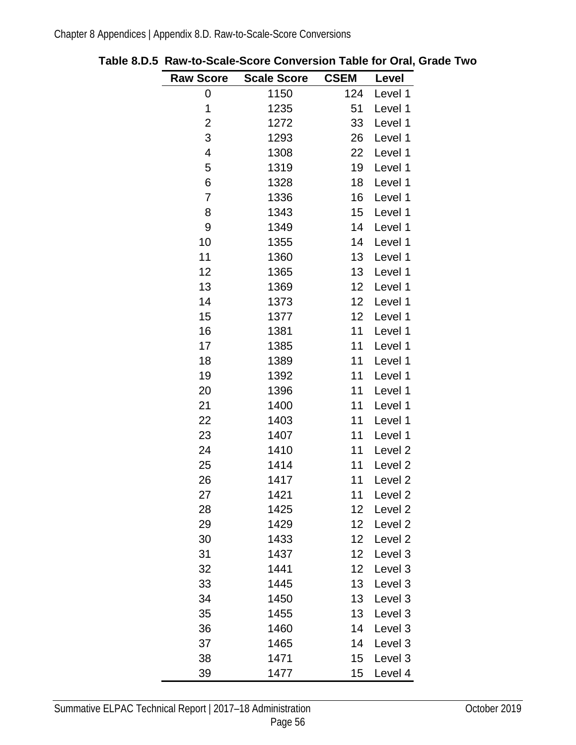**Table 8.D.5 Raw-to-Scale-Score Conversion Table for Oral, Grade Two**

| Raw Score | Scale Score | CSEM | Level |
|---|---|---|---|
| 0 | 1150 | 124 | Level 1 |
| 1 | 1235 | 51 | Level 1 |
| 2 | 1272 | 33 | Level 1 |
| 3 | 1293 | 26 | Level 1 |
| 4 | 1308 | 22 | Level 1 |
| 5 | 1319 | 19 | Level 1 |
| 6 | 1328 | 18 | Level 1 |
| 7 | 1336 | 16 | Level 1 |
| 8 | 1343 | 15 | Level 1 |
| 9 | 1349 | 14 | Level 1 |
| 10 | 1355 | 14 | Level 1 |
| 11 | 1360 | 13 | Level 1 |
| 12 | 1365 | 13 | Level 1 |
| 13 | 1369 | 12 | Level 1 |
| 14 | 1373 | 12 | Level 1 |
| 15 | 1377 | 12 | Level 1 |
| 16 | 1381 | 11 | Level 1 |
| 17 | 1385 | 11 | Level 1 |
| 18 | 1389 | 11 | Level 1 |
| 19 | 1392 | 11 | Level 1 |
| 20 | 1396 | 11 | Level 1 |
| 21 | 1400 | 11 | Level 1 |
| 22 | 1403 | 11 | Level 1 |
| 23 | 1407 | 11 | Level 1 |
| 24 | 1410 | 11 | Level 2 |
| 25 | 1414 | 11 | Level 2 |
| 26 | 1417 | 11 | Level 2 |
| 27 | 1421 | 11 | Level 2 |
| 28 | 1425 | 12 | Level 2 |
| 29 | 1429 | 12 | Level 2 |
| 30 | 1433 | 12 | Level 2 |
| 31 | 1437 | 12 | Level 3 |
| 32 | 1441 | 12 | Level 3 |
| 33 | 1445 | 13 | Level 3 |
| 34 | 1450 | 13 | Level 3 |
| 35 | 1455 | 13 | Level 3 |
| 36 | 1460 | 14 | Level 3 |
| 37 | 1465 | 14 | Level 3 |
| 38 | 1471 | 15 | Level 3 |
| 39 | 1477 | 15 | Level 4 |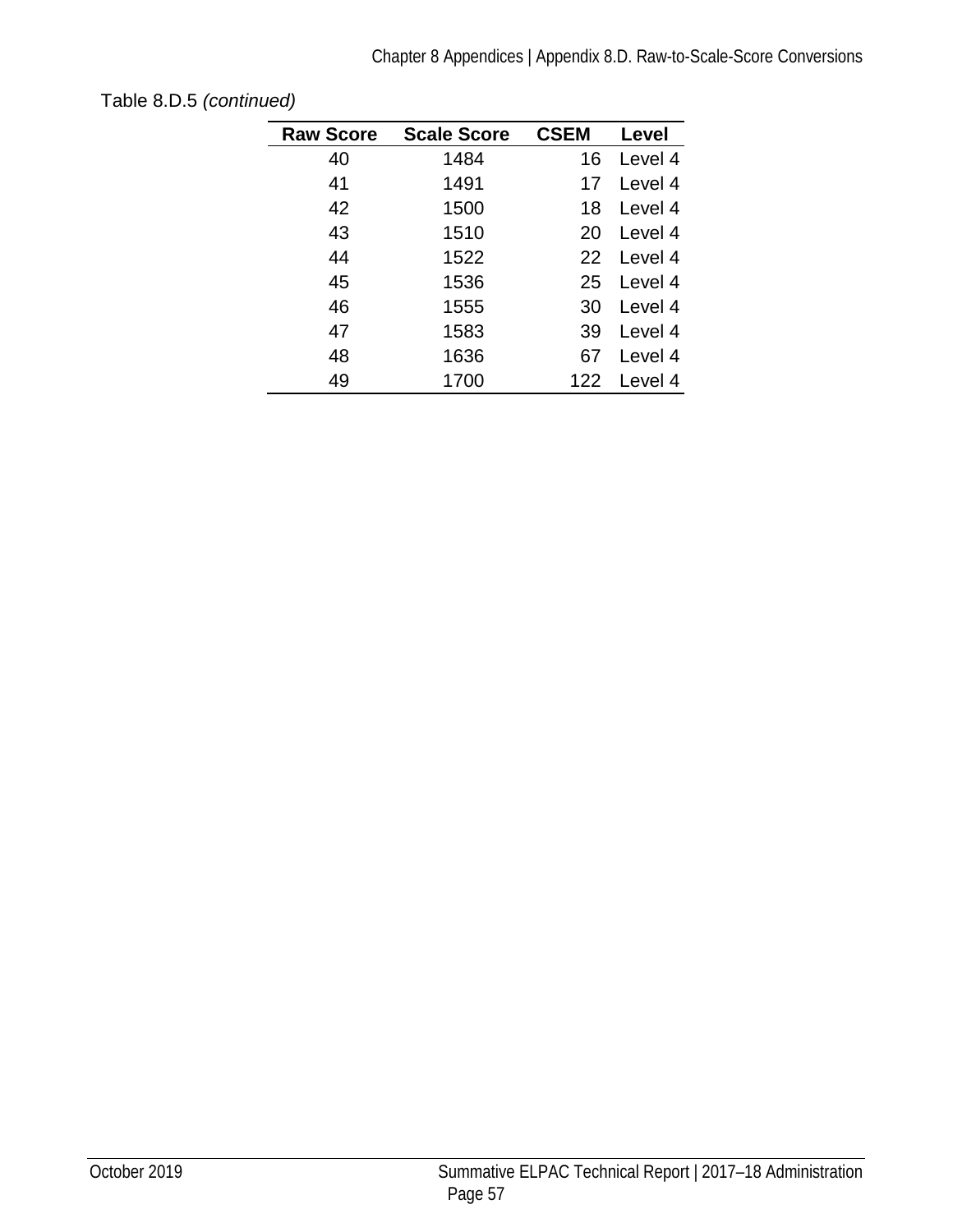Table 8.D.5 *(continued)*

| Raw Score | Scale Score | CSEM | Level |
|---|---|---|---|
| 40 | 1484 | 16 | Level 4 |
| 41 | 1491 | 17 | Level 4 |
| 42 | 1500 | 18 | Level 4 |
| 43 | 1510 | 20 | Level 4 |
| 44 | 1522 | 22 | Level 4 |
| 45 | 1536 | 25 | Level 4 |
| 46 | 1555 | 30 | Level 4 |
| 47 | 1583 | 39 | Level 4 |
| 48 | 1636 | 67 | Level 4 |
| 49 | 1700 | 122 | Level 4 |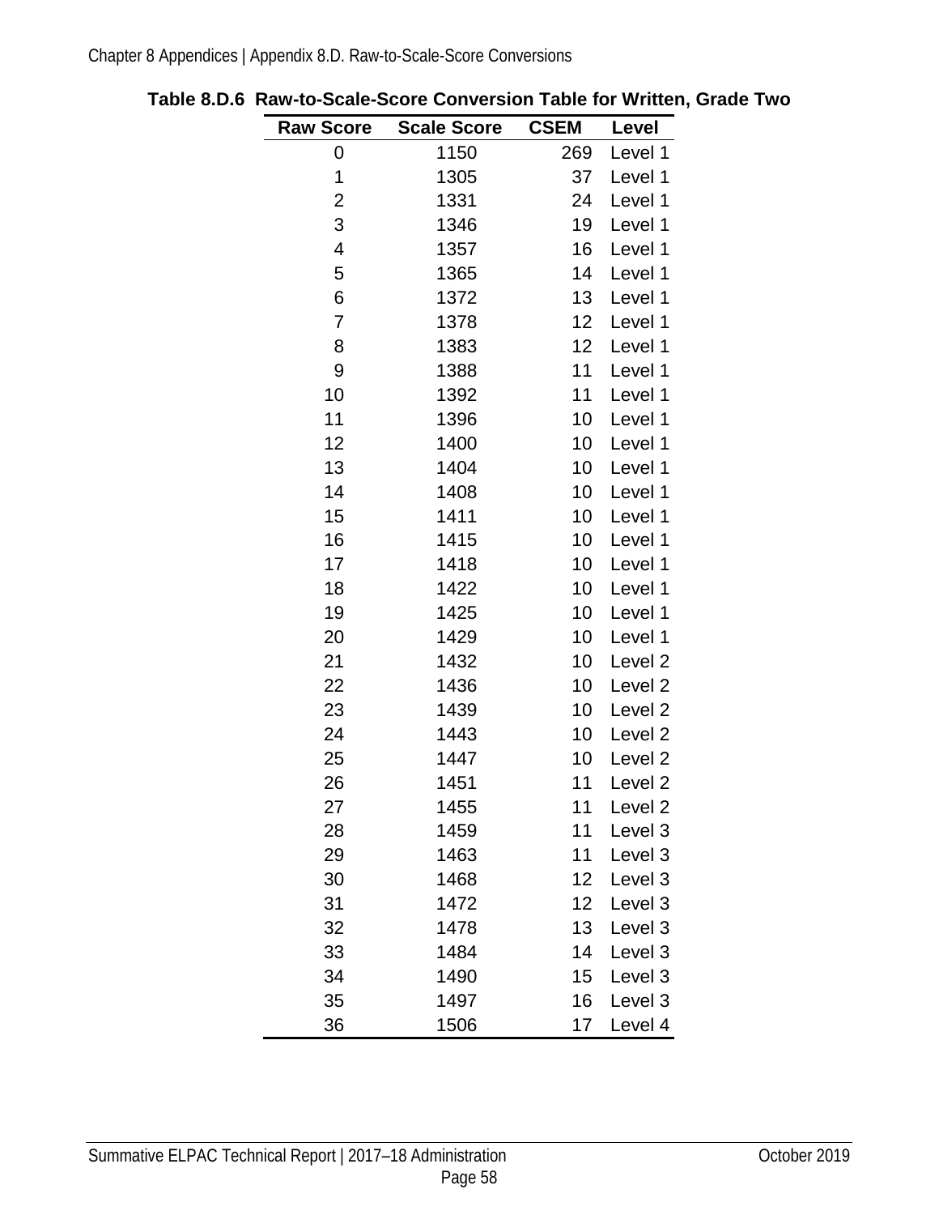**Table 8.D.6 Raw-to-Scale-Score Conversion Table for Written, Grade Two**

| Raw Score | Scale Score | CSEM | Level |
|---|---|---|---|
| 0 | 1150 | 269 | Level 1 |
| 1 | 1305 | 37 | Level 1 |
| 2 | 1331 | 24 | Level 1 |
| 3 | 1346 | 19 | Level 1 |
| 4 | 1357 | 16 | Level 1 |
| 5 | 1365 | 14 | Level 1 |
| 6 | 1372 | 13 | Level 1 |
| 7 | 1378 | 12 | Level 1 |
| 8 | 1383 | 12 | Level 1 |
| 9 | 1388 | 11 | Level 1 |
| 10 | 1392 | 11 | Level 1 |
| 11 | 1396 | 10 | Level 1 |
| 12 | 1400 | 10 | Level 1 |
| 13 | 1404 | 10 | Level 1 |
| 14 | 1408 | 10 | Level 1 |
| 15 | 1411 | 10 | Level 1 |
| 16 | 1415 | 10 | Level 1 |
| 17 | 1418 | 10 | Level 1 |
| 18 | 1422 | 10 | Level 1 |
| 19 | 1425 | 10 | Level 1 |
| 20 | 1429 | 10 | Level 1 |
| 21 | 1432 | 10 | Level 2 |
| 22 | 1436 | 10 | Level 2 |
| 23 | 1439 | 10 | Level 2 |
| 24 | 1443 | 10 | Level 2 |
| 25 | 1447 | 10 | Level 2 |
| 26 | 1451 | 11 | Level 2 |
| 27 | 1455 | 11 | Level 2 |
| 28 | 1459 | 11 | Level 3 |
| 29 | 1463 | 11 | Level 3 |
| 30 | 1468 | 12 | Level 3 |
| 31 | 1472 | 12 | Level 3 |
| 32 | 1478 | 13 | Level 3 |
| 33 | 1484 | 14 | Level 3 |
| 34 | 1490 | 15 | Level 3 |
| 35 | 1497 | 16 | Level 3 |
| 36 | 1506 | 17 | Level 4 |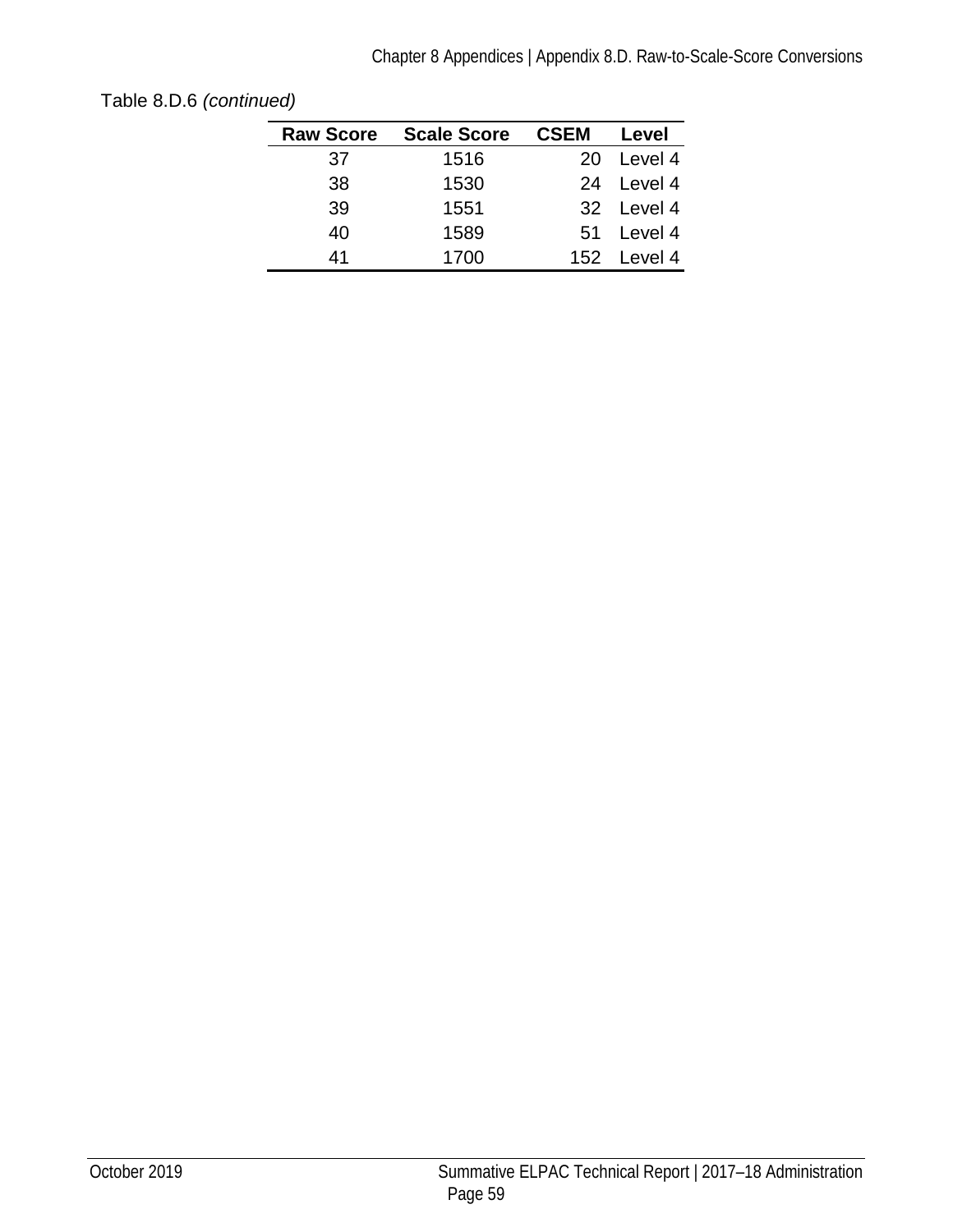Table 8.D.6 *(continued)*

| Raw Score | Scale Score | CSEM | Level |
|---|---|---|---|
| 37 | 1516 | 20 | Level 4 |
| 38 | 1530 | 24 | Level 4 |
| 39 | 1551 | 32 | Level 4 |
| 40 | 1589 | 51 | Level 4 |
| 41 | 1700 | 152 | Level 4 |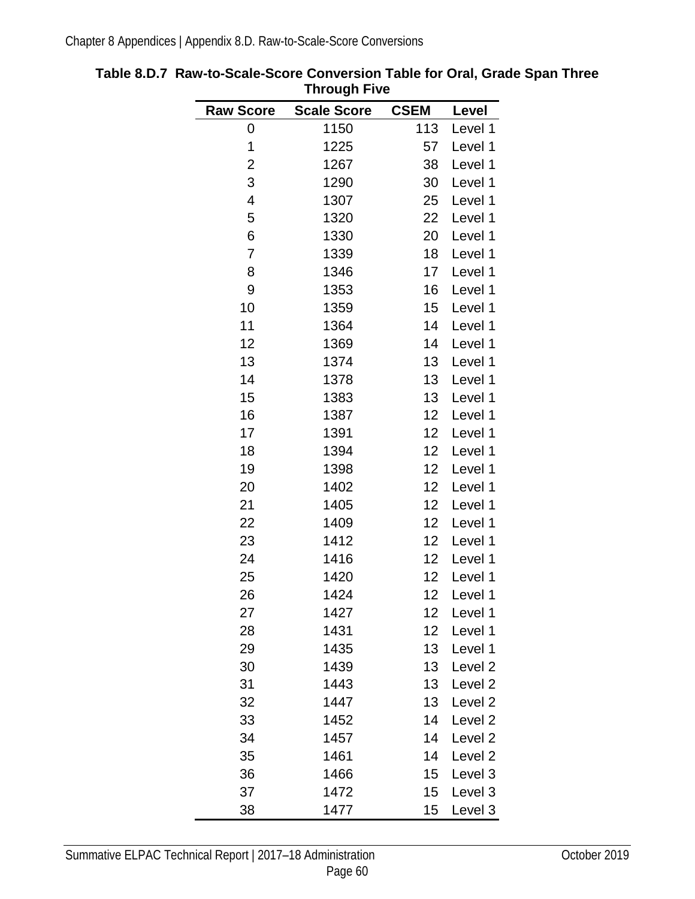**Table 8.D.7 Raw-to-Scale-Score Conversion Table for Oral, Grade Span Three Through Five**

| Raw Score | Scale Score | CSEM | Level |
|---|---|---|---|
| 0 | 1150 | 113 | Level 1 |
| 1 | 1225 | 57 | Level 1 |
| 2 | 1267 | 38 | Level 1 |
| 3 | 1290 | 30 | Level 1 |
| 4 | 1307 | 25 | Level 1 |
| 5 | 1320 | 22 | Level 1 |
| 6 | 1330 | 20 | Level 1 |
| 7 | 1339 | 18 | Level 1 |
| 8 | 1346 | 17 | Level 1 |
| 9 | 1353 | 16 | Level 1 |
| 10 | 1359 | 15 | Level 1 |
| 11 | 1364 | 14 | Level 1 |
| 12 | 1369 | 14 | Level 1 |
| 13 | 1374 | 13 | Level 1 |
| 14 | 1378 | 13 | Level 1 |
| 15 | 1383 | 13 | Level 1 |
| 16 | 1387 | 12 | Level 1 |
| 17 | 1391 | 12 | Level 1 |
| 18 | 1394 | 12 | Level 1 |
| 19 | 1398 | 12 | Level 1 |
| 20 | 1402 | 12 | Level 1 |
| 21 | 1405 | 12 | Level 1 |
| 22 | 1409 | 12 | Level 1 |
| 23 | 1412 | 12 | Level 1 |
| 24 | 1416 | 12 | Level 1 |
| 25 | 1420 | 12 | Level 1 |
| 26 | 1424 | 12 | Level 1 |
| 27 | 1427 | 12 | Level 1 |
| 28 | 1431 | 12 | Level 1 |
| 29 | 1435 | 13 | Level 1 |
| 30 | 1439 | 13 | Level 2 |
| 31 | 1443 | 13 | Level 2 |
| 32 | 1447 | 13 | Level 2 |
| 33 | 1452 | 14 | Level 2 |
| 34 | 1457 | 14 | Level 2 |
| 35 | 1461 | 14 | Level 2 |
| 36 | 1466 | 15 | Level 3 |
| 37 | 1472 | 15 | Level 3 |
| 38 | 1477 | 15 | Level 3 |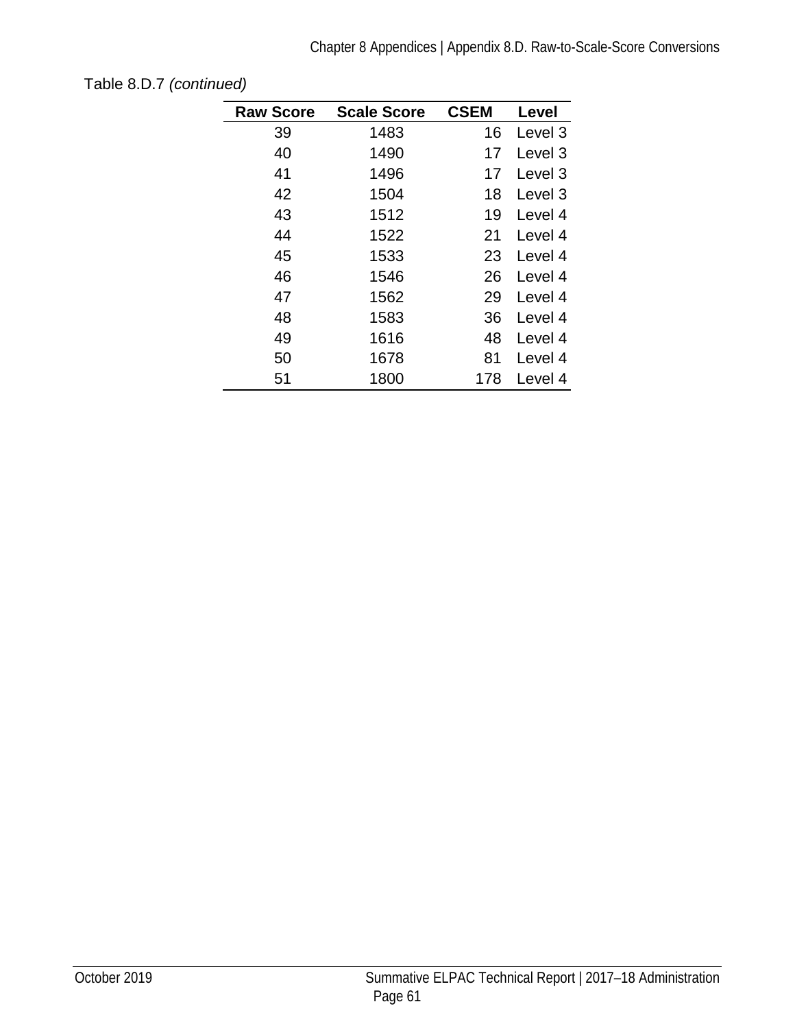Table 8.D.7 *(continued)*

| Raw Score | Scale Score | CSEM | Level |
|---|---|---|---|
| 39 | 1483 | 16 | Level 3 |
| 40 | 1490 | 17 | Level 3 |
| 41 | 1496 | 17 | Level 3 |
| 42 | 1504 | 18 | Level 3 |
| 43 | 1512 | 19 | Level 4 |
| 44 | 1522 | 21 | Level 4 |
| 45 | 1533 | 23 | Level 4 |
| 46 | 1546 | 26 | Level 4 |
| 47 | 1562 | 29 | Level 4 |
| 48 | 1583 | 36 | Level 4 |
| 49 | 1616 | 48 | Level 4 |
| 50 | 1678 | 81 | Level 4 |
| 51 | 1800 | 178 | Level 4 |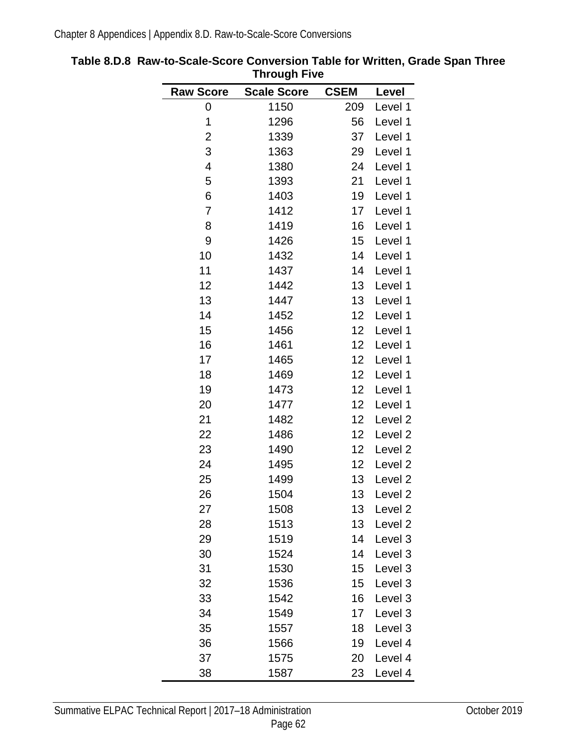**Table 8.D.8 Raw-to-Scale-Score Conversion Table for Written, Grade Span Three Through Five**

| Raw Score | Scale Score | CSEM | Level |
|---|---|---|---|
| 0 | 1150 | 209 | Level 1 |
| 1 | 1296 | 56 | Level 1 |
| 2 | 1339 | 37 | Level 1 |
| 3 | 1363 | 29 | Level 1 |
| 4 | 1380 | 24 | Level 1 |
| 5 | 1393 | 21 | Level 1 |
| 6 | 1403 | 19 | Level 1 |
| 7 | 1412 | 17 | Level 1 |
| 8 | 1419 | 16 | Level 1 |
| 9 | 1426 | 15 | Level 1 |
| 10 | 1432 | 14 | Level 1 |
| 11 | 1437 | 14 | Level 1 |
| 12 | 1442 | 13 | Level 1 |
| 13 | 1447 | 13 | Level 1 |
| 14 | 1452 | 12 | Level 1 |
| 15 | 1456 | 12 | Level 1 |
| 16 | 1461 | 12 | Level 1 |
| 17 | 1465 | 12 | Level 1 |
| 18 | 1469 | 12 | Level 1 |
| 19 | 1473 | 12 | Level 1 |
| 20 | 1477 | 12 | Level 1 |
| 21 | 1482 | 12 | Level 2 |
| 22 | 1486 | 12 | Level 2 |
| 23 | 1490 | 12 | Level 2 |
| 24 | 1495 | 12 | Level 2 |
| 25 | 1499 | 13 | Level 2 |
| 26 | 1504 | 13 | Level 2 |
| 27 | 1508 | 13 | Level 2 |
| 28 | 1513 | 13 | Level 2 |
| 29 | 1519 | 14 | Level 3 |
| 30 | 1524 | 14 | Level 3 |
| 31 | 1530 | 15 | Level 3 |
| 32 | 1536 | 15 | Level 3 |
| 33 | 1542 | 16 | Level 3 |
| 34 | 1549 | 17 | Level 3 |
| 35 | 1557 | 18 | Level 3 |
| 36 | 1566 | 19 | Level 4 |
| 37 | 1575 | 20 | Level 4 |
| 38 | 1587 | 23 | Level 4 |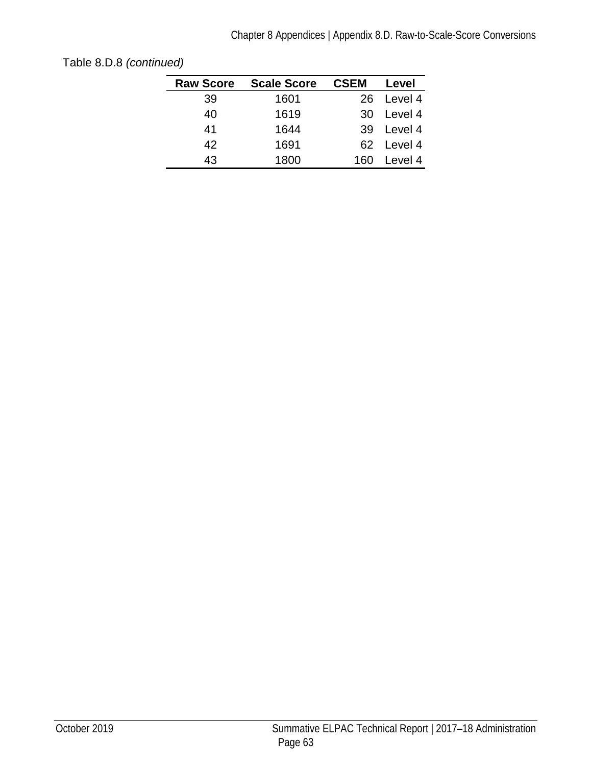Table 8.D.8 *(continued)*

| Raw Score | Scale Score | CSEM | Level |
|---|---|---|---|
| 39 | 1601 | 26 | Level 4 |
| 40 | 1619 | 30 | Level 4 |
| 41 | 1644 | 39 | Level 4 |
| 42 | 1691 | 62 | Level 4 |
| 43 | 1800 | 160 | Level 4 |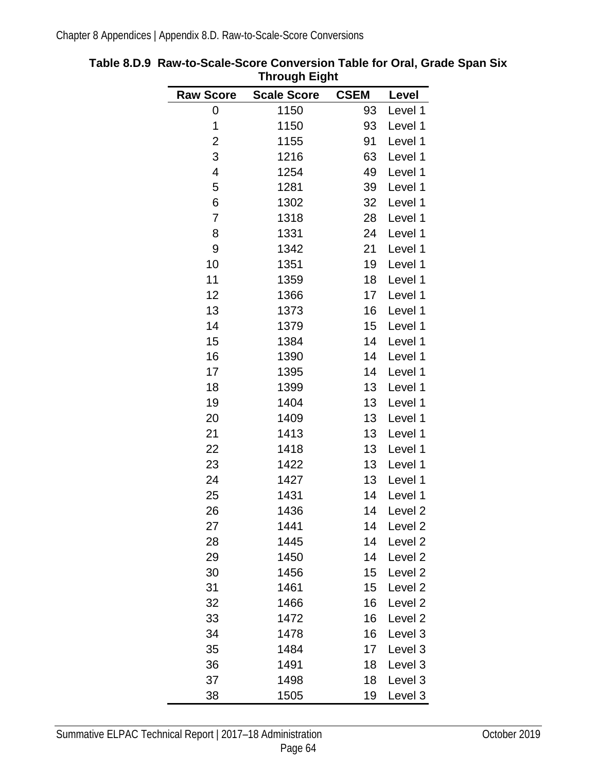**Table 8.D.9 Raw-to-Scale-Score Conversion Table for Oral, Grade Span Six Through Eight**

| Raw Score | Scale Score | CSEM | Level |
|---|---|---|---|
| 0 | 1150 | 93 | Level 1 |
| 1 | 1150 | 93 | Level 1 |
| 2 | 1155 | 91 | Level 1 |
| 3 | 1216 | 63 | Level 1 |
| 4 | 1254 | 49 | Level 1 |
| 5 | 1281 | 39 | Level 1 |
| 6 | 1302 | 32 | Level 1 |
| 7 | 1318 | 28 | Level 1 |
| 8 | 1331 | 24 | Level 1 |
| 9 | 1342 | 21 | Level 1 |
| 10 | 1351 | 19 | Level 1 |
| 11 | 1359 | 18 | Level 1 |
| 12 | 1366 | 17 | Level 1 |
| 13 | 1373 | 16 | Level 1 |
| 14 | 1379 | 15 | Level 1 |
| 15 | 1384 | 14 | Level 1 |
| 16 | 1390 | 14 | Level 1 |
| 17 | 1395 | 14 | Level 1 |
| 18 | 1399 | 13 | Level 1 |
| 19 | 1404 | 13 | Level 1 |
| 20 | 1409 | 13 | Level 1 |
| 21 | 1413 | 13 | Level 1 |
| 22 | 1418 | 13 | Level 1 |
| 23 | 1422 | 13 | Level 1 |
| 24 | 1427 | 13 | Level 1 |
| 25 | 1431 | 14 | Level 1 |
| 26 | 1436 | 14 | Level 2 |
| 27 | 1441 | 14 | Level 2 |
| 28 | 1445 | 14 | Level 2 |
| 29 | 1450 | 14 | Level 2 |
| 30 | 1456 | 15 | Level 2 |
| 31 | 1461 | 15 | Level 2 |
| 32 | 1466 | 16 | Level 2 |
| 33 | 1472 | 16 | Level 2 |
| 34 | 1478 | 16 | Level 3 |
| 35 | 1484 | 17 | Level 3 |
| 36 | 1491 | 18 | Level 3 |
| 37 | 1498 | 18 | Level 3 |
| 38 | 1505 | 19 | Level 3 |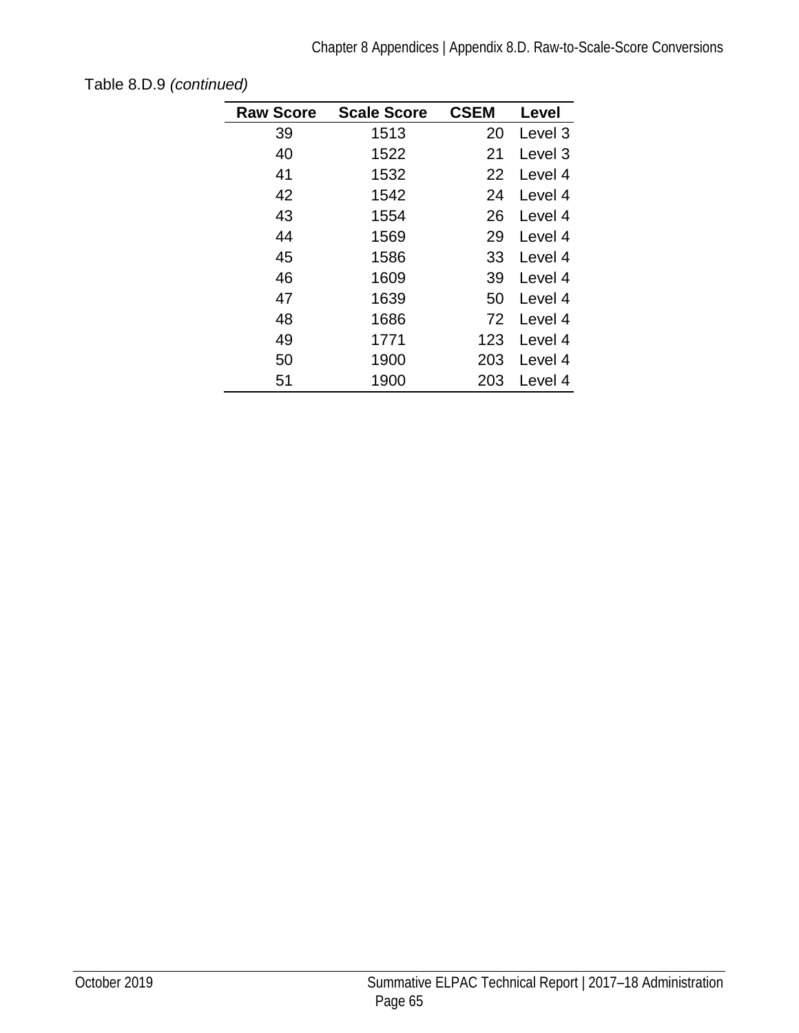Table 8.D.9 *(continued)*

| Raw Score | Scale Score | CSEM | Level |
|---|---|---|---|
| 39 | 1513 | 20 | Level 3 |
| 40 | 1522 | 21 | Level 3 |
| 41 | 1532 | 22 | Level 4 |
| 42 | 1542 | 24 | Level 4 |
| 43 | 1554 | 26 | Level 4 |
| 44 | 1569 | 29 | Level 4 |
| 45 | 1586 | 33 | Level 4 |
| 46 | 1609 | 39 | Level 4 |
| 47 | 1639 | 50 | Level 4 |
| 48 | 1686 | 72 | Level 4 |
| 49 | 1771 | 123 | Level 4 |
| 50 | 1900 | 203 | Level 4 |
| 51 | 1900 | 203 | Level 4 |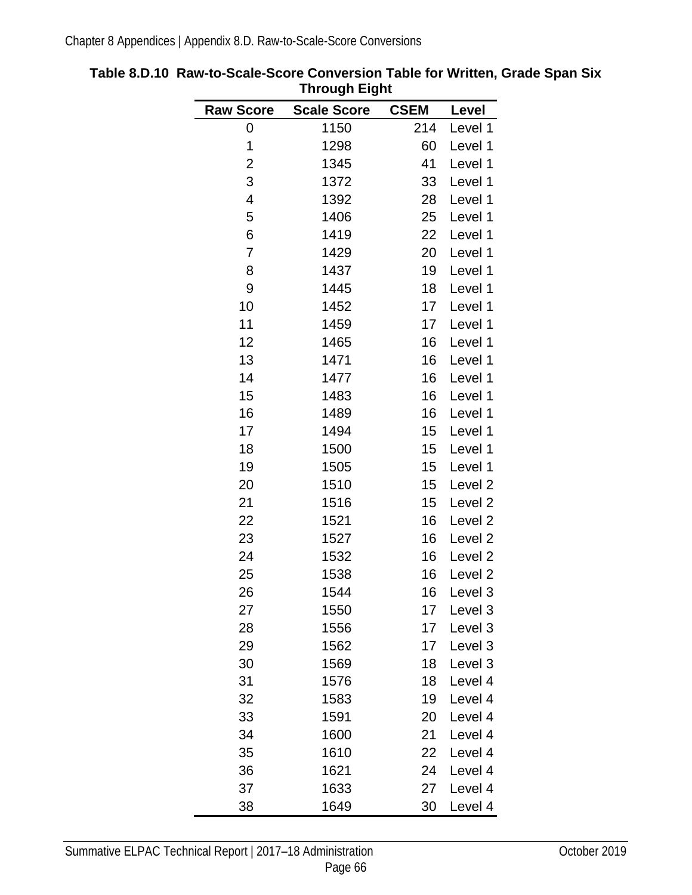**Table 8.D.10 Raw-to-Scale-Score Conversion Table for Written, Grade Span Six Through Eight**

| Raw Score | Scale Score | CSEM | Level |
|---|---|---|---|
| 0 | 1150 | 214 | Level 1 |
| 1 | 1298 | 60 | Level 1 |
| 2 | 1345 | 41 | Level 1 |
| 3 | 1372 | 33 | Level 1 |
| 4 | 1392 | 28 | Level 1 |
| 5 | 1406 | 25 | Level 1 |
| 6 | 1419 | 22 | Level 1 |
| 7 | 1429 | 20 | Level 1 |
| 8 | 1437 | 19 | Level 1 |
| 9 | 1445 | 18 | Level 1 |
| 10 | 1452 | 17 | Level 1 |
| 11 | 1459 | 17 | Level 1 |
| 12 | 1465 | 16 | Level 1 |
| 13 | 1471 | 16 | Level 1 |
| 14 | 1477 | 16 | Level 1 |
| 15 | 1483 | 16 | Level 1 |
| 16 | 1489 | 16 | Level 1 |
| 17 | 1494 | 15 | Level 1 |
| 18 | 1500 | 15 | Level 1 |
| 19 | 1505 | 15 | Level 1 |
| 20 | 1510 | 15 | Level 2 |
| 21 | 1516 | 15 | Level 2 |
| 22 | 1521 | 16 | Level 2 |
| 23 | 1527 | 16 | Level 2 |
| 24 | 1532 | 16 | Level 2 |
| 25 | 1538 | 16 | Level 2 |
| 26 | 1544 | 16 | Level 3 |
| 27 | 1550 | 17 | Level 3 |
| 28 | 1556 | 17 | Level 3 |
| 29 | 1562 | 17 | Level 3 |
| 30 | 1569 | 18 | Level 3 |
| 31 | 1576 | 18 | Level 4 |
| 32 | 1583 | 19 | Level 4 |
| 33 | 1591 | 20 | Level 4 |
| 34 | 1600 | 21 | Level 4 |
| 35 | 1610 | 22 | Level 4 |
| 36 | 1621 | 24 | Level 4 |
| 37 | 1633 | 27 | Level 4 |
| 38 | 1649 | 30 | Level 4 |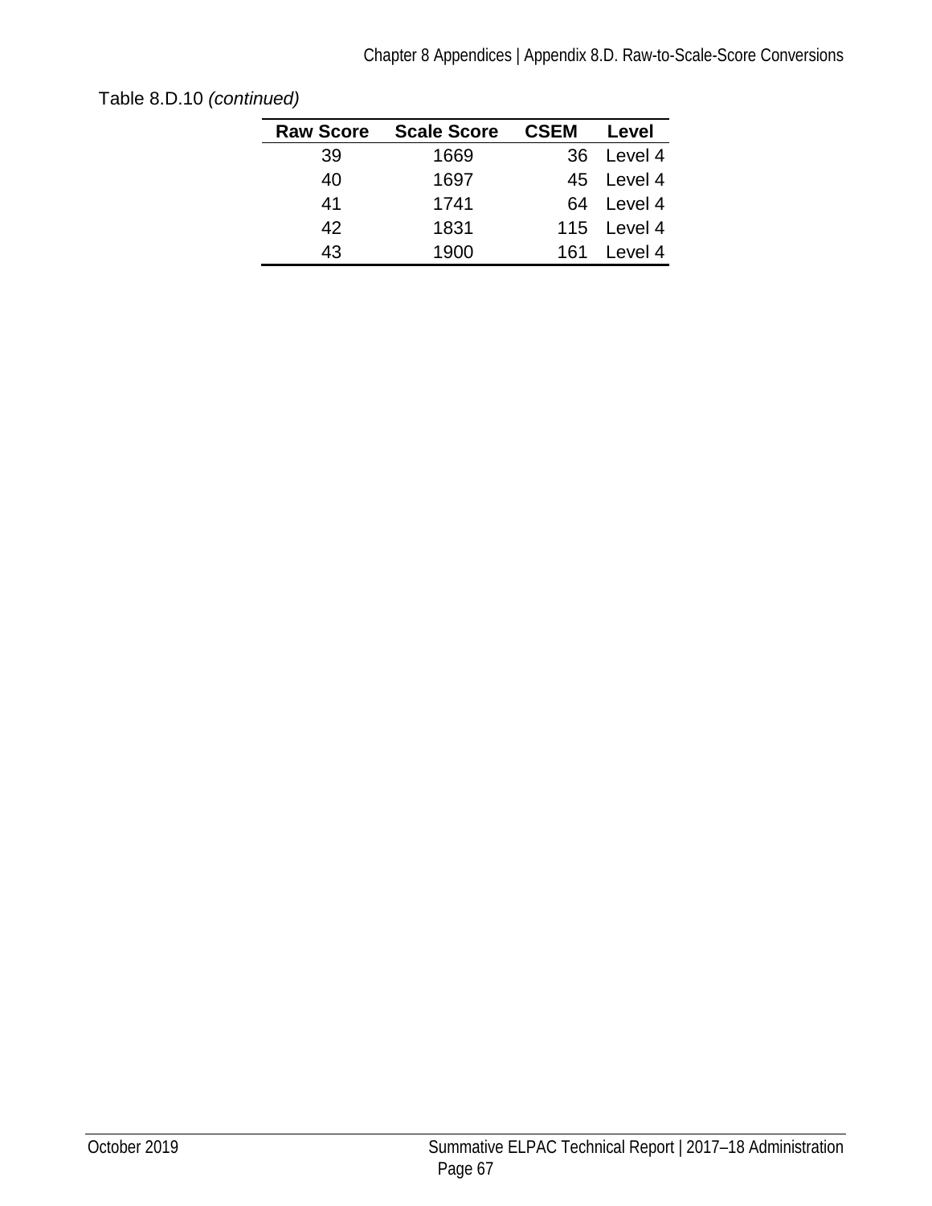Table 8.D.10 *(continued)*

| Raw Score | Scale Score | CSEM | Level |
|---|---|---|---|
| 39 | 1669 | 36 | Level 4 |
| 40 | 1697 | 45 | Level 4 |
| 41 | 1741 | 64 | Level 4 |
| 42 | 1831 | 115 | Level 4 |
| 43 | 1900 | 161 | Level 4 |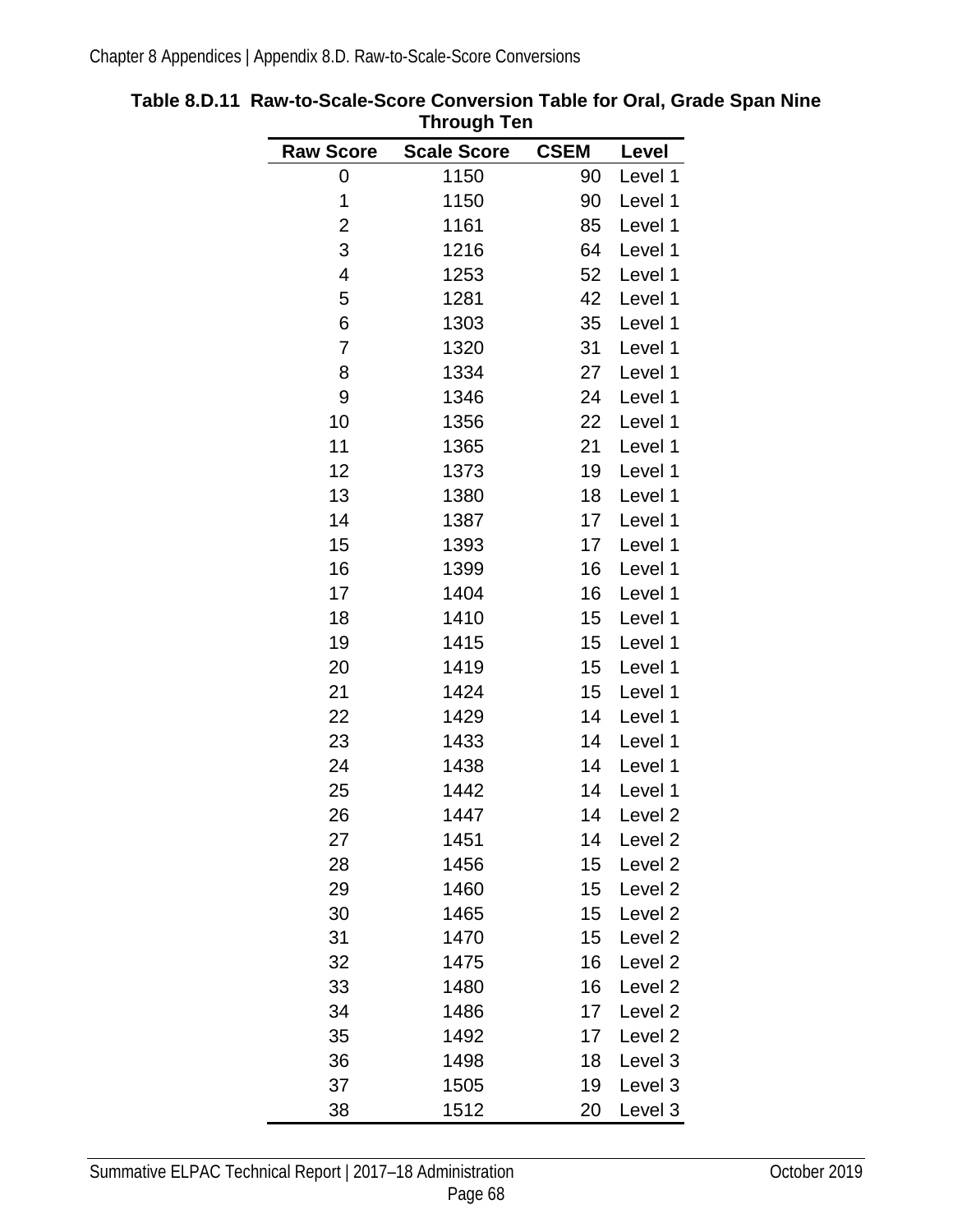**Table 8.D.11 Raw-to-Scale-Score Conversion Table for Oral, Grade Span Nine Through Ten**

| Raw Score | Scale Score | CSEM | Level |
|---|---|---|---|
| 0 | 1150 | 90 | Level 1 |
| 1 | 1150 | 90 | Level 1 |
| 2 | 1161 | 85 | Level 1 |
| 3 | 1216 | 64 | Level 1 |
| 4 | 1253 | 52 | Level 1 |
| 5 | 1281 | 42 | Level 1 |
| 6 | 1303 | 35 | Level 1 |
| 7 | 1320 | 31 | Level 1 |
| 8 | 1334 | 27 | Level 1 |
| 9 | 1346 | 24 | Level 1 |
| 10 | 1356 | 22 | Level 1 |
| 11 | 1365 | 21 | Level 1 |
| 12 | 1373 | 19 | Level 1 |
| 13 | 1380 | 18 | Level 1 |
| 14 | 1387 | 17 | Level 1 |
| 15 | 1393 | 17 | Level 1 |
| 16 | 1399 | 16 | Level 1 |
| 17 | 1404 | 16 | Level 1 |
| 18 | 1410 | 15 | Level 1 |
| 19 | 1415 | 15 | Level 1 |
| 20 | 1419 | 15 | Level 1 |
| 21 | 1424 | 15 | Level 1 |
| 22 | 1429 | 14 | Level 1 |
| 23 | 1433 | 14 | Level 1 |
| 24 | 1438 | 14 | Level 1 |
| 25 | 1442 | 14 | Level 1 |
| 26 | 1447 | 14 | Level 2 |
| 27 | 1451 | 14 | Level 2 |
| 28 | 1456 | 15 | Level 2 |
| 29 | 1460 | 15 | Level 2 |
| 30 | 1465 | 15 | Level 2 |
| 31 | 1470 | 15 | Level 2 |
| 32 | 1475 | 16 | Level 2 |
| 33 | 1480 | 16 | Level 2 |
| 34 | 1486 | 17 | Level 2 |
| 35 | 1492 | 17 | Level 2 |
| 36 | 1498 | 18 | Level 3 |
| 37 | 1505 | 19 | Level 3 |
| 38 | 1512 | 20 | Level 3 |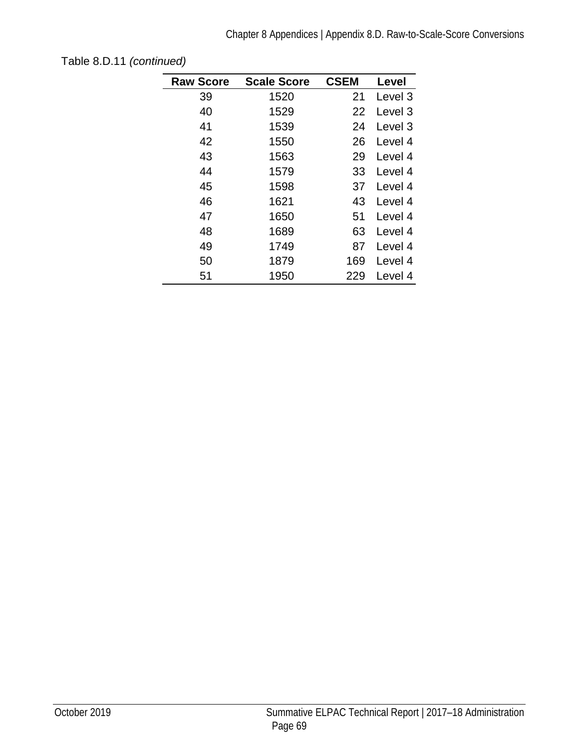Table 8.D.11 *(continued)*

| Raw Score | Scale Score | CSEM | Level |
|---|---|---|---|
| 39 | 1520 | 21 | Level 3 |
| 40 | 1529 | 22 | Level 3 |
| 41 | 1539 | 24 | Level 3 |
| 42 | 1550 | 26 | Level 4 |
| 43 | 1563 | 29 | Level 4 |
| 44 | 1579 | 33 | Level 4 |
| 45 | 1598 | 37 | Level 4 |
| 46 | 1621 | 43 | Level 4 |
| 47 | 1650 | 51 | Level 4 |
| 48 | 1689 | 63 | Level 4 |
| 49 | 1749 | 87 | Level 4 |
| 50 | 1879 | 169 | Level 4 |
| 51 | 1950 | 229 | Level 4 |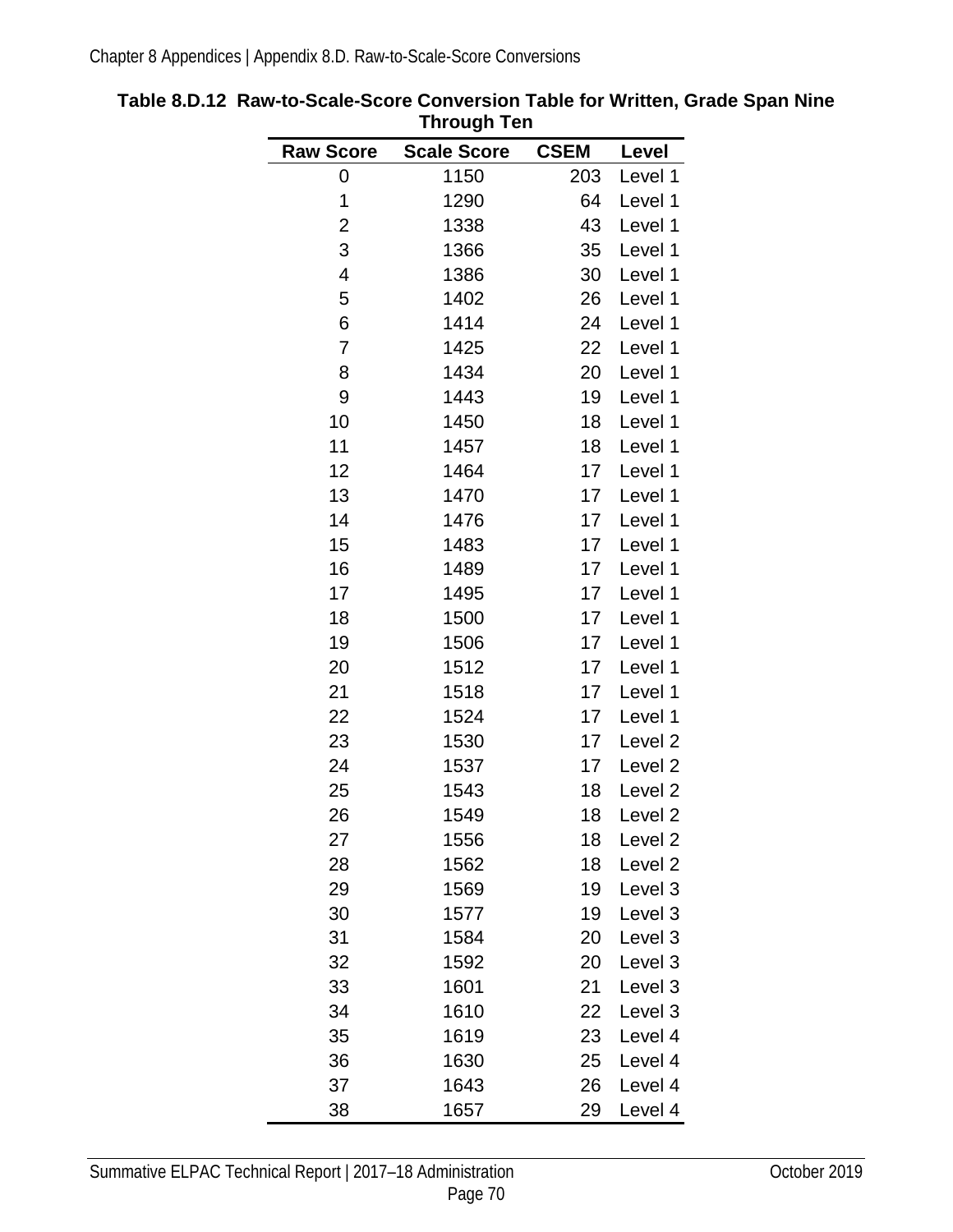**Table 8.D.12 Raw-to-Scale-Score Conversion Table for Written, Grade Span Nine Through Ten**

| Raw Score | Scale Score | CSEM | Level |
|---|---|---|---|
| 0 | 1150 | 203 | Level 1 |
| 1 | 1290 | 64 | Level 1 |
| 2 | 1338 | 43 | Level 1 |
| 3 | 1366 | 35 | Level 1 |
| 4 | 1386 | 30 | Level 1 |
| 5 | 1402 | 26 | Level 1 |
| 6 | 1414 | 24 | Level 1 |
| 7 | 1425 | 22 | Level 1 |
| 8 | 1434 | 20 | Level 1 |
| 9 | 1443 | 19 | Level 1 |
| 10 | 1450 | 18 | Level 1 |
| 11 | 1457 | 18 | Level 1 |
| 12 | 1464 | 17 | Level 1 |
| 13 | 1470 | 17 | Level 1 |
| 14 | 1476 | 17 | Level 1 |
| 15 | 1483 | 17 | Level 1 |
| 16 | 1489 | 17 | Level 1 |
| 17 | 1495 | 17 | Level 1 |
| 18 | 1500 | 17 | Level 1 |
| 19 | 1506 | 17 | Level 1 |
| 20 | 1512 | 17 | Level 1 |
| 21 | 1518 | 17 | Level 1 |
| 22 | 1524 | 17 | Level 1 |
| 23 | 1530 | 17 | Level 2 |
| 24 | 1537 | 17 | Level 2 |
| 25 | 1543 | 18 | Level 2 |
| 26 | 1549 | 18 | Level 2 |
| 27 | 1556 | 18 | Level 2 |
| 28 | 1562 | 18 | Level 2 |
| 29 | 1569 | 19 | Level 3 |
| 30 | 1577 | 19 | Level 3 |
| 31 | 1584 | 20 | Level 3 |
| 32 | 1592 | 20 | Level 3 |
| 33 | 1601 | 21 | Level 3 |
| 34 | 1610 | 22 | Level 3 |
| 35 | 1619 | 23 | Level 4 |
| 36 | 1630 | 25 | Level 4 |
| 37 | 1643 | 26 | Level 4 |
| 38 | 1657 | 29 | Level 4 |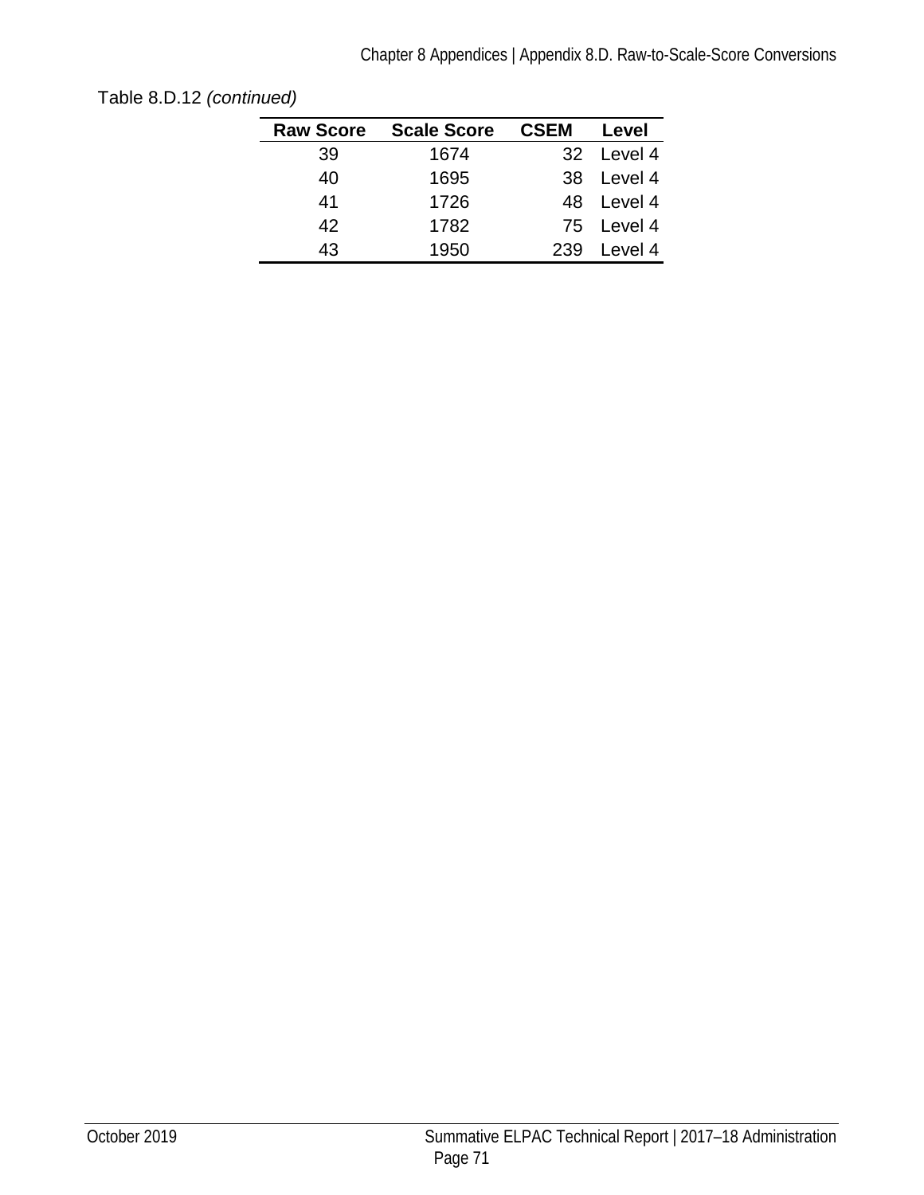Table 8.D.12 *(continued)*

| Raw Score | Scale Score | CSEM | Level |
|---|---|---|---|
| 39 | 1674 | 32 | Level 4 |
| 40 | 1695 | 38 | Level 4 |
| 41 | 1726 | 48 | Level 4 |
| 42 | 1782 | 75 | Level 4 |
| 43 | 1950 | 239 | Level 4 |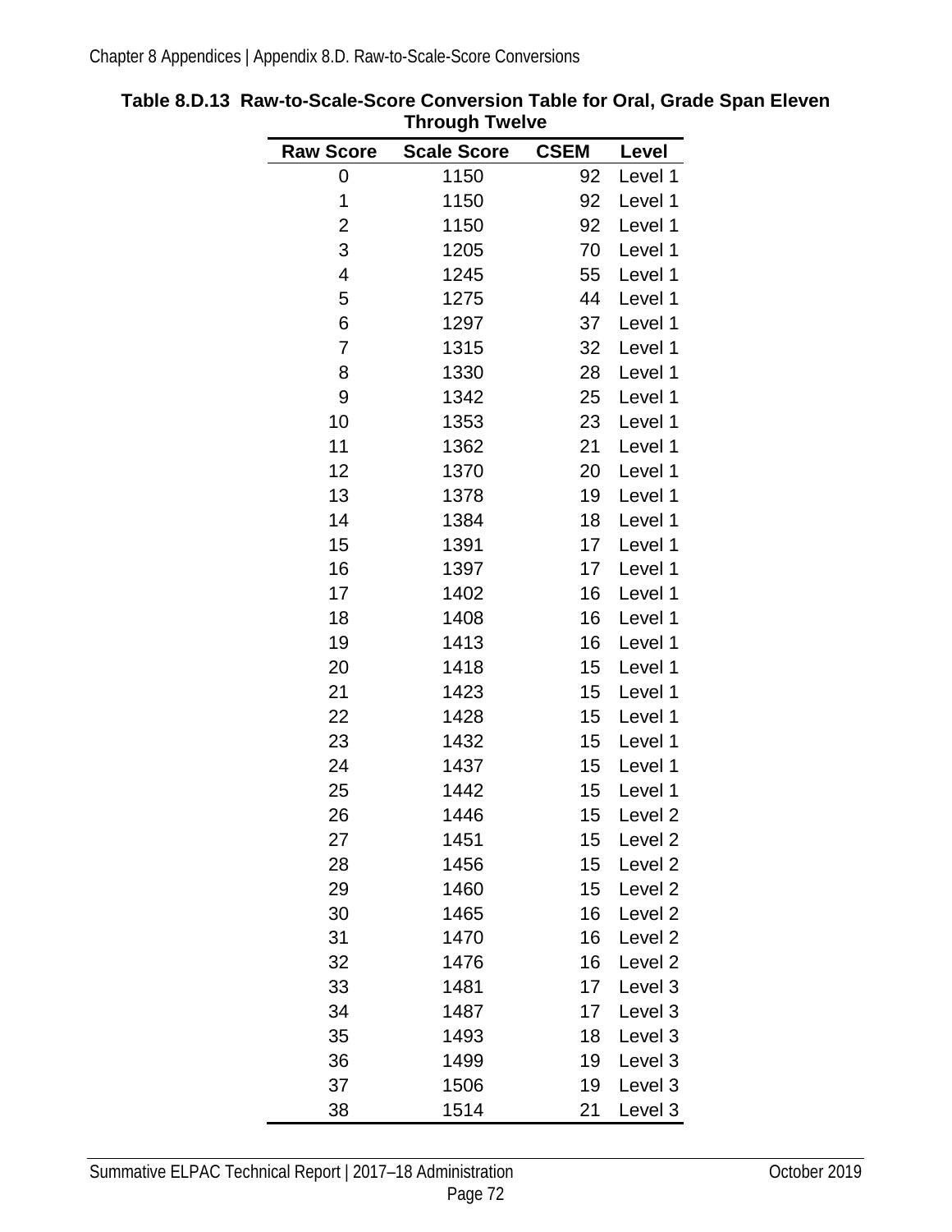**Table 8.D.13 Raw-to-Scale-Score Conversion Table for Oral, Grade Span Eleven Through Twelve**

| Raw Score | Scale Score | CSEM | Level |
|---|---|---|---|
| 0 | 1150 | 92 | Level 1 |
| 1 | 1150 | 92 | Level 1 |
| 2 | 1150 | 92 | Level 1 |
| 3 | 1205 | 70 | Level 1 |
| 4 | 1245 | 55 | Level 1 |
| 5 | 1275 | 44 | Level 1 |
| 6 | 1297 | 37 | Level 1 |
| 7 | 1315 | 32 | Level 1 |
| 8 | 1330 | 28 | Level 1 |
| 9 | 1342 | 25 | Level 1 |
| 10 | 1353 | 23 | Level 1 |
| 11 | 1362 | 21 | Level 1 |
| 12 | 1370 | 20 | Level 1 |
| 13 | 1378 | 19 | Level 1 |
| 14 | 1384 | 18 | Level 1 |
| 15 | 1391 | 17 | Level 1 |
| 16 | 1397 | 17 | Level 1 |
| 17 | 1402 | 16 | Level 1 |
| 18 | 1408 | 16 | Level 1 |
| 19 | 1413 | 16 | Level 1 |
| 20 | 1418 | 15 | Level 1 |
| 21 | 1423 | 15 | Level 1 |
| 22 | 1428 | 15 | Level 1 |
| 23 | 1432 | 15 | Level 1 |
| 24 | 1437 | 15 | Level 1 |
| 25 | 1442 | 15 | Level 1 |
| 26 | 1446 | 15 | Level 2 |
| 27 | 1451 | 15 | Level 2 |
| 28 | 1456 | 15 | Level 2 |
| 29 | 1460 | 15 | Level 2 |
| 30 | 1465 | 16 | Level 2 |
| 31 | 1470 | 16 | Level 2 |
| 32 | 1476 | 16 | Level 2 |
| 33 | 1481 | 17 | Level 3 |
| 34 | 1487 | 17 | Level 3 |
| 35 | 1493 | 18 | Level 3 |
| 36 | 1499 | 19 | Level 3 |
| 37 | 1506 | 19 | Level 3 |
| 38 | 1514 | 21 | Level 3 |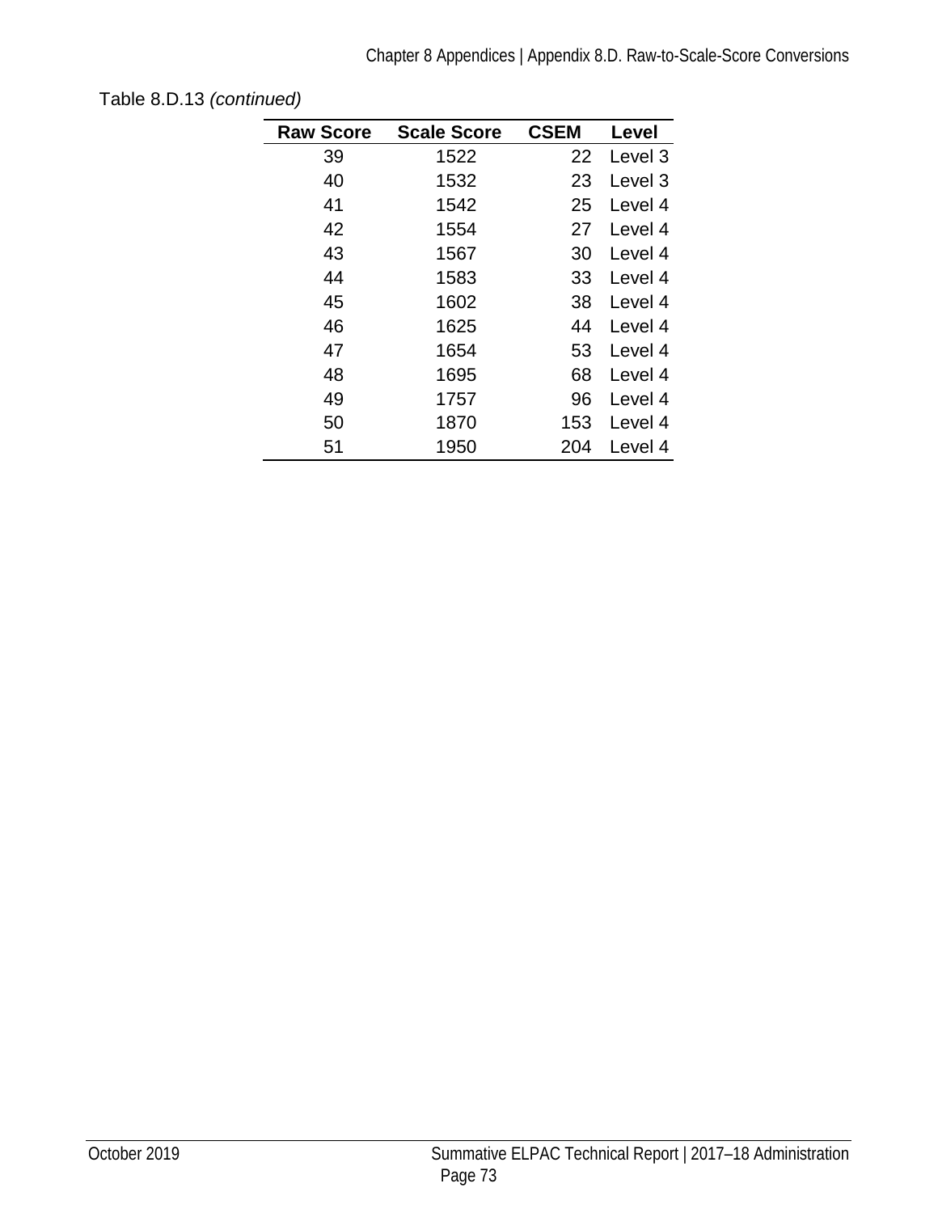Table 8.D.13 *(continued)*

| Raw Score | Scale Score | CSEM | Level |
|---|---|---|---|
| 39 | 1522 | 22 | Level 3 |
| 40 | 1532 | 23 | Level 3 |
| 41 | 1542 | 25 | Level 4 |
| 42 | 1554 | 27 | Level 4 |
| 43 | 1567 | 30 | Level 4 |
| 44 | 1583 | 33 | Level 4 |
| 45 | 1602 | 38 | Level 4 |
| 46 | 1625 | 44 | Level 4 |
| 47 | 1654 | 53 | Level 4 |
| 48 | 1695 | 68 | Level 4 |
| 49 | 1757 | 96 | Level 4 |
| 50 | 1870 | 153 | Level 4 |
| 51 | 1950 | 204 | Level 4 |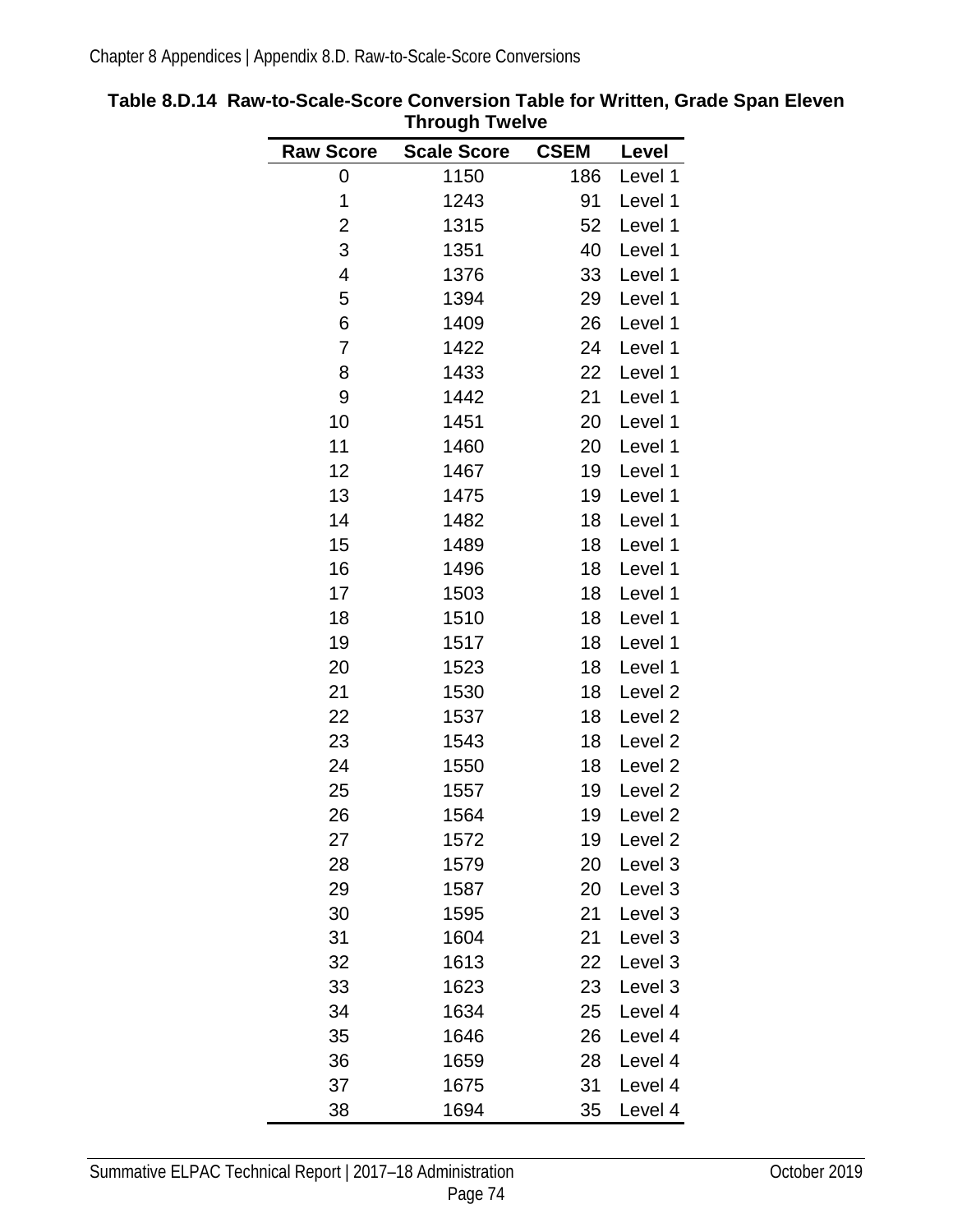**Table 8.D.14 Raw-to-Scale-Score Conversion Table for Written, Grade Span Eleven Through Twelve**

| Raw Score | Scale Score | CSEM | Level |
|---|---|---|---|
| 0 | 1150 | 186 | Level 1 |
| 1 | 1243 | 91 | Level 1 |
| 2 | 1315 | 52 | Level 1 |
| 3 | 1351 | 40 | Level 1 |
| 4 | 1376 | 33 | Level 1 |
| 5 | 1394 | 29 | Level 1 |
| 6 | 1409 | 26 | Level 1 |
| 7 | 1422 | 24 | Level 1 |
| 8 | 1433 | 22 | Level 1 |
| 9 | 1442 | 21 | Level 1 |
| 10 | 1451 | 20 | Level 1 |
| 11 | 1460 | 20 | Level 1 |
| 12 | 1467 | 19 | Level 1 |
| 13 | 1475 | 19 | Level 1 |
| 14 | 1482 | 18 | Level 1 |
| 15 | 1489 | 18 | Level 1 |
| 16 | 1496 | 18 | Level 1 |
| 17 | 1503 | 18 | Level 1 |
| 18 | 1510 | 18 | Level 1 |
| 19 | 1517 | 18 | Level 1 |
| 20 | 1523 | 18 | Level 1 |
| 21 | 1530 | 18 | Level 2 |
| 22 | 1537 | 18 | Level 2 |
| 23 | 1543 | 18 | Level 2 |
| 24 | 1550 | 18 | Level 2 |
| 25 | 1557 | 19 | Level 2 |
| 26 | 1564 | 19 | Level 2 |
| 27 | 1572 | 19 | Level 2 |
| 28 | 1579 | 20 | Level 3 |
| 29 | 1587 | 20 | Level 3 |
| 30 | 1595 | 21 | Level 3 |
| 31 | 1604 | 21 | Level 3 |
| 32 | 1613 | 22 | Level 3 |
| 33 | 1623 | 23 | Level 3 |
| 34 | 1634 | 25 | Level 4 |
| 35 | 1646 | 26 | Level 4 |
| 36 | 1659 | 28 | Level 4 |
| 37 | 1675 | 31 | Level 4 |
| 38 | 1694 | 35 | Level 4 |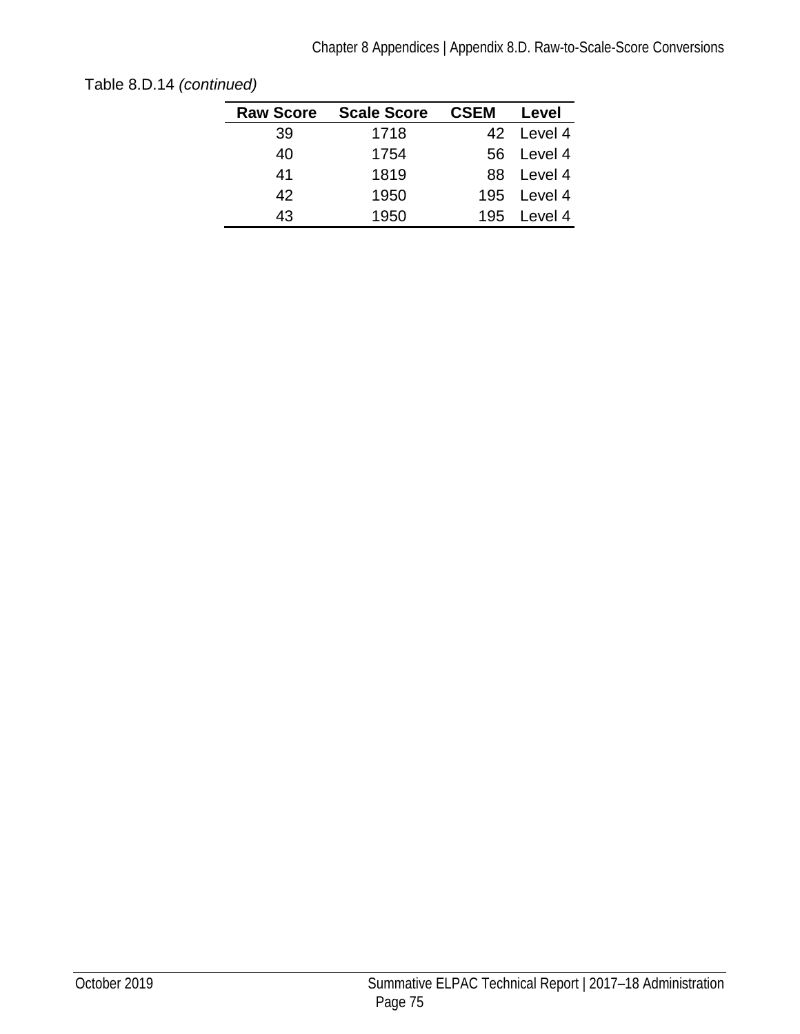Table 8.D.14 *(continued)*

| Raw Score | Scale Score | CSEM | Level |
|---|---|---|---|
| 39 | 1718 | 42 | Level 4 |
| 40 | 1754 | 56 | Level 4 |
| 41 | 1819 | 88 | Level 4 |
| 42 | 1950 | 195 | Level 4 |
| 43 | 1950 | 195 | Level 4 |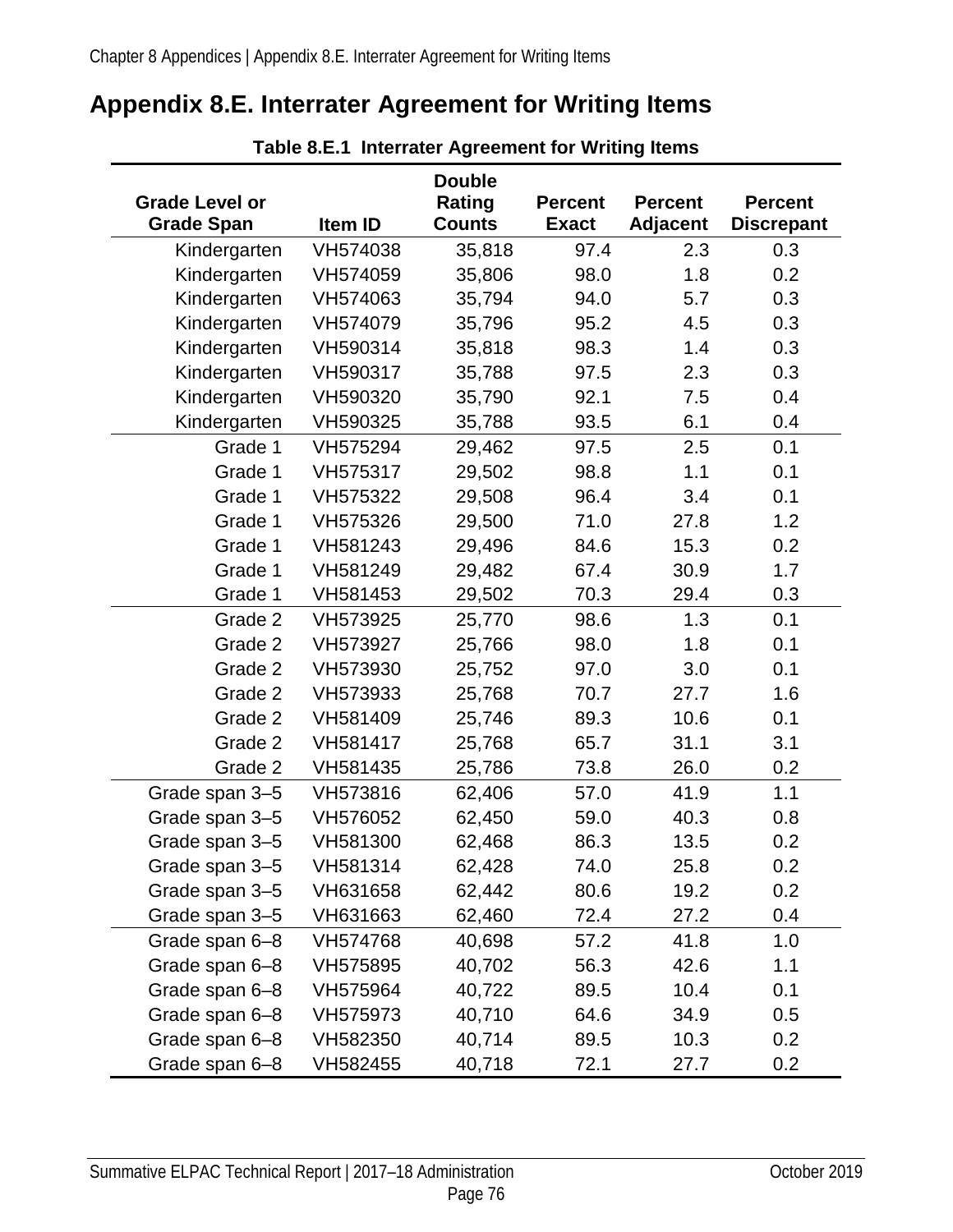## Appendix 8.E. Interrater Agreement for Writing Items

**Table 8.E.1 Interrater Agreement for Writing Items**

| Grade Level or Grade Span | Item ID | Double Rating Counts | Percent Exact | Percent Adjacent | Percent Discrepant |
|---|---|---|---|---|---|
| Kindergarten | VH574038 | 35,818 | 97.4 | 2.3 | 0.3 |
| Kindergarten | VH574059 | 35,806 | 98.0 | 1.8 | 0.2 |
| Kindergarten | VH574063 | 35,794 | 94.0 | 5.7 | 0.3 |
| Kindergarten | VH574079 | 35,796 | 95.2 | 4.5 | 0.3 |
| Kindergarten | VH590314 | 35,818 | 98.3 | 1.4 | 0.3 |
| Kindergarten | VH590317 | 35,788 | 97.5 | 2.3 | 0.3 |
| Kindergarten | VH590320 | 35,790 | 92.1 | 7.5 | 0.4 |
| Kindergarten | VH590325 | 35,788 | 93.5 | 6.1 | 0.4 |
| Grade 1 | VH575294 | 29,462 | 97.5 | 2.5 | 0.1 |
| Grade 1 | VH575317 | 29,502 | 98.8 | 1.1 | 0.1 |
| Grade 1 | VH575322 | 29,508 | 96.4 | 3.4 | 0.1 |
| Grade 1 | VH575326 | 29,500 | 71.0 | 27.8 | 1.2 |
| Grade 1 | VH581243 | 29,496 | 84.6 | 15.3 | 0.2 |
| Grade 1 | VH581249 | 29,482 | 67.4 | 30.9 | 1.7 |
| Grade 1 | VH581453 | 29,502 | 70.3 | 29.4 | 0.3 |
| Grade 2 | VH573925 | 25,770 | 98.6 | 1.3 | 0.1 |
| Grade 2 | VH573927 | 25,766 | 98.0 | 1.8 | 0.1 |
| Grade 2 | VH573930 | 25,752 | 97.0 | 3.0 | 0.1 |
| Grade 2 | VH573933 | 25,768 | 70.7 | 27.7 | 1.6 |
| Grade 2 | VH581409 | 25,746 | 89.3 | 10.6 | 0.1 |
| Grade 2 | VH581417 | 25,768 | 65.7 | 31.1 | 3.1 |
| Grade 2 | VH581435 | 25,786 | 73.8 | 26.0 | 0.2 |
| Grade span 3–5 | VH573816 | 62,406 | 57.0 | 41.9 | 1.1 |
| Grade span 3–5 | VH576052 | 62,450 | 59.0 | 40.3 | 0.8 |
| Grade span 3–5 | VH581300 | 62,468 | 86.3 | 13.5 | 0.2 |
| Grade span 3–5 | VH581314 | 62,428 | 74.0 | 25.8 | 0.2 |
| Grade span 3–5 | VH631658 | 62,442 | 80.6 | 19.2 | 0.2 |
| Grade span 3–5 | VH631663 | 62,460 | 72.4 | 27.2 | 0.4 |
| Grade span 6–8 | VH574768 | 40,698 | 57.2 | 41.8 | 1.0 |
| Grade span 6–8 | VH575895 | 40,702 | 56.3 | 42.6 | 1.1 |
| Grade span 6–8 | VH575964 | 40,722 | 89.5 | 10.4 | 0.1 |
| Grade span 6–8 | VH575973 | 40,710 | 64.6 | 34.9 | 0.5 |
| Grade span 6–8 | VH582350 | 40,714 | 89.5 | 10.3 | 0.2 |
| Grade span 6–8 | VH582455 | 40,718 | 72.1 | 27.7 | 0.2 |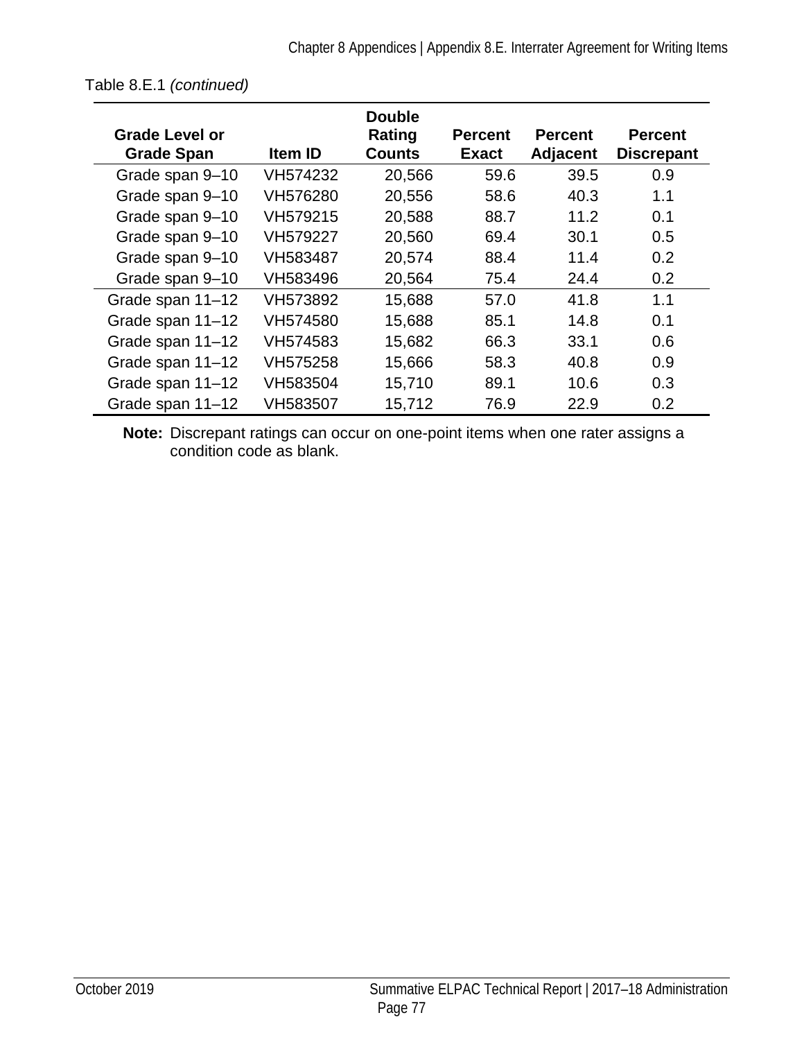Table 8.E.1 *(continued)*

| Grade Level or Grade Span | Item ID | Double Rating Counts | Percent Exact | Percent Adjacent | Percent Discrepant |
|---|---|---|---|---|---|
| Grade span 9–10 | VH574232 | 20,566 | 59.6 | 39.5 | 0.9 |
| Grade span 9–10 | VH576280 | 20,556 | 58.6 | 40.3 | 1.1 |
| Grade span 9–10 | VH579215 | 20,588 | 88.7 | 11.2 | 0.1 |
| Grade span 9–10 | VH579227 | 20,560 | 69.4 | 30.1 | 0.5 |
| Grade span 9–10 | VH583487 | 20,574 | 88.4 | 11.4 | 0.2 |
| Grade span 9–10 | VH583496 | 20,564 | 75.4 | 24.4 | 0.2 |
| Grade span 11–12 | VH573892 | 15,688 | 57.0 | 41.8 | 1.1 |
| Grade span 11–12 | VH574580 | 15,688 | 85.1 | 14.8 | 0.1 |
| Grade span 11–12 | VH574583 | 15,682 | 66.3 | 33.1 | 0.6 |
| Grade span 11–12 | VH575258 | 15,666 | 58.3 | 40.8 | 0.9 |
| Grade span 11–12 | VH583504 | 15,710 | 89.1 | 10.6 | 0.3 |
| Grade span 11–12 | VH583507 | 15,712 | 76.9 | 22.9 | 0.2 |

**Note:** Discrepant ratings can occur on one-point items when one rater assigns a condition code as blank.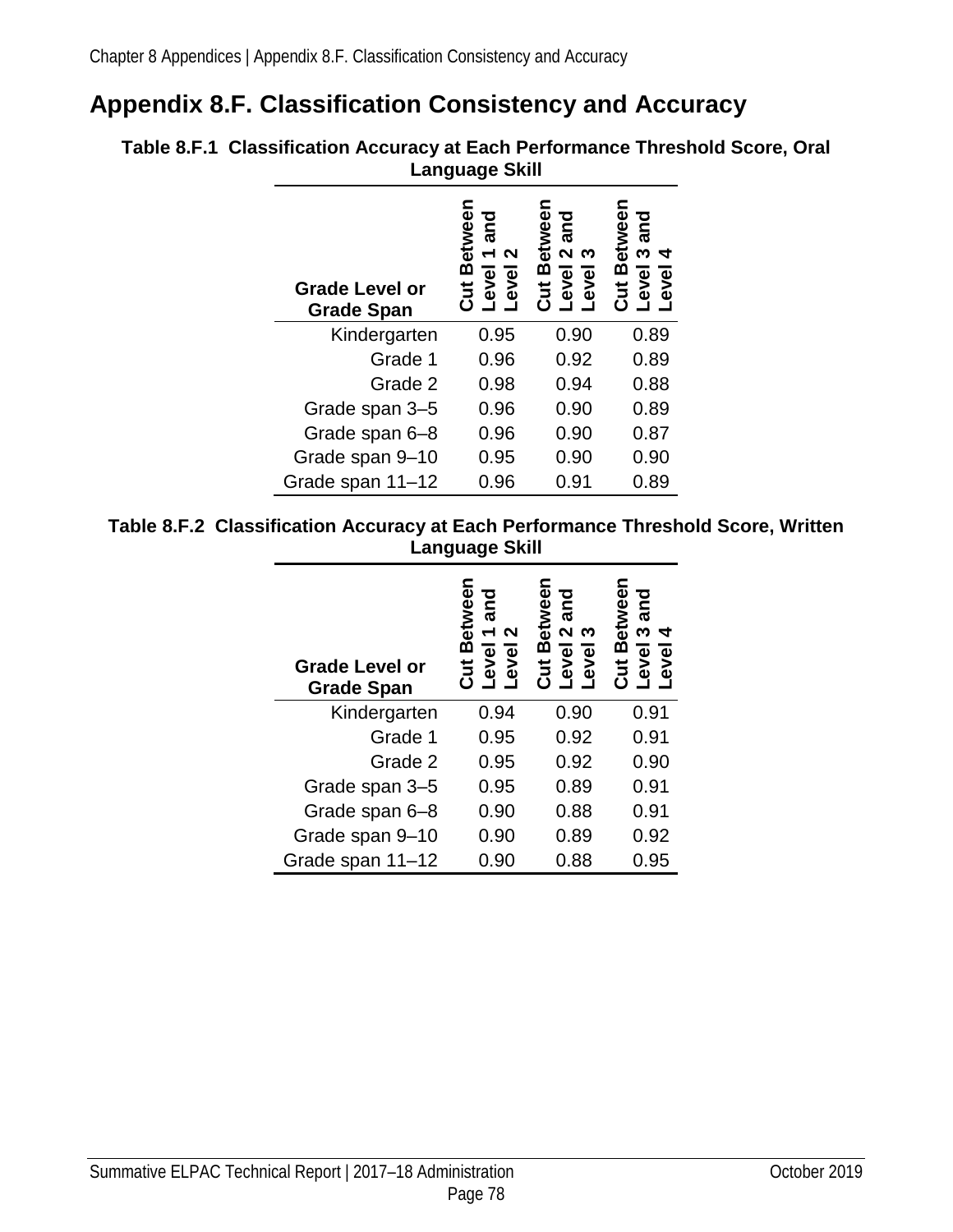# Appendix 8.F. Classification Consistency and Accuracy

**Table 8.F.1 Classification Accuracy at Each Performance Threshold Score, Oral Language Skill**

| Grade Level or Grade Span | Cut Between Level 1 and Level 2 | Cut Between Level 2 and Level 3 | Cut Between Level 3 and Level 4 |
|---|---|---|---|
| Kindergarten | 0.95 | 0.90 | 0.89 |
| Grade 1 | 0.96 | 0.92 | 0.89 |
| Grade 2 | 0.98 | 0.94 | 0.88 |
| Grade span 3–5 | 0.96 | 0.90 | 0.89 |
| Grade span 6–8 | 0.96 | 0.90 | 0.87 |
| Grade span 9–10 | 0.95 | 0.90 | 0.90 |
| Grade span 11–12 | 0.96 | 0.91 | 0.89 |

**Table 8.F.2 Classification Accuracy at Each Performance Threshold Score, Written Language Skill**

| Grade Level or Grade Span | Cut Between Level 1 and Level 2 | Cut Between Level 2 and Level 3 | Cut Between Level 3 and Level 4 |
|---|---|---|---|
| Kindergarten | 0.94 | 0.90 | 0.91 |
| Grade 1 | 0.95 | 0.92 | 0.91 |
| Grade 2 | 0.95 | 0.92 | 0.90 |
| Grade span 3–5 | 0.95 | 0.89 | 0.91 |
| Grade span 6–8 | 0.90 | 0.88 | 0.91 |
| Grade span 9–10 | 0.90 | 0.89 | 0.92 |
| Grade span 11–12 | 0.90 | 0.88 | 0.95 |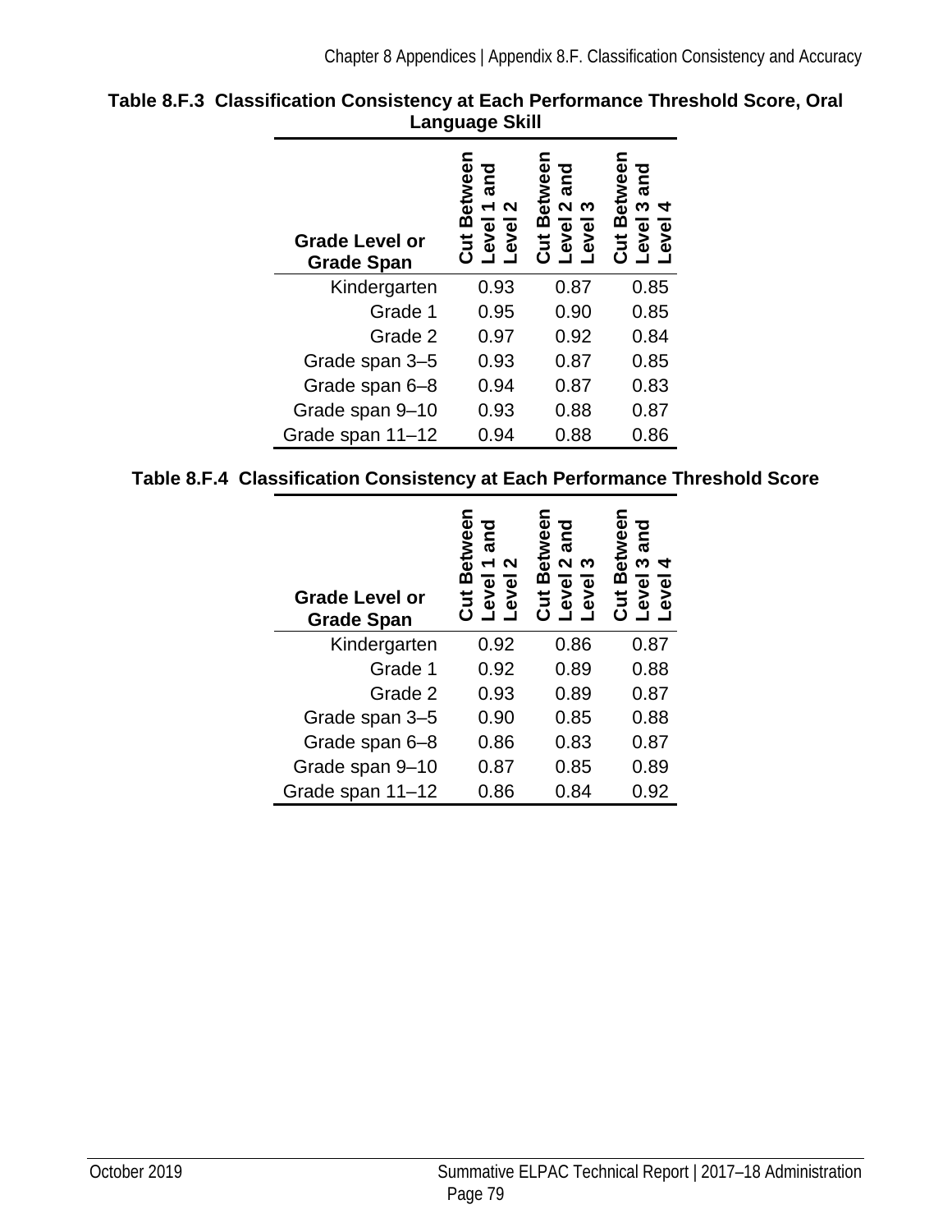**Table 8.F.3 Classification Consistency at Each Performance Threshold Score, Oral Language Skill**

| Grade Level or Grade Span | Cut Between Level 1 and Level 2 | Cut Between Level 2 and Level 3 | Cut Between Level 3 and Level 4 |
|---|---|---|---|
| Kindergarten | 0.93 | 0.87 | 0.85 |
| Grade 1 | 0.95 | 0.90 | 0.85 |
| Grade 2 | 0.97 | 0.92 | 0.84 |
| Grade span 3–5 | 0.93 | 0.87 | 0.85 |
| Grade span 6–8 | 0.94 | 0.87 | 0.83 |
| Grade span 9–10 | 0.93 | 0.88 | 0.87 |
| Grade span 11–12 | 0.94 | 0.88 | 0.86 |

**Table 8.F.4 Classification Consistency at Each Performance Threshold Score**

| Grade Level or Grade Span | Cut Between Level 1 and Level 2 | Cut Between Level 2 and Level 3 | Cut Between Level 3 and Level 4 |
|---|---|---|---|
| Kindergarten | 0.92 | 0.86 | 0.87 |
| Grade 1 | 0.92 | 0.89 | 0.88 |
| Grade 2 | 0.93 | 0.89 | 0.87 |
| Grade span 3–5 | 0.90 | 0.85 | 0.88 |
| Grade span 6–8 | 0.86 | 0.83 | 0.87 |
| Grade span 9–10 | 0.87 | 0.85 | 0.89 |
| Grade span 11–12 | 0.86 | 0.84 | 0.92 |